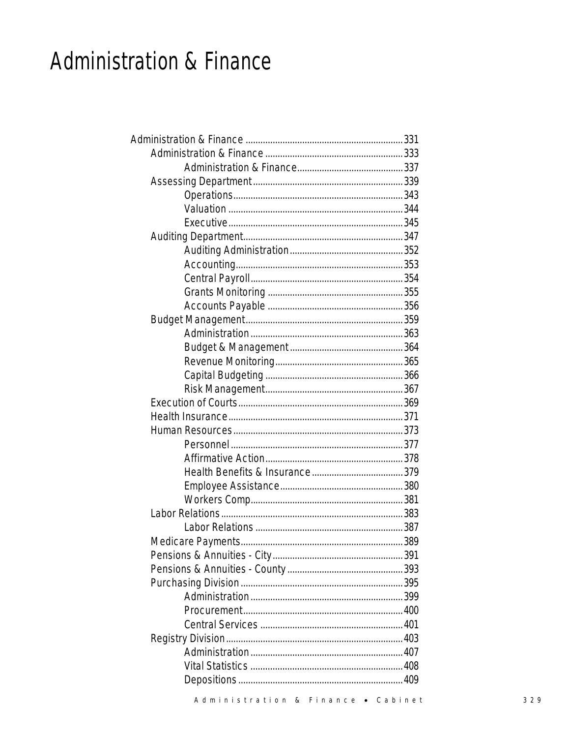# Administration & Finance

- Administration & Finance ............ 331
  - Administration & Finance ............ 333
    - Administration & Finance ............ 337
  - Assessing Department ............ 339
    - Operations ............ 343
    - Valuation ............ 344
    - Executive ............ 345
  - Auditing Department ............ 347
    - Auditing Administration ............ 352
    - Accounting ............ 353
    - Central Payroll ............ 354
    - Grants Monitoring ............ 355
    - Accounts Payable ............ 356
  - Budget Management ............ 359
    - Administration ............ 363
    - Budget & Management ............ 364
    - Revenue Monitoring ............ 365
    - Capital Budgeting ............ 366
    - Risk Management ............ 367
  - Execution of Courts ............ 369
  - Health Insurance ............ 371
  - Human Resources ............ 373
    - Personnel ............ 377
    - Affirmative Action ............ 378
    - Health Benefits & Insurance ............ 379
    - Employee Assistance ............ 380
    - Workers Comp ............ 381
  - Labor Relations ............ 383
    - Labor Relations ............ 387
  - Medicare Payments ............ 389
  - Pensions & Annuities - City ............ 391
  - Pensions & Annuities - County ............ 393
  - Purchasing Division ............ 395
    - Administration ............ 399
    - Procurement ............ 400
    - Central Services ............ 401
  - Registry Division ............ 403
    - Administration ............ 407
    - Vital Statistics ............ 408
    - Depositions ............ 409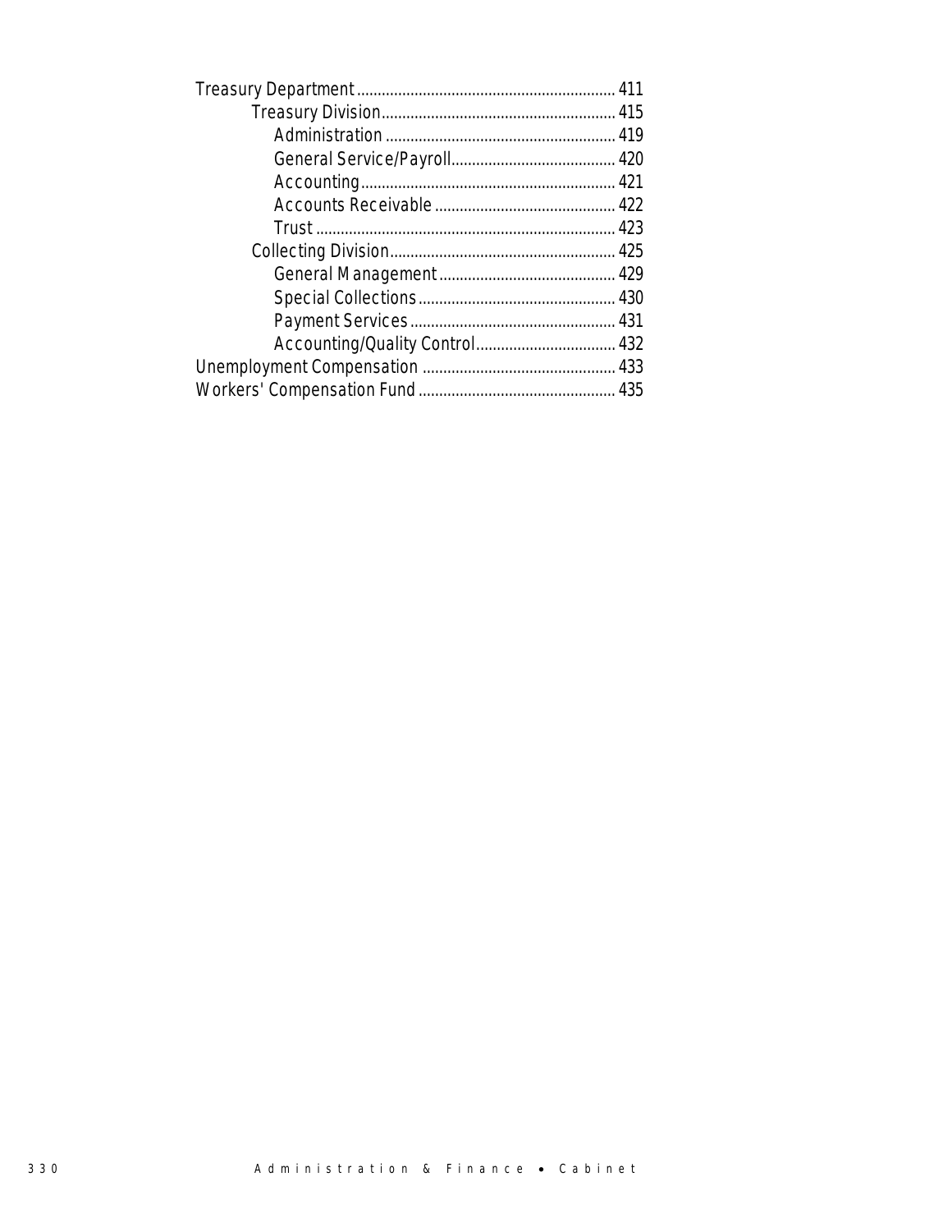Treasury Department ............................................................... 411

    Treasury Division......................................................... 415

        Administration ........................................................ 419

        General Service/Payroll........................................ 420

        Accounting.............................................................. 421

        Accounts Receivable ............................................ 422

        Trust ......................................................................... 423

    Collecting Division....................................................... 425

        General Management ........................................... 429

        Special Collections................................................ 430

        Payment Services .................................................. 431

        Accounting/Quality Control.................................. 432

Unemployment Compensation ............................................... 433

Workers' Compensation Fund ................................................ 435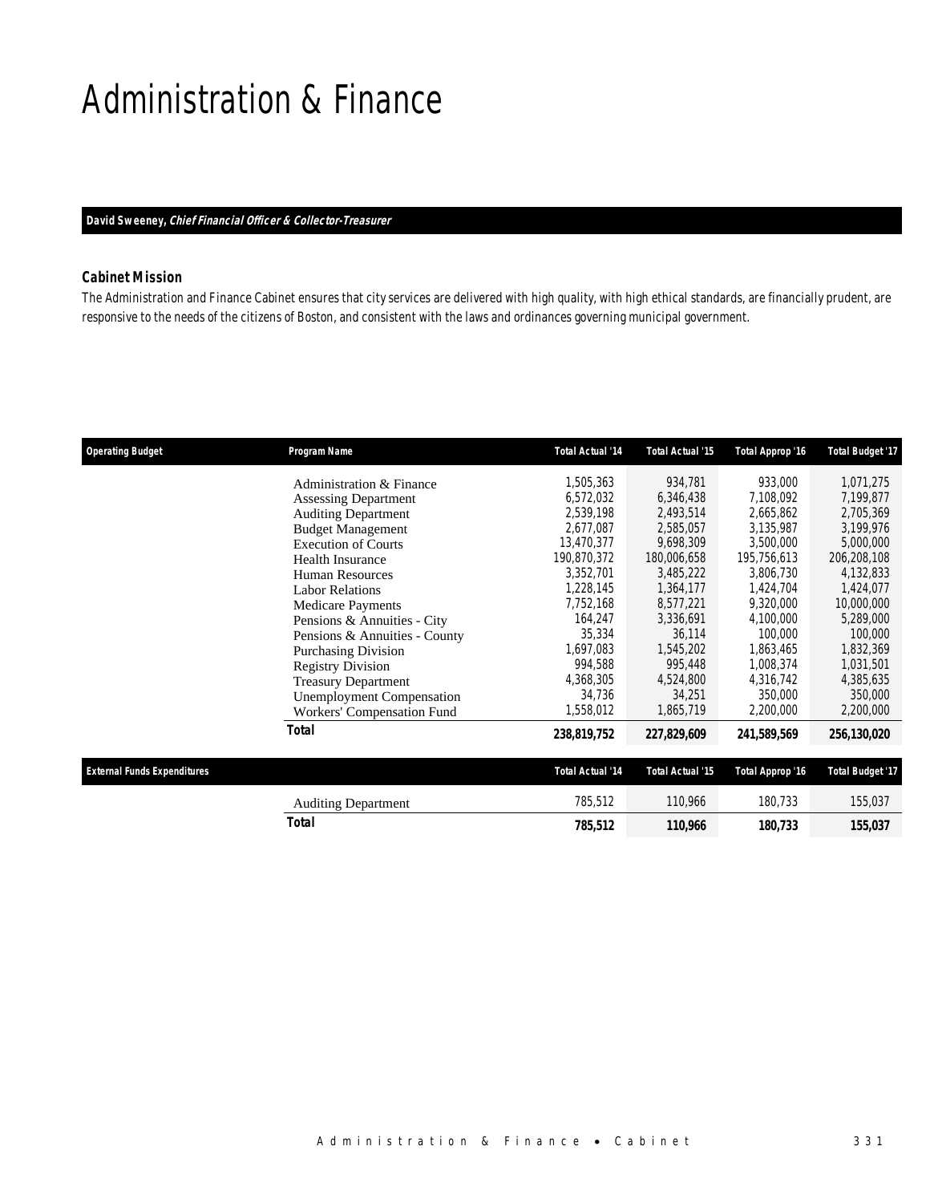# Administration & Finance

**David Sweeney, *Chief Financial Officer & Collector-Treasurer***

### Cabinet Mission

The Administration and Finance Cabinet ensures that city services are delivered with high quality, with high ethical standards, are financially prudent, are responsive to the needs of the citizens of Boston, and consistent with the laws and ordinances governing municipal government.

| Operating Budget | Program Name | Total Actual '14 | Total Actual '15 | Total Approp '16 | Total Budget '17 |
|---|---|---|---|---|---|
| | Administration & Finance | 1,505,363 | 934,781 | 933,000 | 1,071,275 |
| | Assessing Department | 6,572,032 | 6,346,438 | 7,108,092 | 7,199,877 |
| | Auditing Department | 2,539,198 | 2,493,514 | 2,665,862 | 2,705,369 |
| | Budget Management | 2,677,087 | 2,585,057 | 3,135,987 | 3,199,976 |
| | Execution of Courts | 13,470,377 | 9,698,309 | 3,500,000 | 5,000,000 |
| | Health Insurance | 190,870,372 | 180,006,658 | 195,756,613 | 206,208,108 |
| | Human Resources | 3,352,701 | 3,485,222 | 3,806,730 | 4,132,833 |
| | Labor Relations | 1,228,145 | 1,364,177 | 1,424,704 | 1,424,077 |
| | Medicare Payments | 7,752,168 | 8,577,221 | 9,320,000 | 10,000,000 |
| | Pensions & Annuities - City | 164,247 | 3,336,691 | 4,100,000 | 5,289,000 |
| | Pensions & Annuities - County | 35,334 | 36,114 | 100,000 | 100,000 |
| | Purchasing Division | 1,697,083 | 1,545,202 | 1,863,465 | 1,832,369 |
| | Registry Division | 994,588 | 995,448 | 1,008,374 | 1,031,501 |
| | Treasury Department | 4,368,305 | 4,524,800 | 4,316,742 | 4,385,635 |
| | Unemployment Compensation | 34,736 | 34,251 | 350,000 | 350,000 |
| | Workers' Compensation Fund | 1,558,012 | 1,865,719 | 2,200,000 | 2,200,000 |
| | **Total** | **238,819,752** | **227,829,609** | **241,589,569** | **256,130,020** |

| External Funds Expenditures | | Total Actual '14 | Total Actual '15 | Total Approp '16 | Total Budget '17 |
|---|---|---|---|---|---|
| | Auditing Department | 785,512 | 110,966 | 180,733 | 155,037 |
| | **Total** | **785,512** | **110,966** | **180,733** | **155,037** |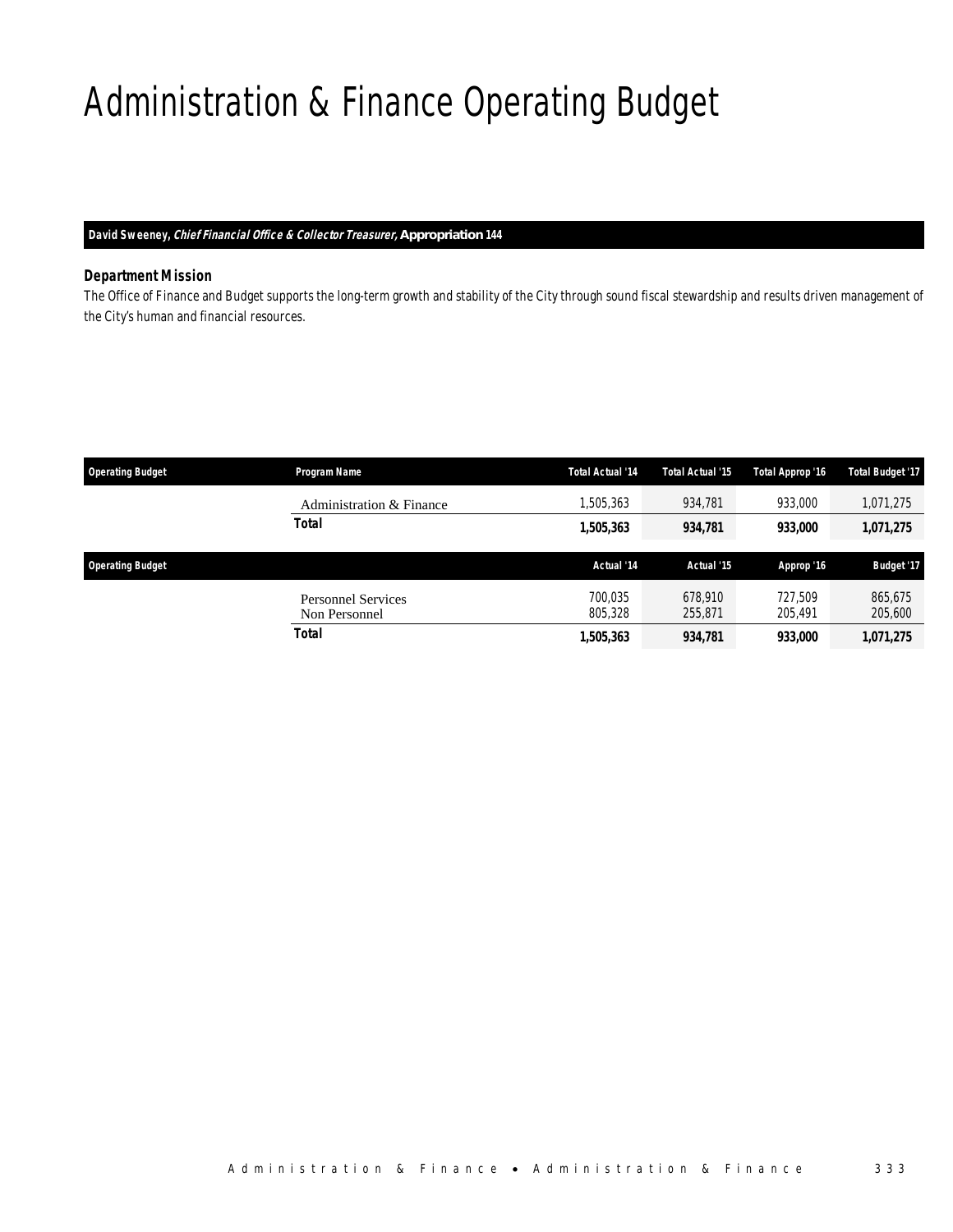# Administration & Finance Operating Budget

**David Sweeney, *Chief Financial Office & Collector Treasurer,* Appropriation 144**

### *Department Mission*

*The Office of Finance and Budget supports the long-term growth and stability of the City through sound fiscal stewardship and results driven management of the City's human and financial resources.*

| Operating Budget | Program Name | Total Actual '14 | Total Actual '15 | Total Approp '16 | Total Budget '17 |
|---|---|---|---|---|---|
| | Administration & Finance | 1,505,363 | 934,781 | 933,000 | 1,071,275 |
| | **Total** | **1,505,363** | **934,781** | **933,000** | **1,071,275** |

| Operating Budget | | Actual '14 | Actual '15 | Approp '16 | Budget '17 |
|---|---|---|---|---|---|
| | Personnel Services | 700,035 | 678,910 | 727,509 | 865,675 |
| | Non Personnel | 805,328 | 255,871 | 205,491 | 205,600 |
| | **Total** | **1,505,363** | **934,781** | **933,000** | **1,071,275** |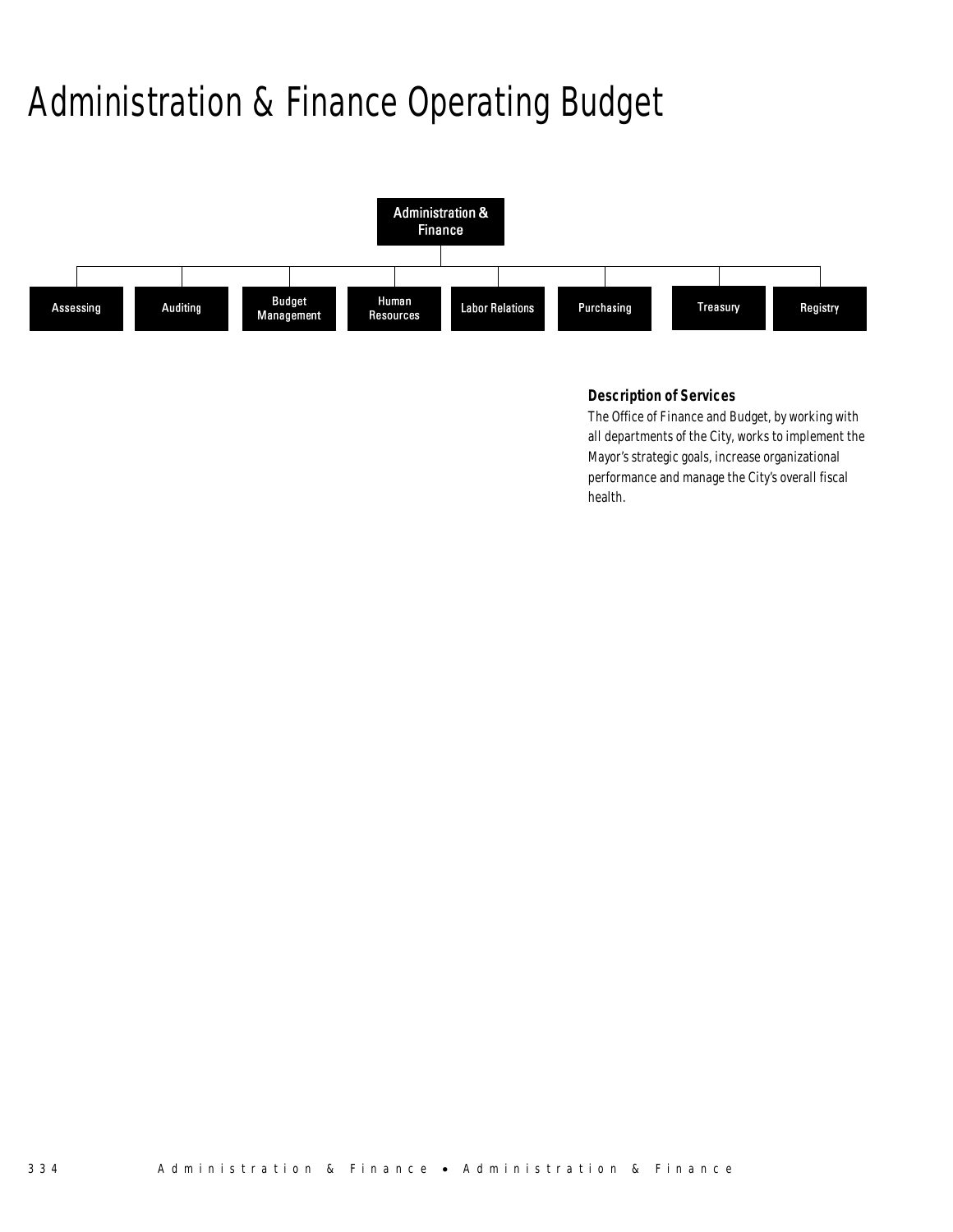# Administration & Finance Operating Budget

- Administration & Finance
  - Assessing
  - Auditing
  - Budget Management
  - Human Resources
  - Labor Relations
  - Purchasing
  - Treasury
  - Registry

### Description of Services

The Office of Finance and Budget, by working with all departments of the City, works to implement the Mayor's strategic goals, increase organizational performance and manage the City's overall fiscal health.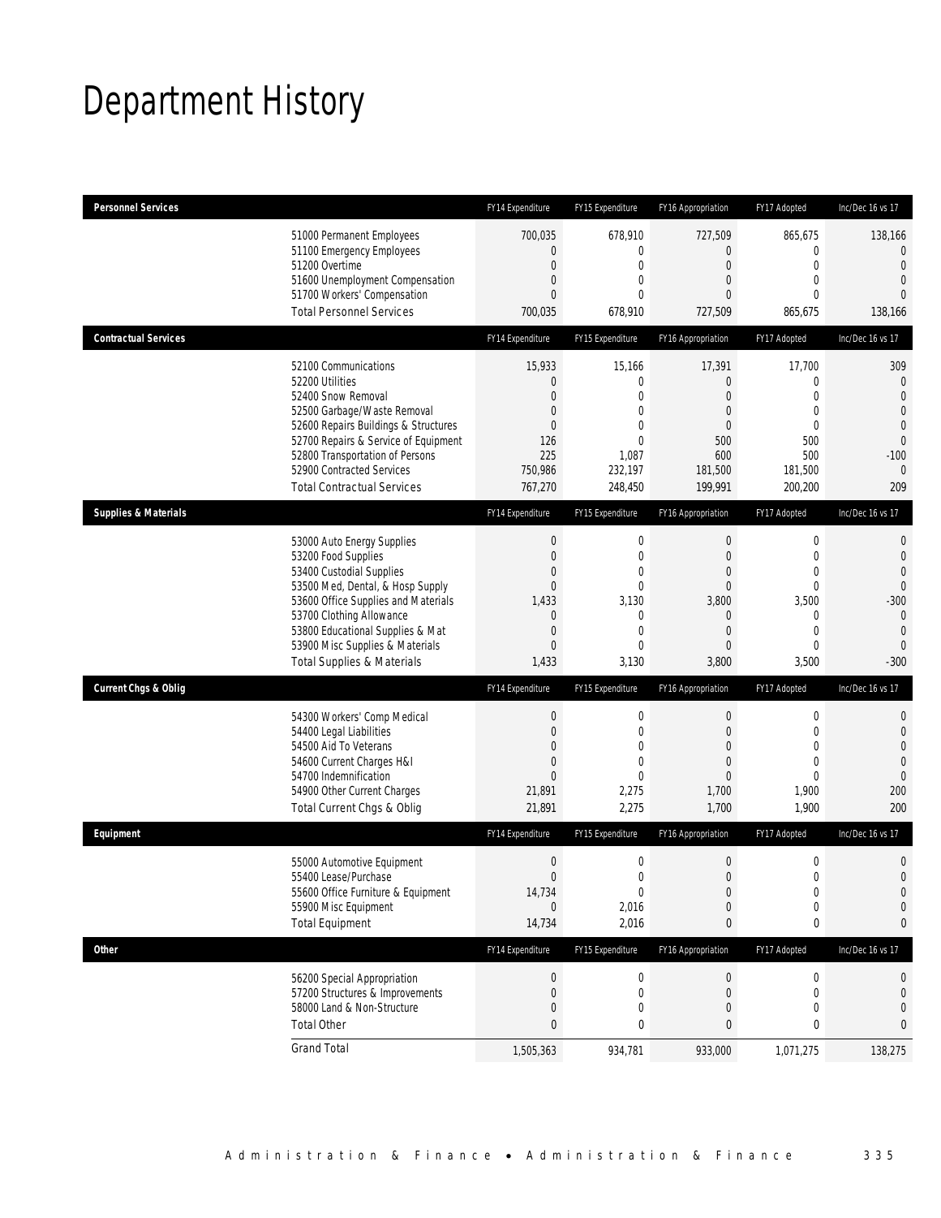# Department History

| Personnel Services | FY14 Expenditure | FY15 Expenditure | FY16 Appropriation | FY17 Adopted | Inc/Dec 16 vs 17 |
|---|---|---|---|---|---|
| 51000 Permanent Employees | 700,035 | 678,910 | 727,509 | 865,675 | 138,166 |
| 51100 Emergency Employees | 0 | 0 | 0 | 0 | 0 |
| 51200 Overtime | 0 | 0 | 0 | 0 | 0 |
| 51600 Unemployment Compensation | 0 | 0 | 0 | 0 | 0 |
| 51700 Workers' Compensation | 0 | 0 | 0 | 0 | 0 |
| Total Personnel Services | 700,035 | 678,910 | 727,509 | 865,675 | 138,166 |

| Contractual Services | FY14 Expenditure | FY15 Expenditure | FY16 Appropriation | FY17 Adopted | Inc/Dec 16 vs 17 |
|---|---|---|---|---|---|
| 52100 Communications | 15,933 | 15,166 | 17,391 | 17,700 | 309 |
| 52200 Utilities | 0 | 0 | 0 | 0 | 0 |
| 52400 Snow Removal | 0 | 0 | 0 | 0 | 0 |
| 52500 Garbage/Waste Removal | 0 | 0 | 0 | 0 | 0 |
| 52600 Repairs Buildings & Structures | 0 | 0 | 0 | 0 | 0 |
| 52700 Repairs & Service of Equipment | 126 | 0 | 500 | 500 | 0 |
| 52800 Transportation of Persons | 225 | 1,087 | 600 | 500 | -100 |
| 52900 Contracted Services | 750,986 | 232,197 | 181,500 | 181,500 | 0 |
| Total Contractual Services | 767,270 | 248,450 | 199,991 | 200,200 | 209 |

| Supplies & Materials | FY14 Expenditure | FY15 Expenditure | FY16 Appropriation | FY17 Adopted | Inc/Dec 16 vs 17 |
|---|---|---|---|---|---|
| 53000 Auto Energy Supplies | 0 | 0 | 0 | 0 | 0 |
| 53200 Food Supplies | 0 | 0 | 0 | 0 | 0 |
| 53400 Custodial Supplies | 0 | 0 | 0 | 0 | 0 |
| 53500 Med, Dental, & Hosp Supply | 0 | 0 | 0 | 0 | 0 |
| 53600 Office Supplies and Materials | 1,433 | 3,130 | 3,800 | 3,500 | -300 |
| 53700 Clothing Allowance | 0 | 0 | 0 | 0 | 0 |
| 53800 Educational Supplies & Mat | 0 | 0 | 0 | 0 | 0 |
| 53900 Misc Supplies & Materials | 0 | 0 | 0 | 0 | 0 |
| Total Supplies & Materials | 1,433 | 3,130 | 3,800 | 3,500 | -300 |

| Current Chgs & Oblig | FY14 Expenditure | FY15 Expenditure | FY16 Appropriation | FY17 Adopted | Inc/Dec 16 vs 17 |
|---|---|---|---|---|---|
| 54300 Workers' Comp Medical | 0 | 0 | 0 | 0 | 0 |
| 54400 Legal Liabilities | 0 | 0 | 0 | 0 | 0 |
| 54500 Aid To Veterans | 0 | 0 | 0 | 0 | 0 |
| 54600 Current Charges H&I | 0 | 0 | 0 | 0 | 0 |
| 54700 Indemnification | 0 | 0 | 0 | 0 | 0 |
| 54900 Other Current Charges | 21,891 | 2,275 | 1,700 | 1,900 | 200 |
| Total Current Chgs & Oblig | 21,891 | 2,275 | 1,700 | 1,900 | 200 |

| Equipment | FY14 Expenditure | FY15 Expenditure | FY16 Appropriation | FY17 Adopted | Inc/Dec 16 vs 17 |
|---|---|---|---|---|---|
| 55000 Automotive Equipment | 0 | 0 | 0 | 0 | 0 |
| 55400 Lease/Purchase | 0 | 0 | 0 | 0 | 0 |
| 55600 Office Furniture & Equipment | 14,734 | 0 | 0 | 0 | 0 |
| 55900 Misc Equipment | 0 | 2,016 | 0 | 0 | 0 |
| Total Equipment | 14,734 | 2,016 | 0 | 0 | 0 |

| Other | FY14 Expenditure | FY15 Expenditure | FY16 Appropriation | FY17 Adopted | Inc/Dec 16 vs 17 |
|---|---|---|---|---|---|
| 56200 Special Appropriation | 0 | 0 | 0 | 0 | 0 |
| 57200 Structures & Improvements | 0 | 0 | 0 | 0 | 0 |
| 58000 Land & Non-Structure | 0 | 0 | 0 | 0 | 0 |
| Total Other | 0 | 0 | 0 | 0 | 0 |
| Grand Total | 1,505,363 | 934,781 | 933,000 | 1,071,275 | 138,275 |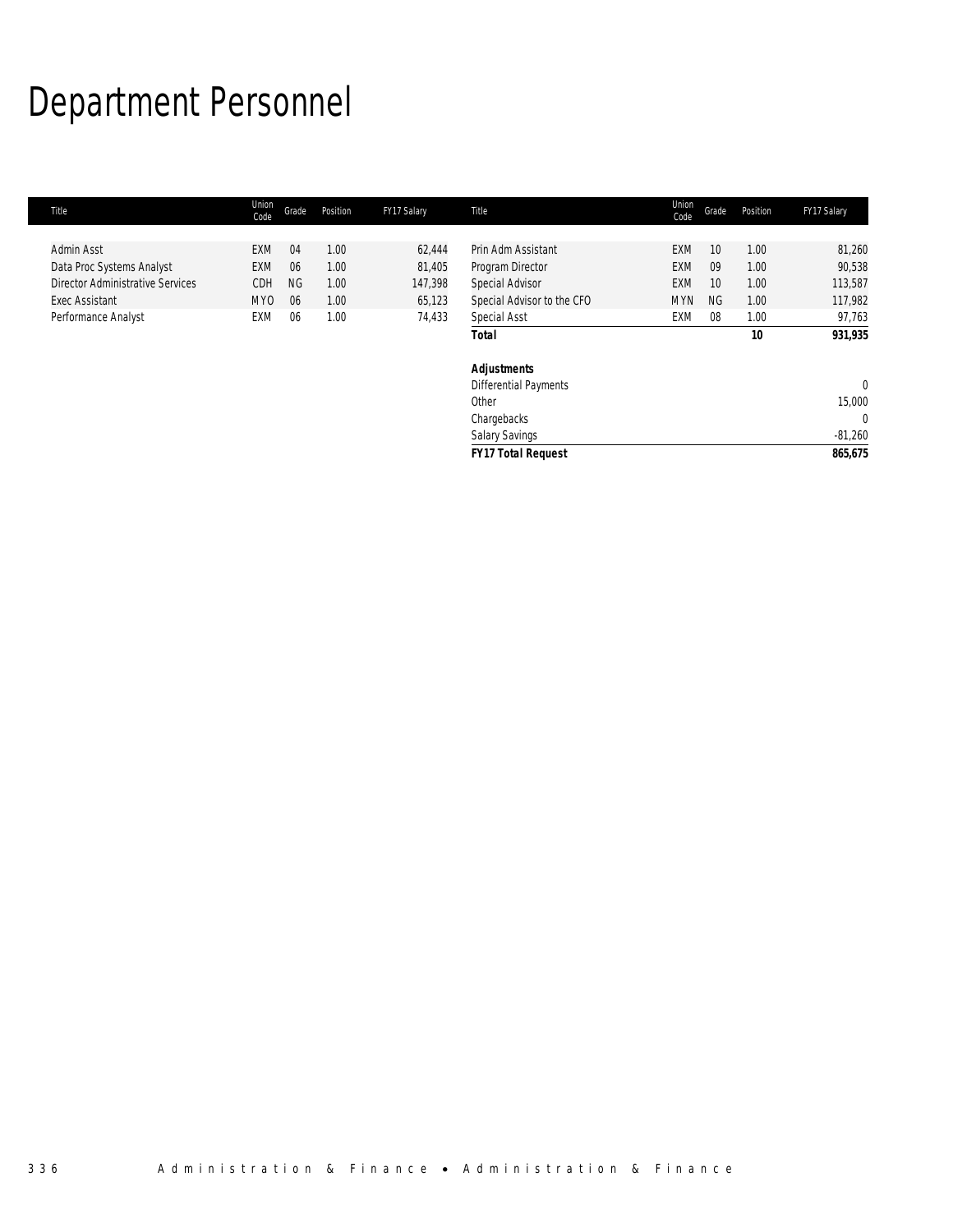# Department Personnel

| Title | Union Code | Grade | Position | FY17 Salary | Title | Union Code | Grade | Position | FY17 Salary |
|---|---|---|---|---|---|---|---|---|---|
| Admin Asst | EXM | 04 | 1.00 | 62,444 | Prin Adm Assistant | EXM | 10 | 1.00 | 81,260 |
| Data Proc Systems Analyst | EXM | 06 | 1.00 | 81,405 | Program Director | EXM | 09 | 1.00 | 90,538 |
| Director Administrative Services | CDH | NG | 1.00 | 147,398 | Special Advisor | EXM | 10 | 1.00 | 113,587 |
| Exec Assistant | MYO | 06 | 1.00 | 65,123 | Special Advisor to the CFO | MYN | NG | 1.00 | 117,982 |
| Performance Analyst | EXM | 06 | 1.00 | 74,433 | Special Asst | EXM | 08 | 1.00 | 97,763 |
| | | | | | **Total** | | | **10** | **931,935** |
| | | | | | | | | | |
| | | | | | **Adjustments** | | | | |
| | | | | | Differential Payments | | | | 0 |
| | | | | | Other | | | | 15,000 |
| | | | | | Chargebacks | | | | 0 |
| | | | | | Salary Savings | | | | -81,260 |
| | | | | | **FY17 Total Request** | | | | **865,675** |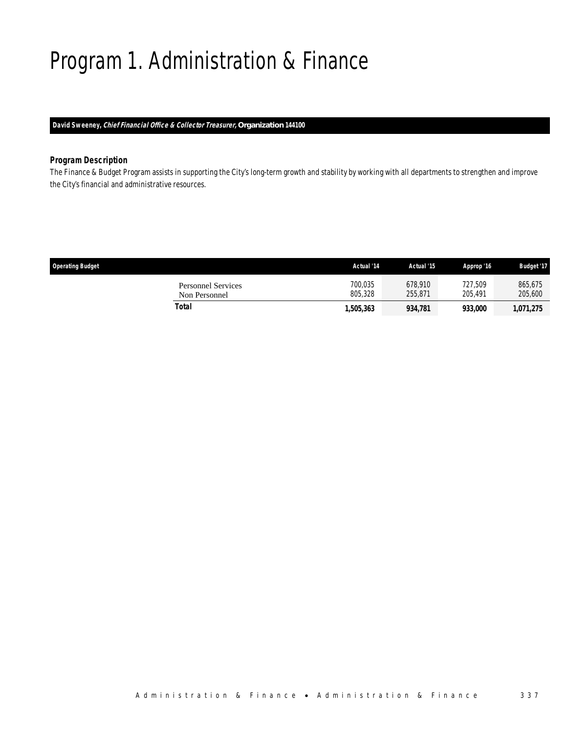# Program 1. Administration & Finance

**David Sweeney, *Chief Financial Office & Collector Treasurer,* Organization 144100**

### *Program Description*

*The Finance & Budget Program assists in supporting the City's long-term growth and stability by working with all departments to strengthen and improve the City's financial and administrative resources.*

| Operating Budget | Actual '14 | Actual '15 | Approp '16 | Budget '17 |
|---|---|---|---|---|
| Personnel Services | 700,035 | 678,910 | 727,509 | 865,675 |
| Non Personnel | 805,328 | 255,871 | 205,491 | 205,600 |
| **Total** | **1,505,363** | **934,781** | **933,000** | **1,071,275** |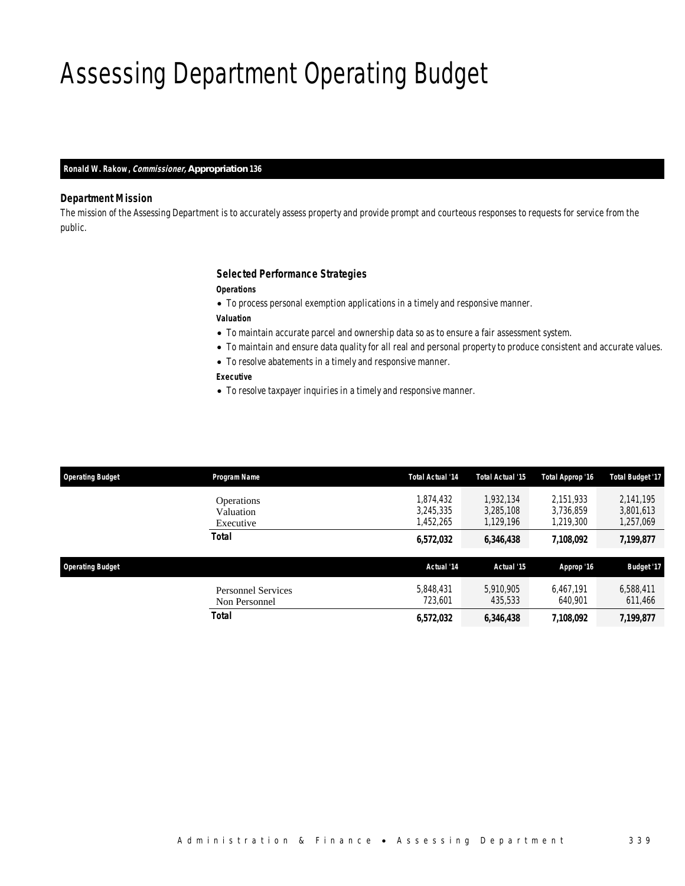# Assessing Department Operating Budget

**Ronald W. Rakow, *Commissioner*, Appropriation 136**

### Department Mission

The mission of the Assessing Department is to accurately assess property and provide prompt and courteous responses to requests for service from the public.

### Selected Performance Strategies

**Operations**

- To process personal exemption applications in a timely and responsive manner.

**Valuation**

- To maintain accurate parcel and ownership data so as to ensure a fair assessment system.
- To maintain and ensure data quality for all real and personal property to produce consistent and accurate values.
- To resolve abatements in a timely and responsive manner.

**Executive**

- To resolve taxpayer inquiries in a timely and responsive manner.

| Operating Budget | Program Name | Total Actual '14 | Total Actual '15 | Total Approp '16 | Total Budget '17 |
|---|---|---|---|---|---|
| | Operations | 1,874,432 | 1,932,134 | 2,151,933 | 2,141,195 |
| | Valuation | 3,245,335 | 3,285,108 | 3,736,859 | 3,801,613 |
| | Executive | 1,452,265 | 1,129,196 | 1,219,300 | 1,257,069 |
| | **Total** | **6,572,032** | **6,346,438** | **7,108,092** | **7,199,877** |

| Operating Budget | | Actual '14 | Actual '15 | Approp '16 | Budget '17 |
|---|---|---|---|---|---|
| | Personnel Services | 5,848,431 | 5,910,905 | 6,467,191 | 6,588,411 |
| | Non Personnel | 723,601 | 435,533 | 640,901 | 611,466 |
| | **Total** | **6,572,032** | **6,346,438** | **7,108,092** | **7,199,877** |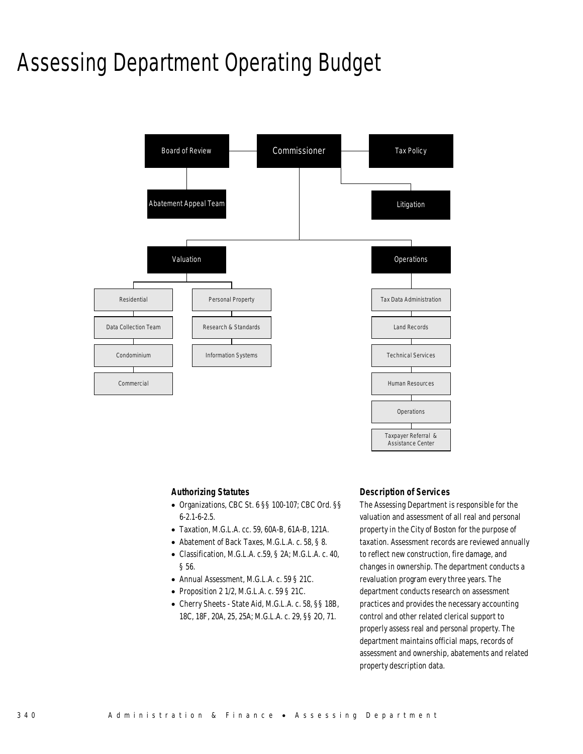# Assessing Department Operating Budget

- Commissioner
  - Board of Review
    - Abatement Appeal Team
  - Tax Policy
  - Litigation
  - Valuation
    - Residential
    - Data Collection Team
    - Condominium
    - Commercial
    - Personal Property
    - Research & Standards
    - Information Systems
  - Operations
    - Tax Data Administration
    - Land Records
    - Technical Services
    - Human Resources
    - Operations
    - Taxpayer Referral & Assistance Center

### Authorizing Statutes

- Organizations, CBC St. 6 §§ 100-107; CBC Ord. §§ 6-2.1-6-2.5.
- Taxation, M.G.L.A. cc. 59, 60A-B, 61A-B, 121A.
- Abatement of Back Taxes, M.G.L.A. c. 58, § 8.
- Classification, M.G.L.A. c.59, § 2A; M.G.L.A. c. 40, § 56.
- Annual Assessment, M.G.L.A. c. 59 § 21C.
- Proposition 2 1/2, M.G.L.A. c. 59 § 21C.
- Cherry Sheets - State Aid, M.G.L.A. c. 58, §§ 18B, 18C, 18F, 20A, 25, 25A; M.G.L.A. c. 29, §§ 2O, 71.

### Description of Services

The Assessing Department is responsible for the valuation and assessment of all real and personal property in the City of Boston for the purpose of taxation. Assessment records are reviewed annually to reflect new construction, fire damage, and changes in ownership. The department conducts a revaluation program every three years. The department conducts research on assessment practices and provides the necessary accounting control and other related clerical support to properly assess real and personal property. The department maintains official maps, records of assessment and ownership, abatements and related property description data.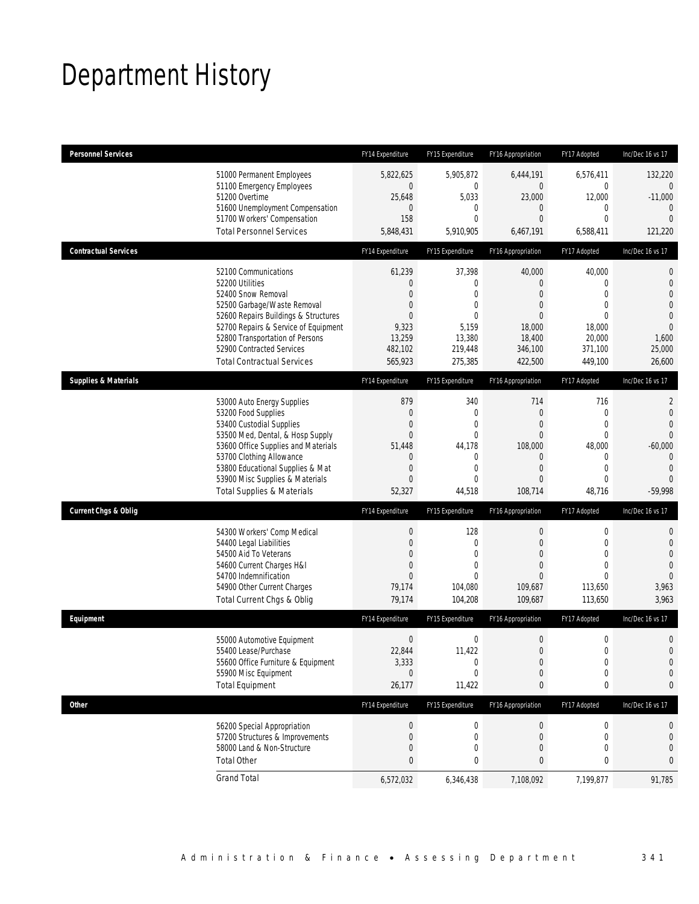# Department History

| Personnel Services | FY14 Expenditure | FY15 Expenditure | FY16 Appropriation | FY17 Adopted | Inc/Dec 16 vs 17 |
|---|---|---|---|---|---|
| 51000 Permanent Employees | 5,822,625 | 5,905,872 | 6,444,191 | 6,576,411 | 132,220 |
| 51100 Emergency Employees | 0 | 0 | 0 | 0 | 0 |
| 51200 Overtime | 25,648 | 5,033 | 23,000 | 12,000 | -11,000 |
| 51600 Unemployment Compensation | 0 | 0 | 0 | 0 | 0 |
| 51700 Workers' Compensation | 158 | 0 | 0 | 0 | 0 |
| Total Personnel Services | 5,848,431 | 5,910,905 | 6,467,191 | 6,588,411 | 121,220 |
| **Contractual Services** | **FY14 Expenditure** | **FY15 Expenditure** | **FY16 Appropriation** | **FY17 Adopted** | **Inc/Dec 16 vs 17** |
| 52100 Communications | 61,239 | 37,398 | 40,000 | 40,000 | 0 |
| 52200 Utilities | 0 | 0 | 0 | 0 | 0 |
| 52400 Snow Removal | 0 | 0 | 0 | 0 | 0 |
| 52500 Garbage/Waste Removal | 0 | 0 | 0 | 0 | 0 |
| 52600 Repairs Buildings & Structures | 0 | 0 | 0 | 0 | 0 |
| 52700 Repairs & Service of Equipment | 9,323 | 5,159 | 18,000 | 18,000 | 0 |
| 52800 Transportation of Persons | 13,259 | 13,380 | 18,400 | 20,000 | 1,600 |
| 52900 Contracted Services | 482,102 | 219,448 | 346,100 | 371,100 | 25,000 |
| Total Contractual Services | 565,923 | 275,385 | 422,500 | 449,100 | 26,600 |
| **Supplies & Materials** | **FY14 Expenditure** | **FY15 Expenditure** | **FY16 Appropriation** | **FY17 Adopted** | **Inc/Dec 16 vs 17** |
| 53000 Auto Energy Supplies | 879 | 340 | 714 | 716 | 2 |
| 53200 Food Supplies | 0 | 0 | 0 | 0 | 0 |
| 53400 Custodial Supplies | 0 | 0 | 0 | 0 | 0 |
| 53500 Med, Dental, & Hosp Supply | 0 | 0 | 0 | 0 | 0 |
| 53600 Office Supplies and Materials | 51,448 | 44,178 | 108,000 | 48,000 | -60,000 |
| 53700 Clothing Allowance | 0 | 0 | 0 | 0 | 0 |
| 53800 Educational Supplies & Mat | 0 | 0 | 0 | 0 | 0 |
| 53900 Misc Supplies & Materials | 0 | 0 | 0 | 0 | 0 |
| Total Supplies & Materials | 52,327 | 44,518 | 108,714 | 48,716 | -59,998 |
| **Current Chgs & Oblig** | **FY14 Expenditure** | **FY15 Expenditure** | **FY16 Appropriation** | **FY17 Adopted** | **Inc/Dec 16 vs 17** |
| 54300 Workers' Comp Medical | 0 | 128 | 0 | 0 | 0 |
| 54400 Legal Liabilities | 0 | 0 | 0 | 0 | 0 |
| 54500 Aid To Veterans | 0 | 0 | 0 | 0 | 0 |
| 54600 Current Charges H&I | 0 | 0 | 0 | 0 | 0 |
| 54700 Indemnification | 0 | 0 | 0 | 0 | 0 |
| 54900 Other Current Charges | 79,174 | 104,080 | 109,687 | 113,650 | 3,963 |
| Total Current Chgs & Oblig | 79,174 | 104,208 | 109,687 | 113,650 | 3,963 |
| **Equipment** | **FY14 Expenditure** | **FY15 Expenditure** | **FY16 Appropriation** | **FY17 Adopted** | **Inc/Dec 16 vs 17** |
| 55000 Automotive Equipment | 0 | 0 | 0 | 0 | 0 |
| 55400 Lease/Purchase | 22,844 | 11,422 | 0 | 0 | 0 |
| 55600 Office Furniture & Equipment | 3,333 | 0 | 0 | 0 | 0 |
| 55900 Misc Equipment | 0 | 0 | 0 | 0 | 0 |
| Total Equipment | 26,177 | 11,422 | 0 | 0 | 0 |
| **Other** | **FY14 Expenditure** | **FY15 Expenditure** | **FY16 Appropriation** | **FY17 Adopted** | **Inc/Dec 16 vs 17** |
| 56200 Special Appropriation | 0 | 0 | 0 | 0 | 0 |
| 57200 Structures & Improvements | 0 | 0 | 0 | 0 | 0 |
| 58000 Land & Non-Structure | 0 | 0 | 0 | 0 | 0 |
| Total Other | 0 | 0 | 0 | 0 | 0 |
| Grand Total | 6,572,032 | 6,346,438 | 7,108,092 | 7,199,877 | 91,785 |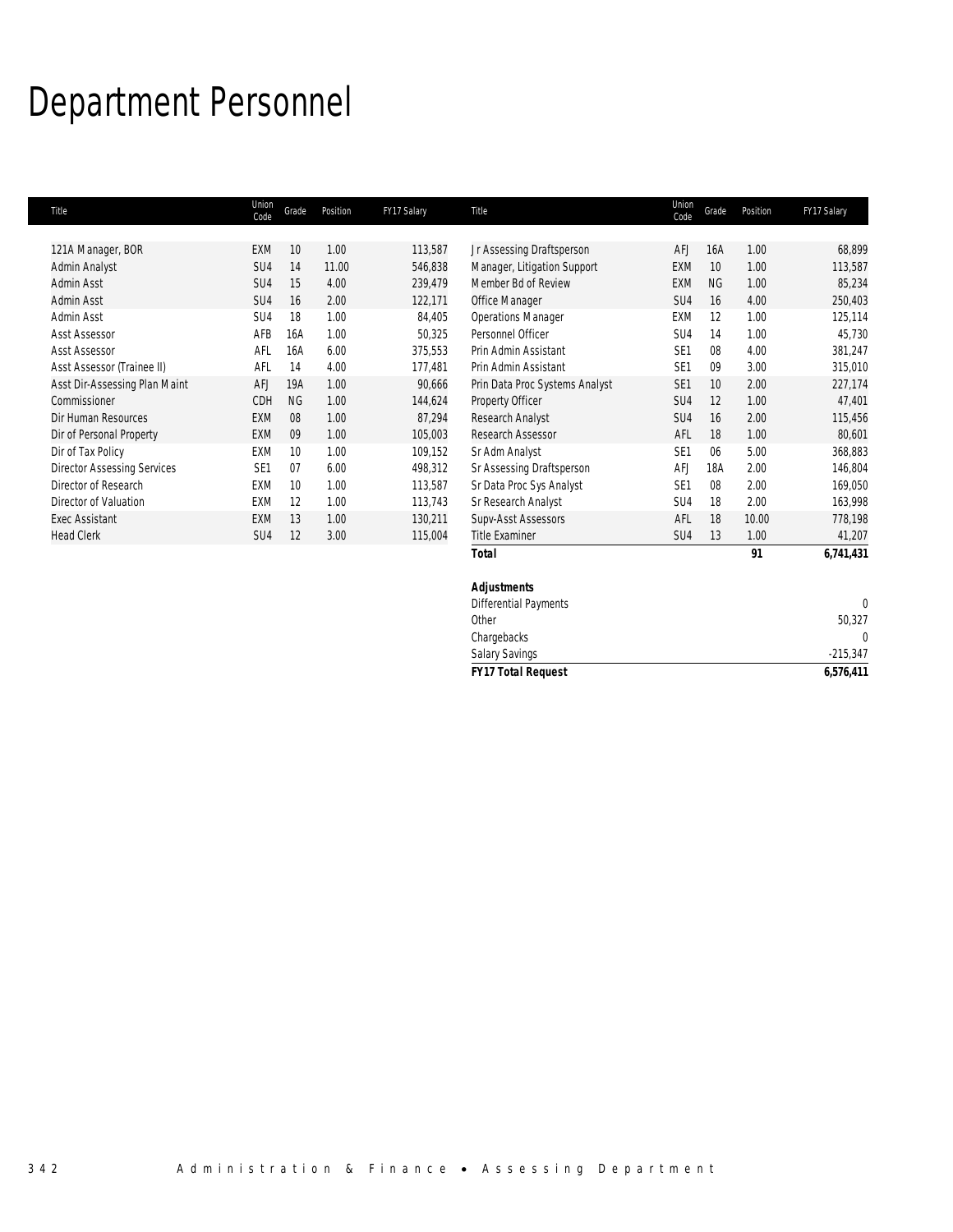# Department Personnel

| Title | Union Code | Grade | Position | FY17 Salary |
|---|---|---|---|---|
| 121A Manager, BOR | EXM | 10 | 1.00 | 113,587 |
| Admin Analyst | SU4 | 14 | 11.00 | 546,838 |
| Admin Asst | SU4 | 15 | 4.00 | 239,479 |
| Admin Asst | SU4 | 16 | 2.00 | 122,171 |
| Admin Asst | SU4 | 18 | 1.00 | 84,405 |
| Asst Assessor | AFB | 16A | 1.00 | 50,325 |
| Asst Assessor | AFL | 16A | 6.00 | 375,553 |
| Asst Assessor (Trainee II) | AFL | 14 | 4.00 | 177,481 |
| Asst Dir-Assessing Plan Maint | AFJ | 19A | 1.00 | 90,666 |
| Commissioner | CDH | NG | 1.00 | 144,624 |
| Dir Human Resources | EXM | 08 | 1.00 | 87,294 |
| Dir of Personal Property | EXM | 09 | 1.00 | 105,003 |
| Dir of Tax Policy | EXM | 10 | 1.00 | 109,152 |
| Director Assessing Services | SE1 | 07 | 6.00 | 498,312 |
| Director of Research | EXM | 10 | 1.00 | 113,587 |
| Director of Valuation | EXM | 12 | 1.00 | 113,743 |
| Exec Assistant | EXM | 13 | 1.00 | 130,211 |
| Head Clerk | SU4 | 12 | 3.00 | 115,004 |
| Jr Assessing Draftsperson | AFJ | 16A | 1.00 | 68,899 |
| Manager, Litigation Support | EXM | 10 | 1.00 | 113,587 |
| Member Bd of Review | EXM | NG | 1.00 | 85,234 |
| Office Manager | SU4 | 16 | 4.00 | 250,403 |
| Operations Manager | EXM | 12 | 1.00 | 125,114 |
| Personnel Officer | SU4 | 14 | 1.00 | 45,730 |
| Prin Admin Assistant | SE1 | 08 | 4.00 | 381,247 |
| Prin Admin Assistant | SE1 | 09 | 3.00 | 315,010 |
| Prin Data Proc Systems Analyst | SE1 | 10 | 2.00 | 227,174 |
| Property Officer | SU4 | 12 | 1.00 | 47,401 |
| Research Analyst | SU4 | 16 | 2.00 | 115,456 |
| Research Assessor | AFL | 18 | 1.00 | 80,601 |
| Sr Adm Analyst | SE1 | 06 | 5.00 | 368,883 |
| Sr Assessing Draftsperson | AFJ | 18A | 2.00 | 146,804 |
| Sr Data Proc Sys Analyst | SE1 | 08 | 2.00 | 169,050 |
| Sr Research Analyst | SU4 | 18 | 2.00 | 163,998 |
| Supv-Asst Assessors | AFL | 18 | 10.00 | 778,198 |
| Title Examiner | SU4 | 13 | 1.00 | 41,207 |
| **Total** | | | **91** | **6,741,431** |

| ***Adjustments*** | |
|---|---|
| Differential Payments | 0 |
| Other | 50,327 |
| Chargebacks | 0 |
| Salary Savings | -215,347 |
| ***FY17 Total Request*** | **6,576,411** |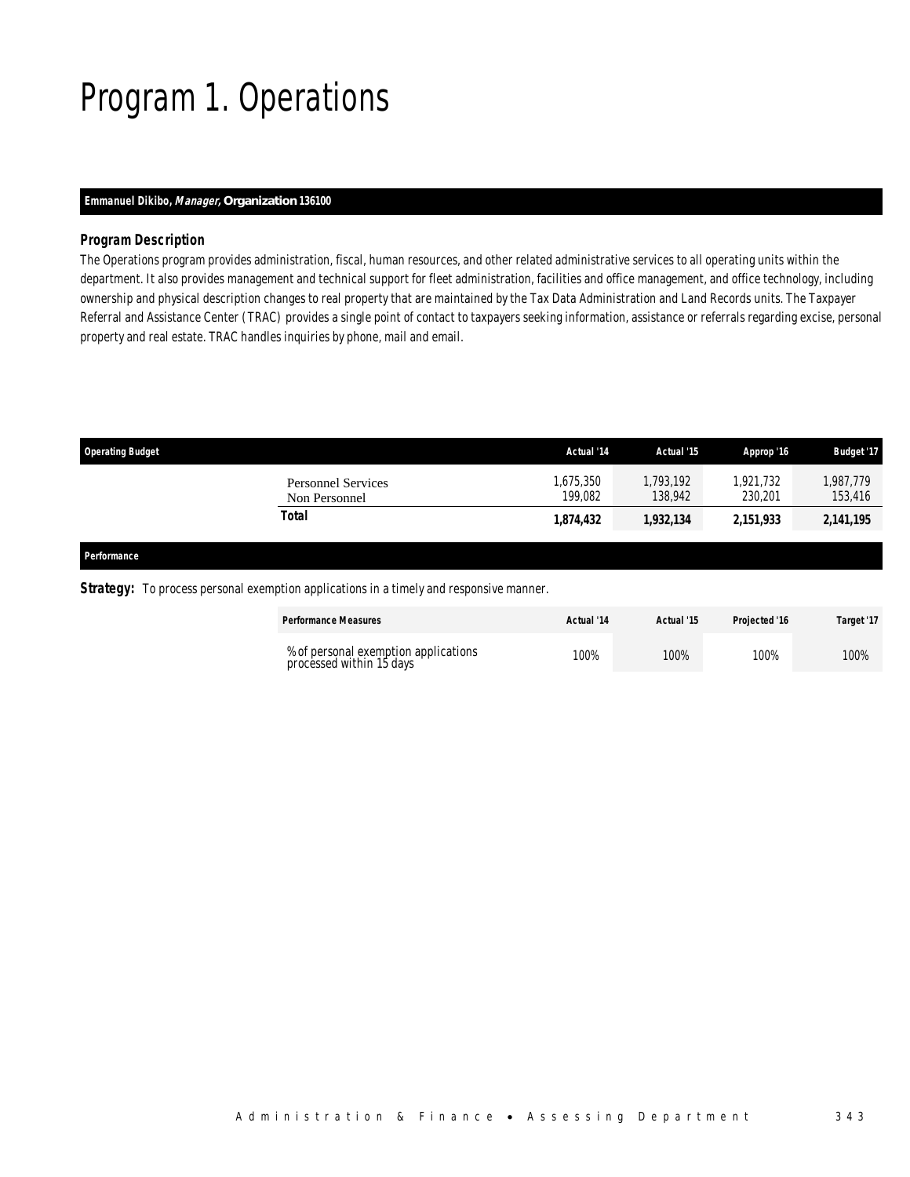# Program 1. Operations

**Emmanuel Dikibo, *Manager,* Organization 136100**

### *Program Description*

The Operations program provides administration, fiscal, human resources, and other related administrative services to all operating units within the department. It also provides management and technical support for fleet administration, facilities and office management, and office technology, including ownership and physical description changes to real property that are maintained by the Tax Data Administration and Land Records units. The Taxpayer Referral and Assistance Center (TRAC) provides a single point of contact to taxpayers seeking information, assistance or referrals regarding excise, personal property and real estate. TRAC handles inquiries by phone, mail and email.

| Operating Budget | Actual '14 | Actual '15 | Approp '16 | Budget '17 |
|---|---|---|---|---|
| Personnel Services | 1,675,350 | 1,793,192 | 1,921,732 | 1,987,779 |
| Non Personnel | 199,082 | 138,942 | 230,201 | 153,416 |
| **Total** | **1,874,432** | **1,932,134** | **2,151,933** | **2,141,195** |

**Performance**

**Strategy:** To process personal exemption applications in a timely and responsive manner.

| Performance Measures | Actual '14 | Actual '15 | Projected '16 | Target '17 |
|---|---|---|---|---|
| % of personal exemption applications processed within 15 days | 100% | 100% | 100% | 100% |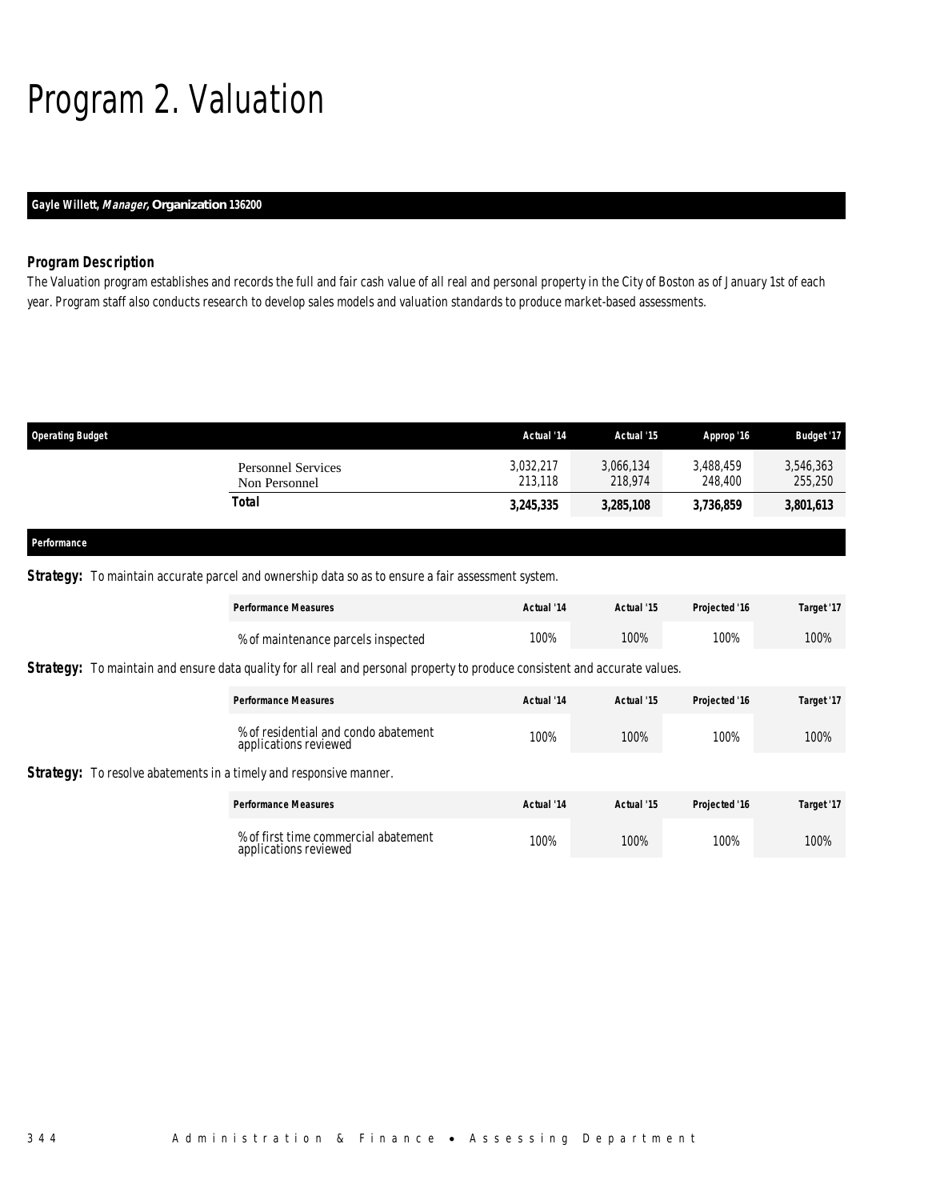# Program 2. Valuation

**Gayle Willett, *Manager*, Organization 136200**

### *Program Description*

The Valuation program establishes and records the full and fair cash value of all real and personal property in the City of Boston as of January 1st of each year. Program staff also conducts research to develop sales models and valuation standards to produce market-based assessments.

| Operating Budget | Actual '14 | Actual '15 | Approp '16 | Budget '17 |
|---|---|---|---|---|
| Personnel Services | 3,032,217 | 3,066,134 | 3,488,459 | 3,546,363 |
| Non Personnel | 213,118 | 218,974 | 248,400 | 255,250 |
| **Total** | **3,245,335** | **3,285,108** | **3,736,859** | **3,801,613** |

### Performance

**Strategy:** To maintain accurate parcel and ownership data so as to ensure a fair assessment system.

| Performance Measures | Actual '14 | Actual '15 | Projected '16 | Target '17 |
|---|---|---|---|---|
| % of maintenance parcels inspected | 100% | 100% | 100% | 100% |

**Strategy:** To maintain and ensure data quality for all real and personal property to produce consistent and accurate values.

| Performance Measures | Actual '14 | Actual '15 | Projected '16 | Target '17 |
|---|---|---|---|---|
| % of residential and condo abatement applications reviewed | 100% | 100% | 100% | 100% |

**Strategy:** To resolve abatements in a timely and responsive manner.

| Performance Measures | Actual '14 | Actual '15 | Projected '16 | Target '17 |
|---|---|---|---|---|
| % of first time commercial abatement applications reviewed | 100% | 100% | 100% | 100% |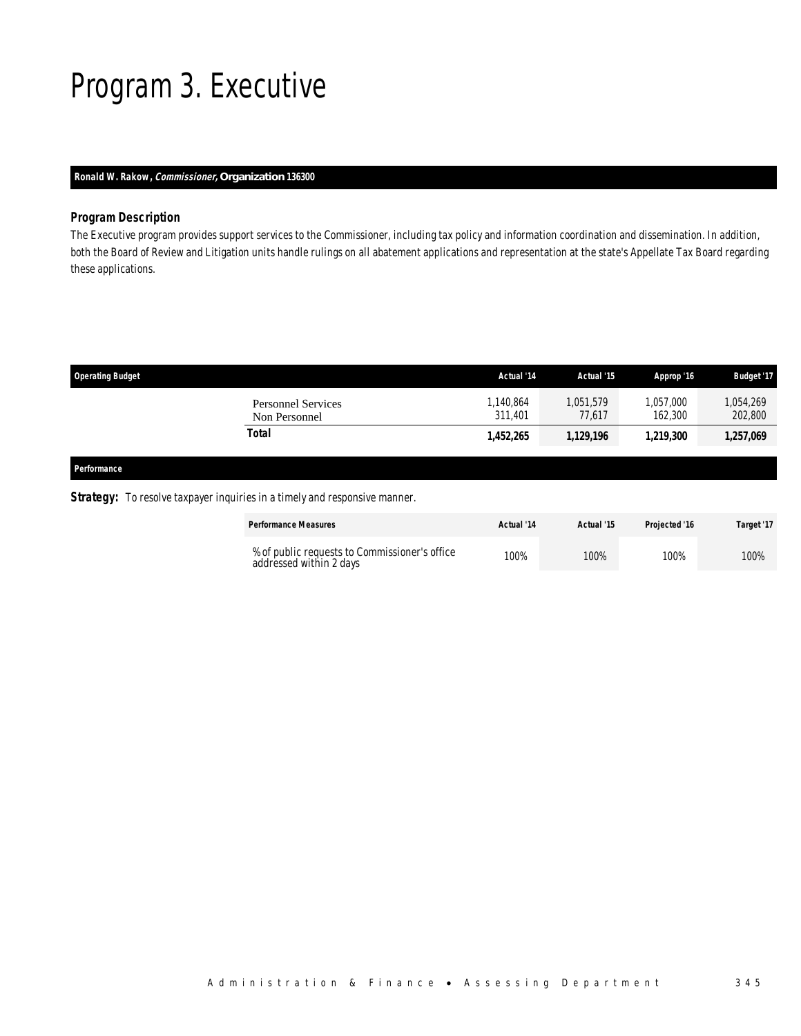# Program 3. Executive

**Ronald W. Rakow, *Commissioner*, Organization 136300**

### Program Description

The Executive program provides support services to the Commissioner, including tax policy and information coordination and dissemination. In addition, both the Board of Review and Litigation units handle rulings on all abatement applications and representation at the state's Appellate Tax Board regarding these applications.

| Operating Budget | Actual '14 | Actual '15 | Approp '16 | Budget '17 |
|---|---|---|---|---|
| Personnel Services | 1,140,864 | 1,051,579 | 1,057,000 | 1,054,269 |
| Non Personnel | 311,401 | 77,617 | 162,300 | 202,800 |
| **Total** | **1,452,265** | **1,129,196** | **1,219,300** | **1,257,069** |

### Performance

**Strategy:** To resolve taxpayer inquiries in a timely and responsive manner.

| Performance Measures | Actual '14 | Actual '15 | Projected '16 | Target '17 |
|---|---|---|---|---|
| % of public requests to Commissioner's office addressed within 2 days | 100% | 100% | 100% | 100% |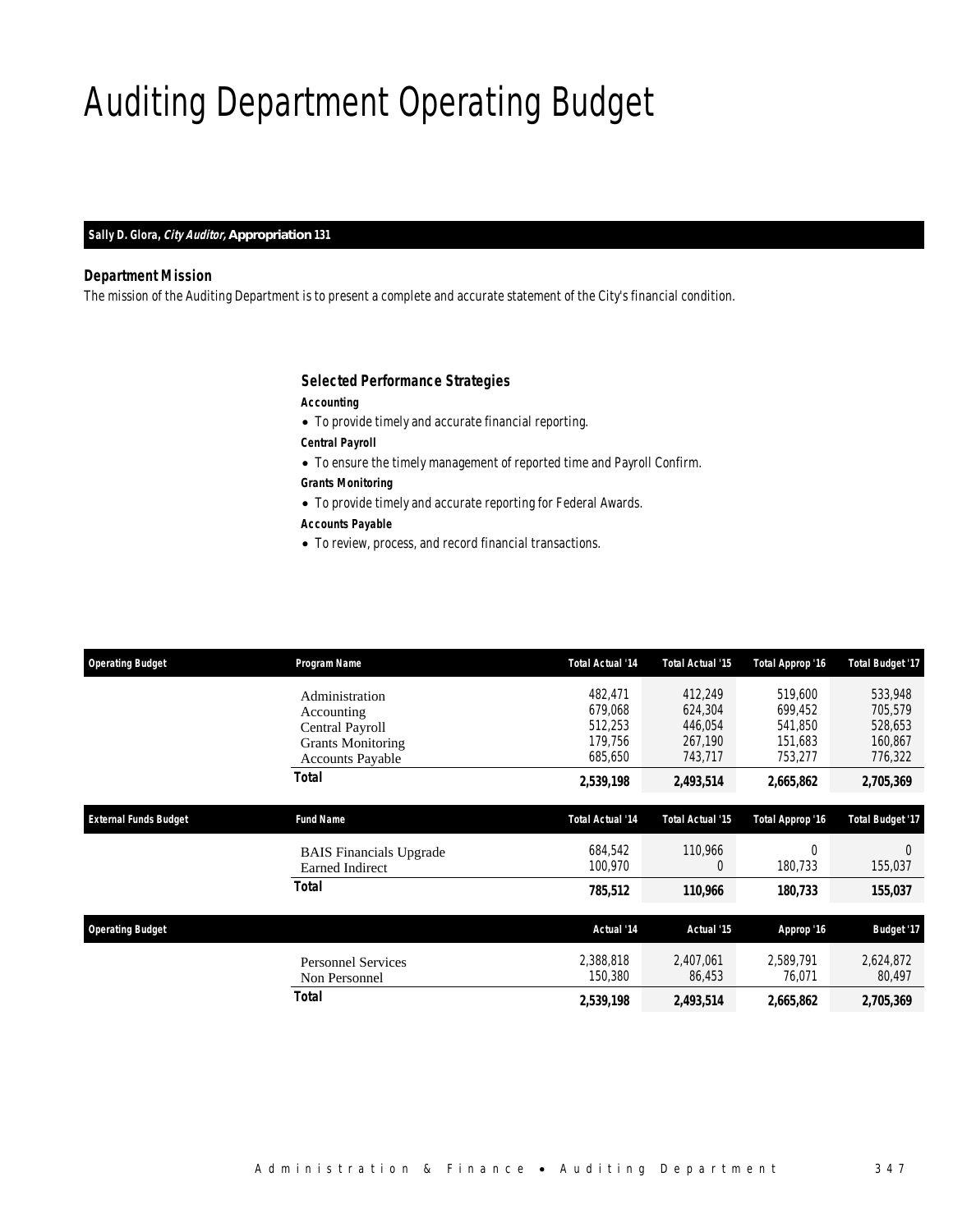# Auditing Department Operating Budget

**Sally D. Glora, *City Auditor,* Appropriation 131**

### Department Mission

The mission of the Auditing Department is to present a complete and accurate statement of the City's financial condition.

### Selected Performance Strategies

***Accounting***

- To provide timely and accurate financial reporting.

***Central Payroll***

- To ensure the timely management of reported time and Payroll Confirm.

***Grants Monitoring***

- To provide timely and accurate reporting for Federal Awards.

***Accounts Payable***

- To review, process, and record financial transactions.

| Operating Budget | Program Name | Total Actual '14 | Total Actual '15 | Total Approp '16 | Total Budget '17 |
|---|---|---|---|---|---|
| | Administration | 482,471 | 412,249 | 519,600 | 533,948 |
| | Accounting | 679,068 | 624,304 | 699,452 | 705,579 |
| | Central Payroll | 512,253 | 446,054 | 541,850 | 528,653 |
| | Grants Monitoring | 179,756 | 267,190 | 151,683 | 160,867 |
| | Accounts Payable | 685,650 | 743,717 | 753,277 | 776,322 |
| | **Total** | **2,539,198** | **2,493,514** | **2,665,862** | **2,705,369** |

| External Funds Budget | Fund Name | Total Actual '14 | Total Actual '15 | Total Approp '16 | Total Budget '17 |
|---|---|---|---|---|---|
| | BAIS Financials Upgrade | 684,542 | 110,966 | 0 | 0 |
| | Earned Indirect | 100,970 | 0 | 180,733 | 155,037 |
| | **Total** | **785,512** | **110,966** | **180,733** | **155,037** |

| Operating Budget | | Actual '14 | Actual '15 | Approp '16 | Budget '17 |
|---|---|---|---|---|---|
| | Personnel Services | 2,388,818 | 2,407,061 | 2,589,791 | 2,624,872 |
| | Non Personnel | 150,380 | 86,453 | 76,071 | 80,497 |
| | **Total** | **2,539,198** | **2,493,514** | **2,665,862** | **2,705,369** |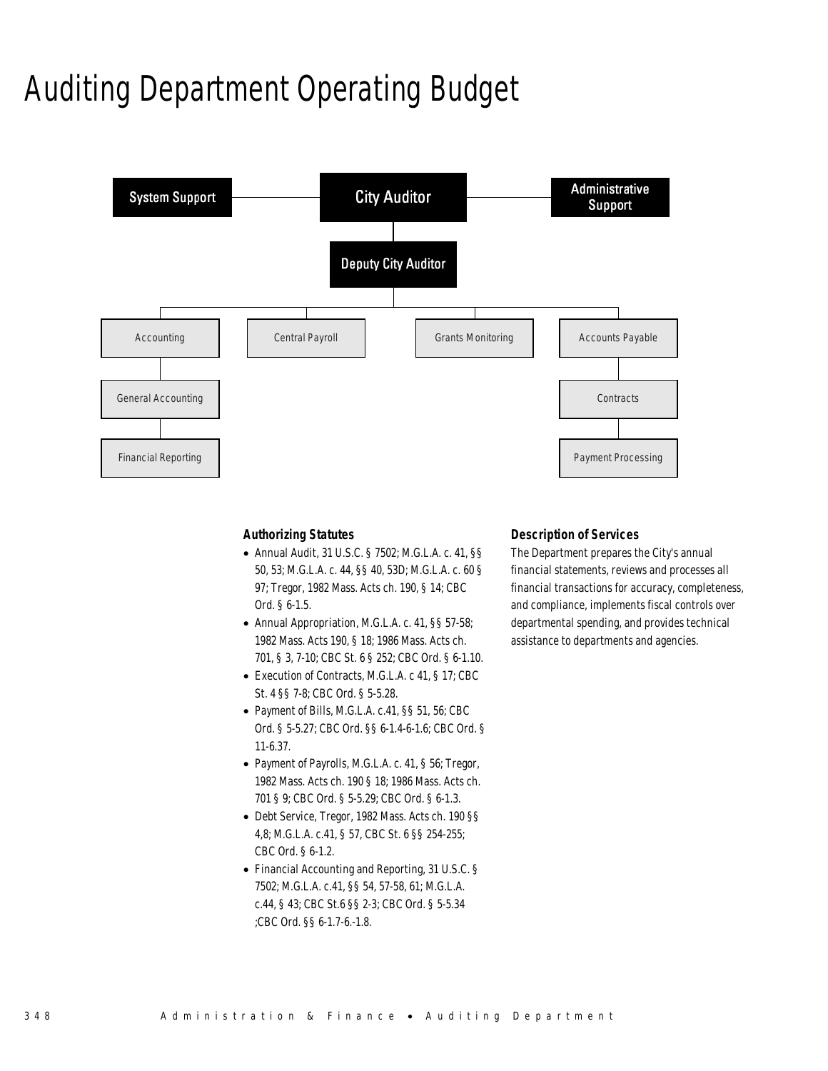# Auditing Department Operating Budget

System Support

City Auditor

Administrative Support

Deputy City Auditor

Accounting

General Accounting

Financial Reporting

Central Payroll

Grants Monitoring

Accounts Payable

Contracts

Payment Processing

### Authorizing Statutes

- Annual Audit, 31 U.S.C. § 7502; M.G.L.A. c. 41, §§ 50, 53; M.G.L.A. c. 44, §§ 40, 53D; M.G.L.A. c. 60 § 97; Tregor, 1982 Mass. Acts ch. 190, § 14; CBC Ord. § 6-1.5.
- Annual Appropriation, M.G.L.A. c. 41, §§ 57-58; 1982 Mass. Acts 190, § 18; 1986 Mass. Acts ch. 701, § 3, 7-10; CBC St. 6 § 252; CBC Ord. § 6-1.10.
- Execution of Contracts, M.G.L.A. c 41, § 17; CBC St. 4 §§ 7-8; CBC Ord. § 5-5.28.
- Payment of Bills, M.G.L.A. c.41, §§ 51, 56; CBC Ord. § 5-5.27; CBC Ord. §§ 6-1.4-6-1.6; CBC Ord. § 11-6.37.
- Payment of Payrolls, M.G.L.A. c. 41, § 56; Tregor, 1982 Mass. Acts ch. 190 § 18; 1986 Mass. Acts ch. 701 § 9; CBC Ord. § 5-5.29; CBC Ord. § 6-1.3.
- Debt Service, Tregor, 1982 Mass. Acts ch. 190 §§ 4,8; M.G.L.A. c.41, § 57, CBC St. 6 §§ 254-255; CBC Ord. § 6-1.2.
- Financial Accounting and Reporting, 31 U.S.C. § 7502; M.G.L.A. c.41, §§ 54, 57-58, 61; M.G.L.A. c.44, § 43; CBC St.6 §§ 2-3; CBC Ord. § 5-5.34 ;CBC Ord. §§ 6-1.7-6.-1.8.

### Description of Services

The Department prepares the City's annual financial statements, reviews and processes all financial transactions for accuracy, completeness, and compliance, implements fiscal controls over departmental spending, and provides technical assistance to departments and agencies.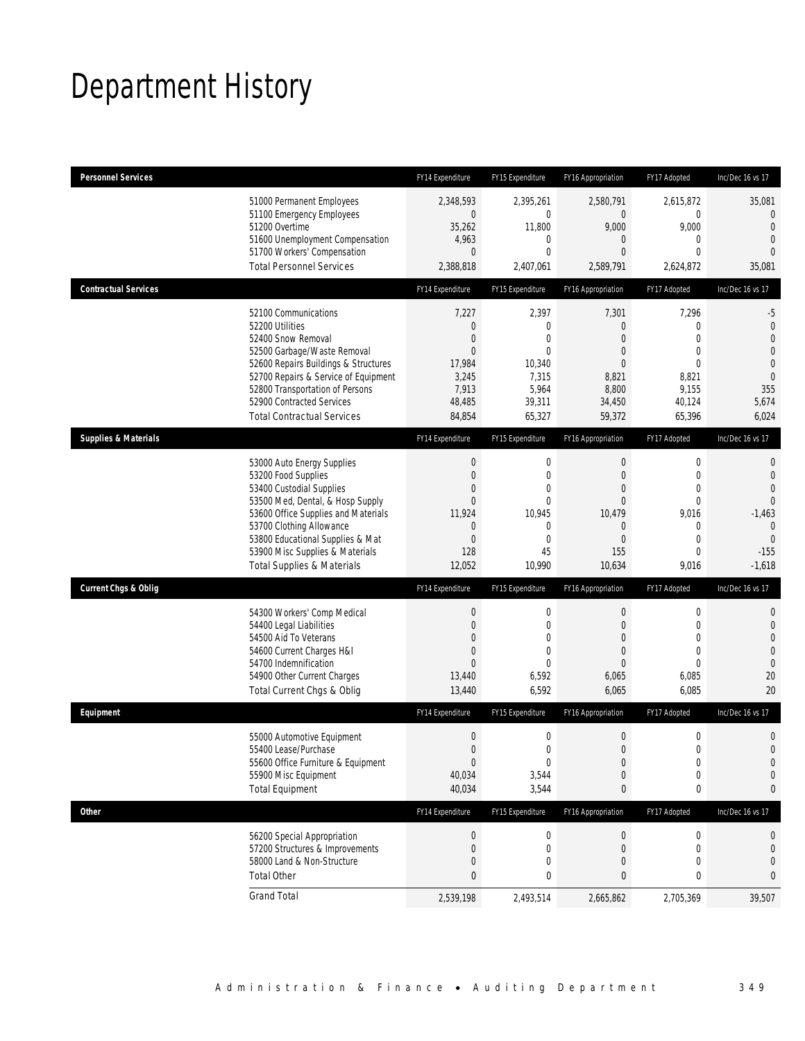# Department History

| Personnel Services | FY14 Expenditure | FY15 Expenditure | FY16 Appropriation | FY17 Adopted | Inc/Dec 16 vs 17 |
|---|---|---|---|---|---|
| 51000 Permanent Employees | 2,348,593 | 2,395,261 | 2,580,791 | 2,615,872 | 35,081 |
| 51100 Emergency Employees | 0 | 0 | 0 | 0 | 0 |
| 51200 Overtime | 35,262 | 11,800 | 9,000 | 9,000 | 0 |
| 51600 Unemployment Compensation | 4,963 | 0 | 0 | 0 | 0 |
| 51700 Workers' Compensation | 0 | 0 | 0 | 0 | 0 |
| Total Personnel Services | 2,388,818 | 2,407,061 | 2,589,791 | 2,624,872 | 35,081 |

| Contractual Services | FY14 Expenditure | FY15 Expenditure | FY16 Appropriation | FY17 Adopted | Inc/Dec 16 vs 17 |
|---|---|---|---|---|---|
| 52100 Communications | 7,227 | 2,397 | 7,301 | 7,296 | -5 |
| 52200 Utilities | 0 | 0 | 0 | 0 | 0 |
| 52400 Snow Removal | 0 | 0 | 0 | 0 | 0 |
| 52500 Garbage/Waste Removal | 0 | 0 | 0 | 0 | 0 |
| 52600 Repairs Buildings & Structures | 17,984 | 10,340 | 0 | 0 | 0 |
| 52700 Repairs & Service of Equipment | 3,245 | 7,315 | 8,821 | 8,821 | 0 |
| 52800 Transportation of Persons | 7,913 | 5,964 | 8,800 | 9,155 | 355 |
| 52900 Contracted Services | 48,485 | 39,311 | 34,450 | 40,124 | 5,674 |
| Total Contractual Services | 84,854 | 65,327 | 59,372 | 65,396 | 6,024 |

| Supplies & Materials | FY14 Expenditure | FY15 Expenditure | FY16 Appropriation | FY17 Adopted | Inc/Dec 16 vs 17 |
|---|---|---|---|---|---|
| 53000 Auto Energy Supplies | 0 | 0 | 0 | 0 | 0 |
| 53200 Food Supplies | 0 | 0 | 0 | 0 | 0 |
| 53400 Custodial Supplies | 0 | 0 | 0 | 0 | 0 |
| 53500 Med, Dental, & Hosp Supply | 0 | 0 | 0 | 0 | 0 |
| 53600 Office Supplies and Materials | 11,924 | 10,945 | 10,479 | 9,016 | -1,463 |
| 53700 Clothing Allowance | 0 | 0 | 0 | 0 | 0 |
| 53800 Educational Supplies & Mat | 0 | 0 | 0 | 0 | 0 |
| 53900 Misc Supplies & Materials | 128 | 45 | 155 | 0 | -155 |
| Total Supplies & Materials | 12,052 | 10,990 | 10,634 | 9,016 | -1,618 |

| Current Chgs & Oblig | FY14 Expenditure | FY15 Expenditure | FY16 Appropriation | FY17 Adopted | Inc/Dec 16 vs 17 |
|---|---|---|---|---|---|
| 54300 Workers' Comp Medical | 0 | 0 | 0 | 0 | 0 |
| 54400 Legal Liabilities | 0 | 0 | 0 | 0 | 0 |
| 54500 Aid To Veterans | 0 | 0 | 0 | 0 | 0 |
| 54600 Current Charges H&I | 0 | 0 | 0 | 0 | 0 |
| 54700 Indemnification | 0 | 0 | 0 | 0 | 0 |
| 54900 Other Current Charges | 13,440 | 6,592 | 6,065 | 6,085 | 20 |
| Total Current Chgs & Oblig | 13,440 | 6,592 | 6,065 | 6,085 | 20 |

| Equipment | FY14 Expenditure | FY15 Expenditure | FY16 Appropriation | FY17 Adopted | Inc/Dec 16 vs 17 |
|---|---|---|---|---|---|
| 55000 Automotive Equipment | 0 | 0 | 0 | 0 | 0 |
| 55400 Lease/Purchase | 0 | 0 | 0 | 0 | 0 |
| 55600 Office Furniture & Equipment | 0 | 0 | 0 | 0 | 0 |
| 55900 Misc Equipment | 40,034 | 3,544 | 0 | 0 | 0 |
| Total Equipment | 40,034 | 3,544 | 0 | 0 | 0 |

| Other | FY14 Expenditure | FY15 Expenditure | FY16 Appropriation | FY17 Adopted | Inc/Dec 16 vs 17 |
|---|---|---|---|---|---|
| 56200 Special Appropriation | 0 | 0 | 0 | 0 | 0 |
| 57200 Structures & Improvements | 0 | 0 | 0 | 0 | 0 |
| 58000 Land & Non-Structure | 0 | 0 | 0 | 0 | 0 |
| Total Other | 0 | 0 | 0 | 0 | 0 |
| Grand Total | 2,539,198 | 2,493,514 | 2,665,862 | 2,705,369 | 39,507 |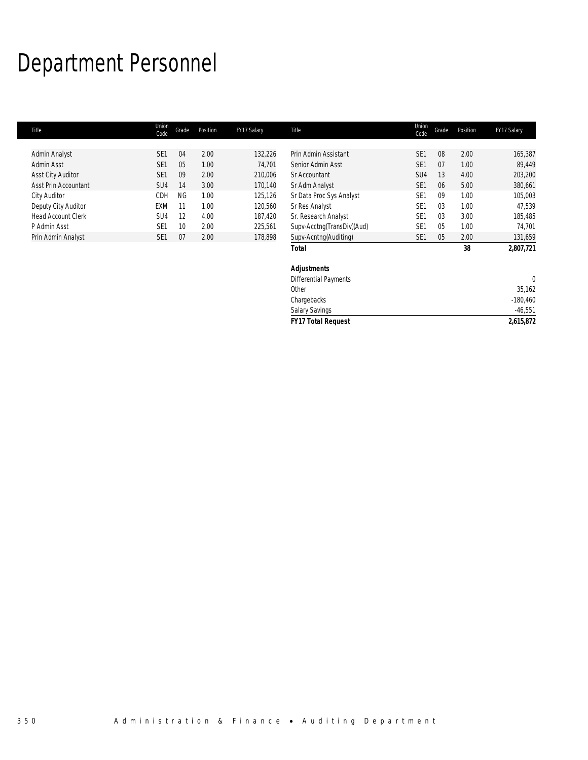# Department Personnel

| Title | Union Code | Grade | Position | FY17 Salary |
|---|---|---|---|---|
| Admin Analyst | SE1 | 04 | 2.00 | 132,226 |
| Admin Asst | SE1 | 05 | 1.00 | 74,701 |
| Asst City Auditor | SE1 | 09 | 2.00 | 210,006 |
| Asst Prin Accountant | SU4 | 14 | 3.00 | 170,140 |
| City Auditor | CDH | NG | 1.00 | 125,126 |
| Deputy City Auditor | EXM | 11 | 1.00 | 120,560 |
| Head Account Clerk | SU4 | 12 | 4.00 | 187,420 |
| P Admin Asst | SE1 | 10 | 2.00 | 225,561 |
| Prin Admin Analyst | SE1 | 07 | 2.00 | 178,898 |
| Prin Admin Assistant | SE1 | 08 | 2.00 | 165,387 |
| Senior Admin Asst | SE1 | 07 | 1.00 | 89,449 |
| Sr Accountant | SU4 | 13 | 4.00 | 203,200 |
| Sr Adm Analyst | SE1 | 06 | 5.00 | 380,661 |
| Sr Data Proc Sys Analyst | SE1 | 09 | 1.00 | 105,003 |
| Sr Res Analyst | SE1 | 03 | 1.00 | 47,539 |
| Sr. Research Analyst | SE1 | 03 | 3.00 | 185,485 |
| Supv-Acctng(TransDiv)(Aud) | SE1 | 05 | 1.00 | 74,701 |
| Supv-Acntng(Auditing) | SE1 | 05 | 2.00 | 131,659 |
| ***Total*** | | | **38** | **2,807,721** |

| ***Adjustments*** | |
|---|---|
| Differential Payments | 0 |
| Other | 35,162 |
| Chargebacks | -180,460 |
| Salary Savings | -46,551 |
| ***FY17 Total Request*** | **2,615,872** |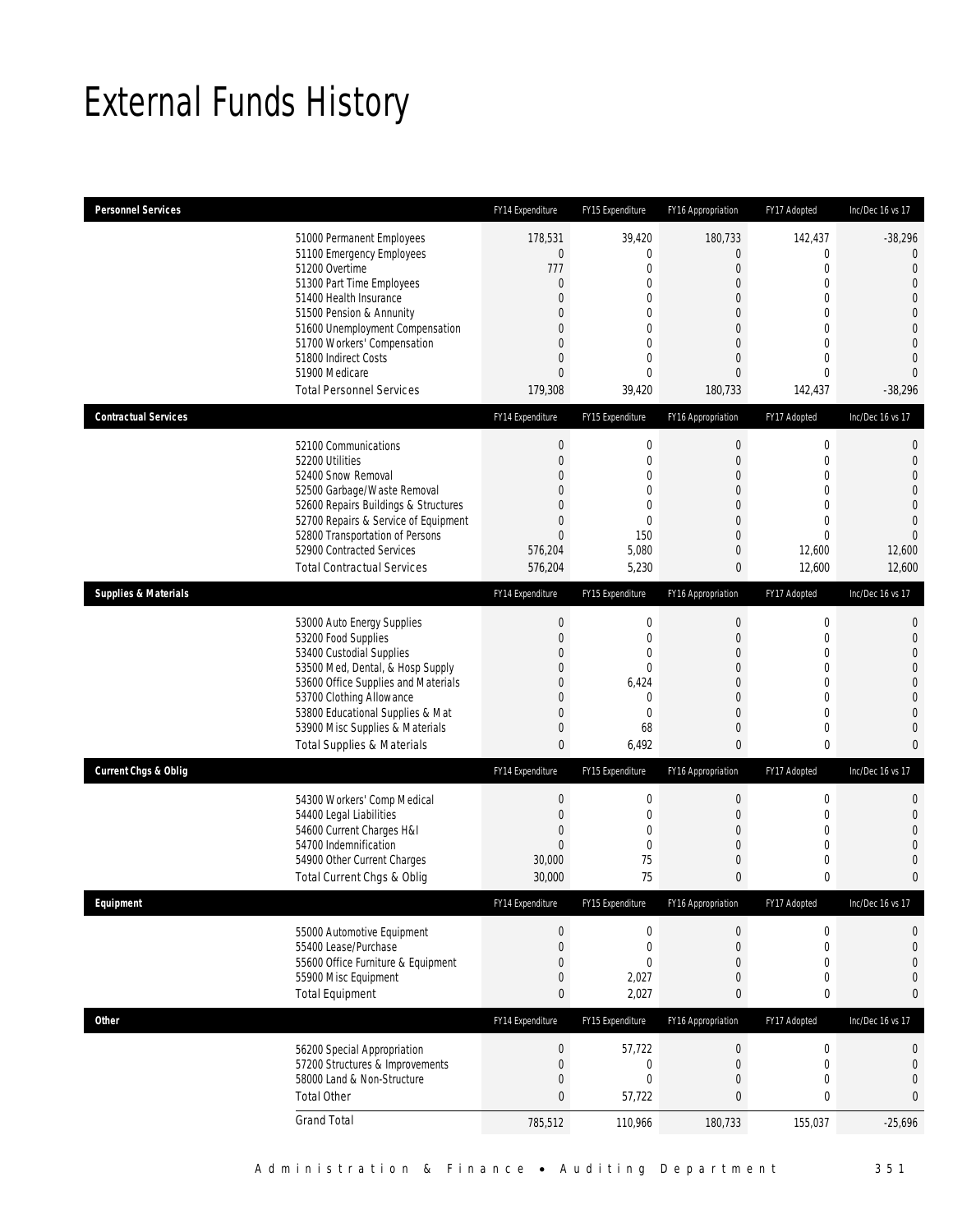# External Funds History

| Personnel Services | FY14 Expenditure | FY15 Expenditure | FY16 Appropriation | FY17 Adopted | Inc/Dec 16 vs 17 |
|---|---|---|---|---|---|
| 51000 Permanent Employees | 178,531 | 39,420 | 180,733 | 142,437 | -38,296 |
| 51100 Emergency Employees | 0 | 0 | 0 | 0 | 0 |
| 51200 Overtime | 777 | 0 | 0 | 0 | 0 |
| 51300 Part Time Employees | 0 | 0 | 0 | 0 | 0 |
| 51400 Health Insurance | 0 | 0 | 0 | 0 | 0 |
| 51500 Pension & Annunity | 0 | 0 | 0 | 0 | 0 |
| 51600 Unemployment Compensation | 0 | 0 | 0 | 0 | 0 |
| 51700 Workers' Compensation | 0 | 0 | 0 | 0 | 0 |
| 51800 Indirect Costs | 0 | 0 | 0 | 0 | 0 |
| 51900 Medicare | 0 | 0 | 0 | 0 | 0 |
| Total Personnel Services | 179,308 | 39,420 | 180,733 | 142,437 | -38,296 |

| Contractual Services | FY14 Expenditure | FY15 Expenditure | FY16 Appropriation | FY17 Adopted | Inc/Dec 16 vs 17 |
|---|---|---|---|---|---|
| 52100 Communications | 0 | 0 | 0 | 0 | 0 |
| 52200 Utilities | 0 | 0 | 0 | 0 | 0 |
| 52400 Snow Removal | 0 | 0 | 0 | 0 | 0 |
| 52500 Garbage/Waste Removal | 0 | 0 | 0 | 0 | 0 |
| 52600 Repairs Buildings & Structures | 0 | 0 | 0 | 0 | 0 |
| 52700 Repairs & Service of Equipment | 0 | 0 | 0 | 0 | 0 |
| 52800 Transportation of Persons | 0 | 150 | 0 | 0 | 0 |
| 52900 Contracted Services | 576,204 | 5,080 | 0 | 12,600 | 12,600 |
| Total Contractual Services | 576,204 | 5,230 | 0 | 12,600 | 12,600 |

| Supplies & Materials | FY14 Expenditure | FY15 Expenditure | FY16 Appropriation | FY17 Adopted | Inc/Dec 16 vs 17 |
|---|---|---|---|---|---|
| 53000 Auto Energy Supplies | 0 | 0 | 0 | 0 | 0 |
| 53200 Food Supplies | 0 | 0 | 0 | 0 | 0 |
| 53400 Custodial Supplies | 0 | 0 | 0 | 0 | 0 |
| 53500 Med, Dental, & Hosp Supply | 0 | 0 | 0 | 0 | 0 |
| 53600 Office Supplies and Materials | 0 | 6,424 | 0 | 0 | 0 |
| 53700 Clothing Allowance | 0 | 0 | 0 | 0 | 0 |
| 53800 Educational Supplies & Mat | 0 | 0 | 0 | 0 | 0 |
| 53900 Misc Supplies & Materials | 0 | 68 | 0 | 0 | 0 |
| Total Supplies & Materials | 0 | 6,492 | 0 | 0 | 0 |

| Current Chgs & Oblig | FY14 Expenditure | FY15 Expenditure | FY16 Appropriation | FY17 Adopted | Inc/Dec 16 vs 17 |
|---|---|---|---|---|---|
| 54300 Workers' Comp Medical | 0 | 0 | 0 | 0 | 0 |
| 54400 Legal Liabilities | 0 | 0 | 0 | 0 | 0 |
| 54600 Current Charges H&I | 0 | 0 | 0 | 0 | 0 |
| 54700 Indemnification | 0 | 0 | 0 | 0 | 0 |
| 54900 Other Current Charges | 30,000 | 75 | 0 | 0 | 0 |
| Total Current Chgs & Oblig | 30,000 | 75 | 0 | 0 | 0 |

| Equipment | FY14 Expenditure | FY15 Expenditure | FY16 Appropriation | FY17 Adopted | Inc/Dec 16 vs 17 |
|---|---|---|---|---|---|
| 55000 Automotive Equipment | 0 | 0 | 0 | 0 | 0 |
| 55400 Lease/Purchase | 0 | 0 | 0 | 0 | 0 |
| 55600 Office Furniture & Equipment | 0 | 0 | 0 | 0 | 0 |
| 55900 Misc Equipment | 0 | 2,027 | 0 | 0 | 0 |
| Total Equipment | 0 | 2,027 | 0 | 0 | 0 |

| Other | FY14 Expenditure | FY15 Expenditure | FY16 Appropriation | FY17 Adopted | Inc/Dec 16 vs 17 |
|---|---|---|---|---|---|
| 56200 Special Appropriation | 0 | 57,722 | 0 | 0 | 0 |
| 57200 Structures & Improvements | 0 | 0 | 0 | 0 | 0 |
| 58000 Land & Non-Structure | 0 | 0 | 0 | 0 | 0 |
| Total Other | 0 | 57,722 | 0 | 0 | 0 |
| Grand Total | 785,512 | 110,966 | 180,733 | 155,037 | -25,696 |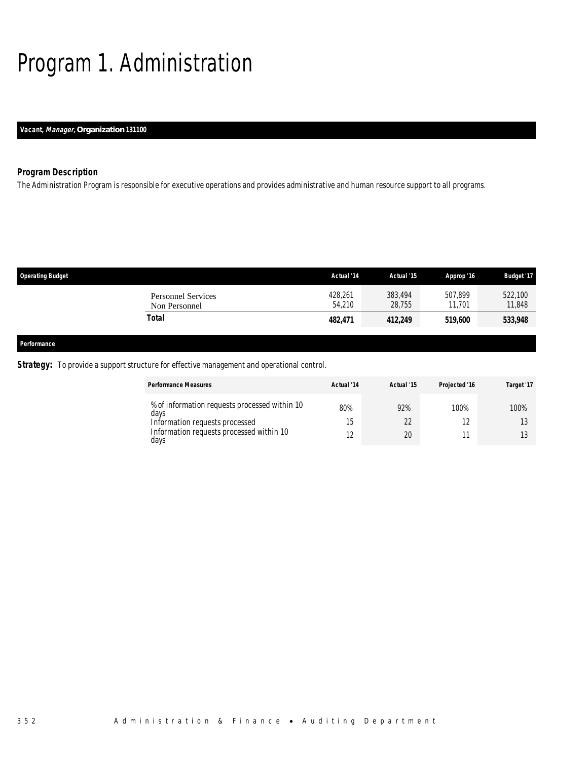# Program 1. Administration

***Vacant, Manager,* Organization 131100**

### *Program Description*

*The Administration Program is responsible for executive operations and provides administrative and human resource support to all programs.*

| Operating Budget | Actual '14 | Actual '15 | Approp '16 | Budget '17 |
|---|---|---|---|---|
| Personnel Services | 428,261 | 383,494 | 507,899 | 522,100 |
| Non Personnel | 54,210 | 28,755 | 11,701 | 11,848 |
| **Total** | **482,471** | **412,249** | **519,600** | **533,948** |

### *Performance*

***Strategy:*** *To provide a support structure for effective management and operational control.*

| Performance Measures | Actual '14 | Actual '15 | Projected '16 | Target '17 |
|---|---|---|---|---|
| % of information requests processed within 10 days | 80% | 92% | 100% | 100% |
| Information requests processed | 15 | 22 | 12 | 13 |
| Information requests processed within 10 days | 12 | 20 | 11 | 13 |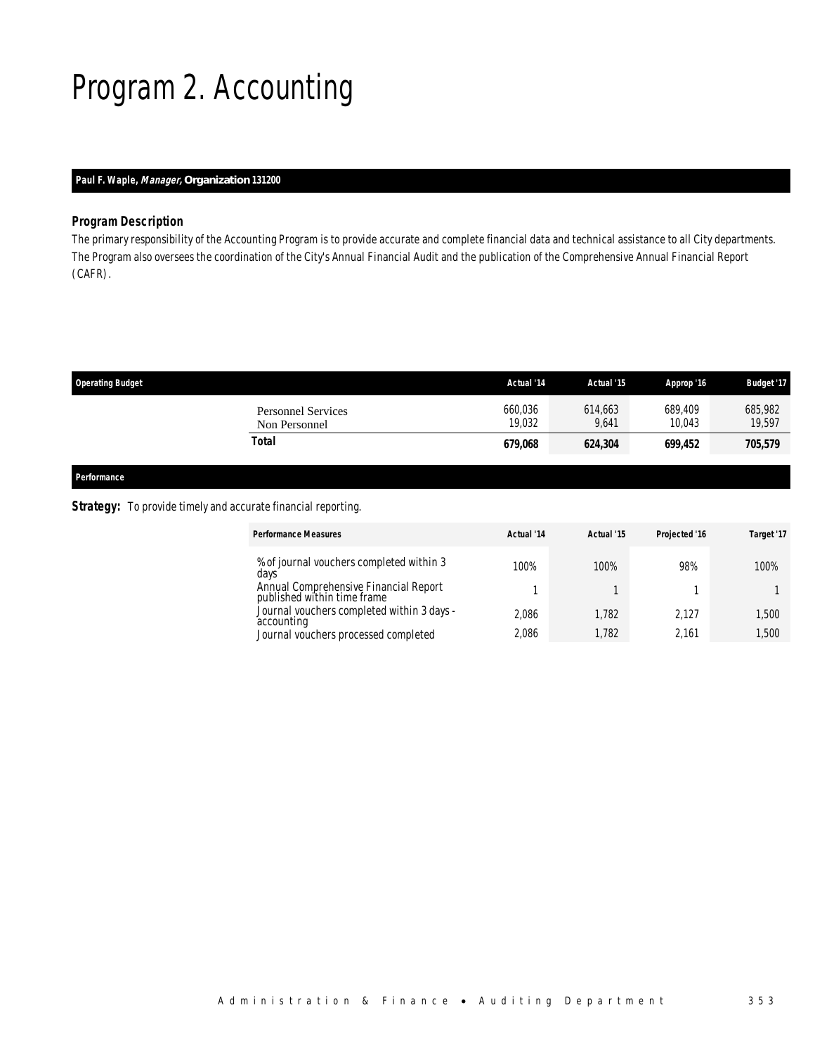# Program 2. Accounting

**Paul F. Waple, *Manager*, Organization 131200**

### Program Description

The primary responsibility of the Accounting Program is to provide accurate and complete financial data and technical assistance to all City departments. The Program also oversees the coordination of the City's Annual Financial Audit and the publication of the Comprehensive Annual Financial Report (CAFR).

| Operating Budget | Actual '14 | Actual '15 | Approp '16 | Budget '17 |
|---|---|---|---|---|
| Personnel Services | 660,036 | 614,663 | 689,409 | 685,982 |
| Non Personnel | 19,032 | 9,641 | 10,043 | 19,597 |
| **Total** | **679,068** | **624,304** | **699,452** | **705,579** |

**Performance**

**Strategy:** To provide timely and accurate financial reporting.

| Performance Measures | Actual '14 | Actual '15 | Projected '16 | Target '17 |
|---|---|---|---|---|
| % of journal vouchers completed within 3 days | 100% | 100% | 98% | 100% |
| Annual Comprehensive Financial Report published within time frame | 1 | 1 | 1 | 1 |
| Journal vouchers completed within 3 days - accounting | 2,086 | 1,782 | 2,127 | 1,500 |
| Journal vouchers processed completed | 2,086 | 1,782 | 2,161 | 1,500 |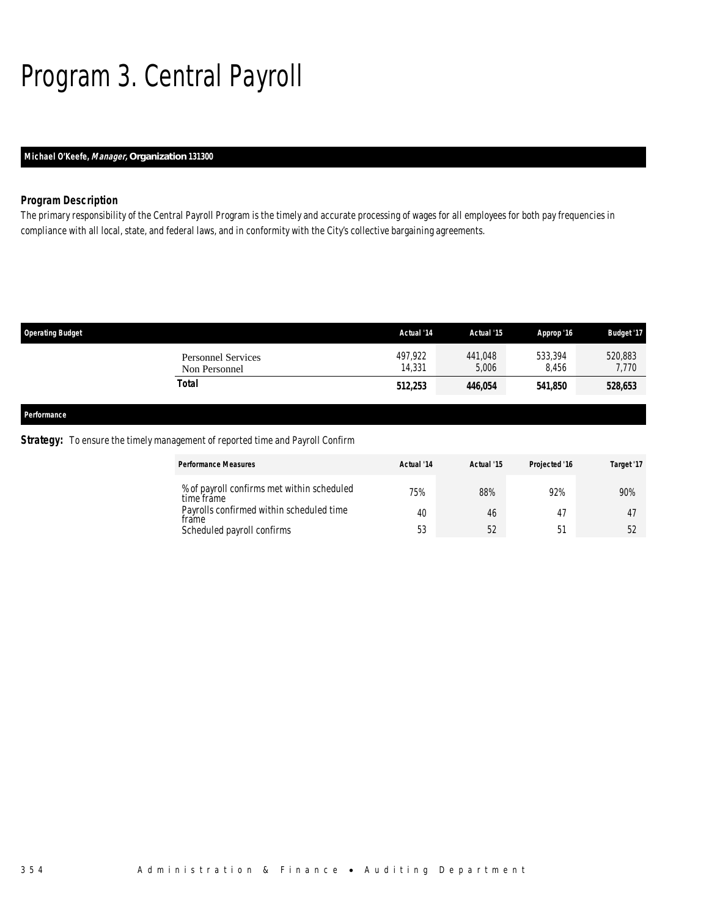# Program 3. Central Payroll

**Michael O'Keefe, *Manager,* Organization 131300**

### *Program Description*

*The primary responsibility of the Central Payroll Program is the timely and accurate processing of wages for all employees for both pay frequencies in compliance with all local, state, and federal laws, and in conformity with the City's collective bargaining agreements.*

| Operating Budget | Actual '14 | Actual '15 | Approp '16 | Budget '17 |
|---|---|---|---|---|
| Personnel Services | 497,922 | 441,048 | 533,394 | 520,883 |
| Non Personnel | 14,331 | 5,006 | 8,456 | 7,770 |
| **Total** | **512,253** | **446,054** | **541,850** | **528,653** |

**Performance**

***Strategy:*** To ensure the timely management of reported time and Payroll Confirm

| Performance Measures | Actual '14 | Actual '15 | Projected '16 | Target '17 |
|---|---|---|---|---|
| % of payroll confirms met within scheduled time frame | 75% | 88% | 92% | 90% |
| Payrolls confirmed within scheduled time frame | 40 | 46 | 47 | 47 |
| Scheduled payroll confirms | 53 | 52 | 51 | 52 |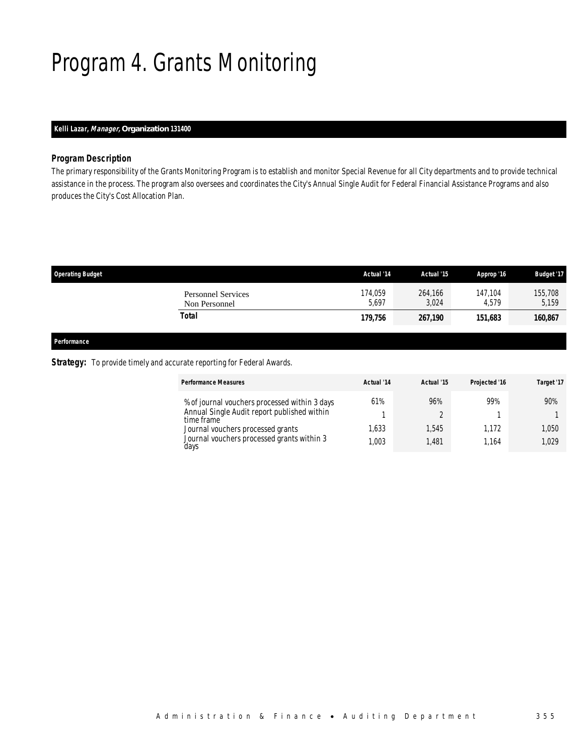# Program 4. Grants Monitoring

**Kelli Lazar, *Manager*, Organization 131400**

### *Program Description*

The primary responsibility of the Grants Monitoring Program is to establish and monitor Special Revenue for all City departments and to provide technical assistance in the process. The program also oversees and coordinates the City's Annual Single Audit for Federal Financial Assistance Programs and also produces the City's Cost Allocation Plan.

| Operating Budget | Actual '14 | Actual '15 | Approp '16 | Budget '17 |
|---|---|---|---|---|
| Personnel Services | 174,059 | 264,166 | 147,104 | 155,708 |
| Non Personnel | 5,697 | 3,024 | 4,579 | 5,159 |
| **Total** | **179,756** | **267,190** | **151,683** | **160,867** |

**Performance**

**Strategy:** To provide timely and accurate reporting for Federal Awards.

| Performance Measures | Actual '14 | Actual '15 | Projected '16 | Target '17 |
|---|---|---|---|---|
| % of journal vouchers processed within 3 days | 61% | 96% | 99% | 90% |
| Annual Single Audit report published within time frame | 1 | 2 | 1 | 1 |
| Journal vouchers processed grants | 1,633 | 1,545 | 1,172 | 1,050 |
| Journal vouchers processed grants within 3 days | 1,003 | 1,481 | 1,164 | 1,029 |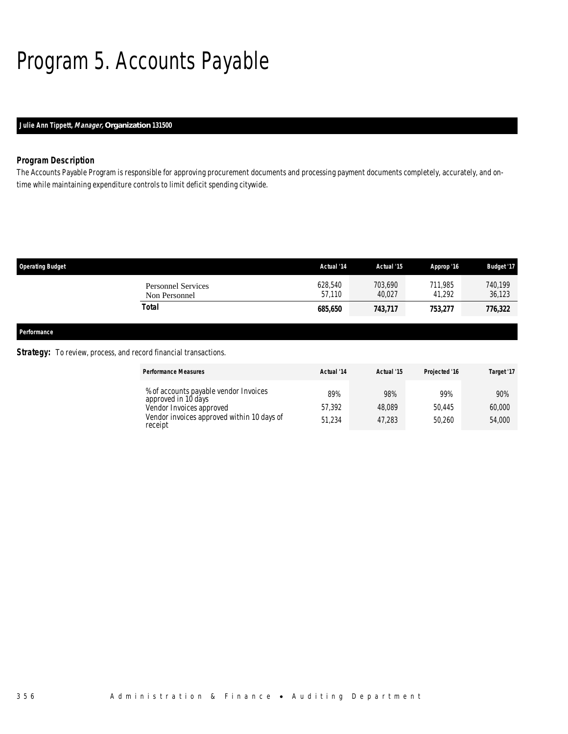# Program 5. Accounts Payable

**Julie Ann Tippett, *Manager*, Organization 131500**

### Program Description

The Accounts Payable Program is responsible for approving procurement documents and processing payment documents completely, accurately, and on-time while maintaining expenditure controls to limit deficit spending citywide.

| Operating Budget | Actual '14 | Actual '15 | Approp '16 | Budget '17 |
|---|---|---|---|---|
| Personnel Services | 628,540 | 703,690 | 711,985 | 740,199 |
| Non Personnel | 57,110 | 40,027 | 41,292 | 36,123 |
| **Total** | **685,650** | **743,717** | **753,277** | **776,322** |

### Performance

**Strategy:** To review, process, and record financial transactions.

| Performance Measures | Actual '14 | Actual '15 | Projected '16 | Target '17 |
|---|---|---|---|---|
| % of accounts payable vendor Invoices approved in 10 days | 89% | 98% | 99% | 90% |
| Vendor Invoices approved | 57,392 | 48,089 | 50,445 | 60,000 |
| Vendor invoices approved within 10 days of receipt | 51,234 | 47,283 | 50,260 | 54,000 |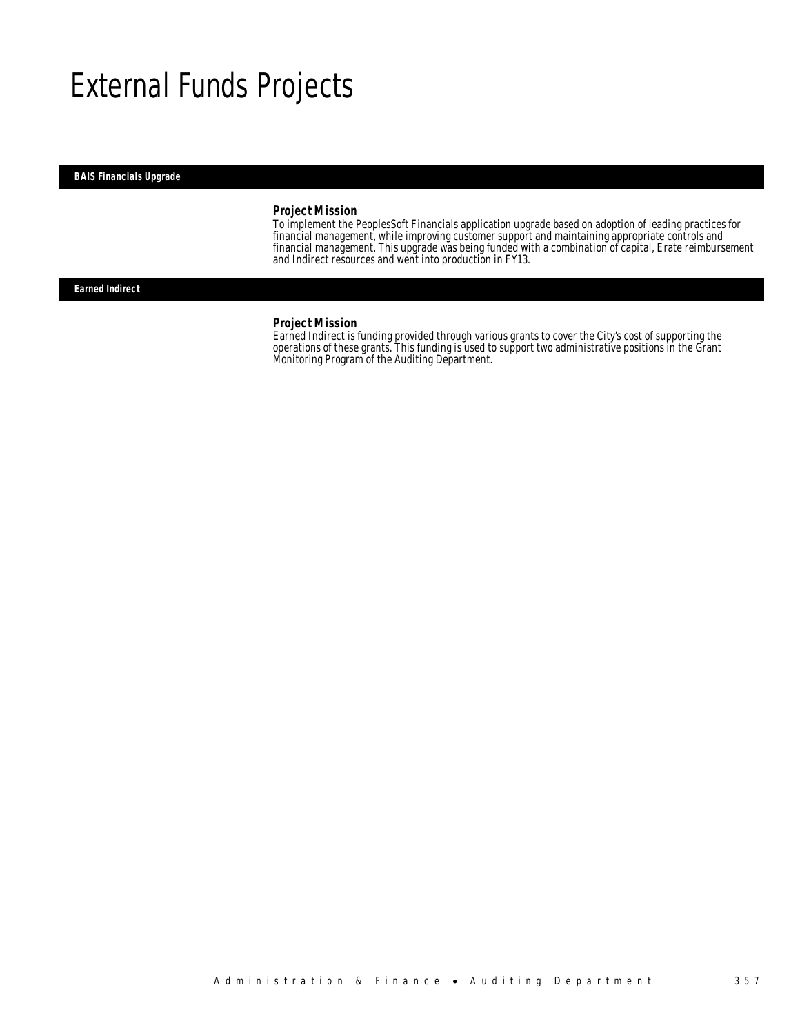# External Funds Projects

**BAIS Financials Upgrade**

### Project Mission

To implement the PeoplesSoft Financials application upgrade based on adoption of leading practices for financial management, while improving customer support and maintaining appropriate controls and financial management. This upgrade was being funded with a combination of capital, Erate reimbursement and Indirect resources and went into production in FY13.

**Earned Indirect**

### Project Mission

Earned Indirect is funding provided through various grants to cover the City's cost of supporting the operations of these grants. This funding is used to support two administrative positions in the Grant Monitoring Program of the Auditing Department.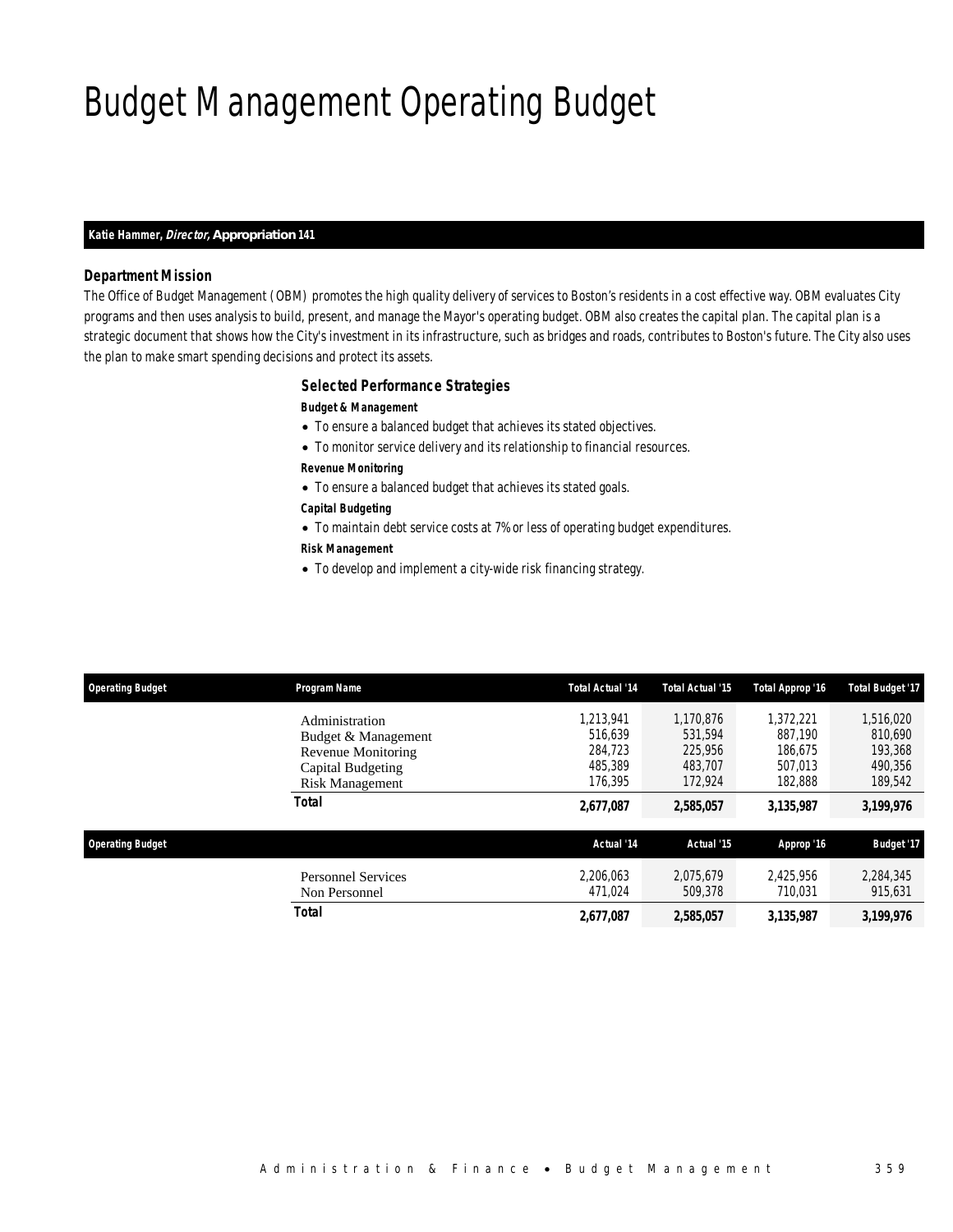# Budget Management Operating Budget

**Katie Hammer, *Director*, Appropriation 141**

### Department Mission

The Office of Budget Management (OBM) promotes the high quality delivery of services to Boston's residents in a cost effective way. OBM evaluates City programs and then uses analysis to build, present, and manage the Mayor's operating budget. OBM also creates the capital plan. The capital plan is a strategic document that shows how the City's investment in its infrastructure, such as bridges and roads, contributes to Boston's future. The City also uses the plan to make smart spending decisions and protect its assets.

### Selected Performance Strategies

**Budget & Management**

- To ensure a balanced budget that achieves its stated objectives.
- To monitor service delivery and its relationship to financial resources.

**Revenue Monitoring**

- To ensure a balanced budget that achieves its stated goals.

**Capital Budgeting**

- To maintain debt service costs at 7% or less of operating budget expenditures.

**Risk Management**

- To develop and implement a city-wide risk financing strategy.

| Operating Budget | Program Name | Total Actual '14 | Total Actual '15 | Total Approp '16 | Total Budget '17 |
|---|---|---|---|---|---|
| | Administration | 1,213,941 | 1,170,876 | 1,372,221 | 1,516,020 |
| | Budget & Management | 516,639 | 531,594 | 887,190 | 810,690 |
| | Revenue Monitoring | 284,723 | 225,956 | 186,675 | 193,368 |
| | Capital Budgeting | 485,389 | 483,707 | 507,013 | 490,356 |
| | Risk Management | 176,395 | 172,924 | 182,888 | 189,542 |
| | **Total** | **2,677,087** | **2,585,057** | **3,135,987** | **3,199,976** |

| Operating Budget | | Actual '14 | Actual '15 | Approp '16 | Budget '17 |
|---|---|---|---|---|---|
| | Personnel Services | 2,206,063 | 2,075,679 | 2,425,956 | 2,284,345 |
| | Non Personnel | 471,024 | 509,378 | 710,031 | 915,631 |
| | **Total** | **2,677,087** | **2,585,057** | **3,135,987** | **3,199,976** |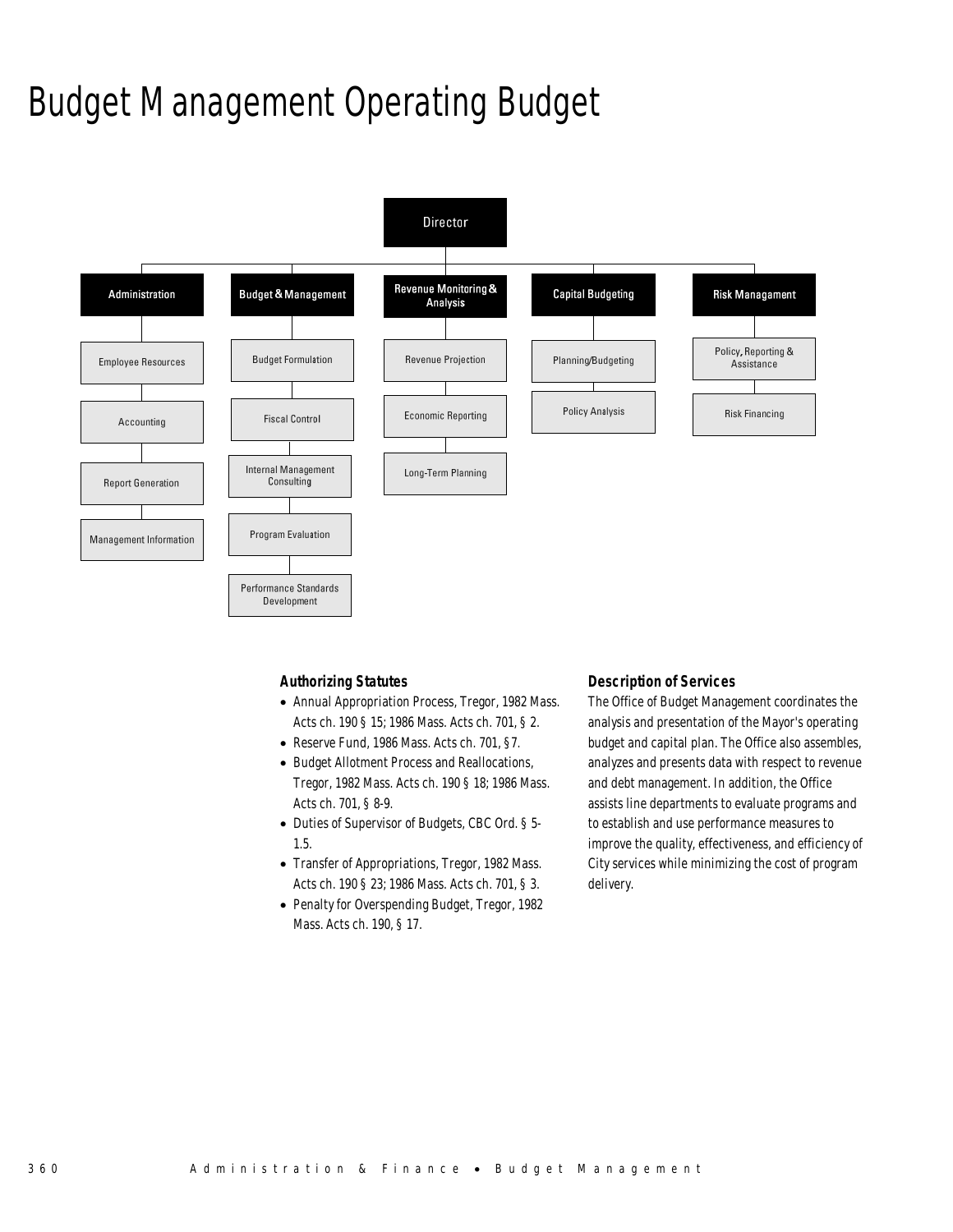# Budget Management Operating Budget

- **Director**
  - **Administration**
    - Employee Resources
    - Accounting
    - Report Generation
    - Management Information
  - **Budget & Management**
    - Budget Formulation
    - Fiscal Control
    - Internal Management Consulting
    - Program Evaluation
    - Performance Standards Development
  - **Revenue Monitoring & Analysis**
    - Revenue Projection
    - Economic Reporting
    - Long-Term Planning
  - **Capital Budgeting**
    - Planning/Budgeting
    - Policy Analysis
  - **Risk Managament**
    - Policy, Reporting & Assistance
    - Risk Financing

### Authorizing Statutes

- Annual Appropriation Process, Tregor, 1982 Mass. Acts ch. 190 § 15; 1986 Mass. Acts ch. 701, § 2.
- Reserve Fund, 1986 Mass. Acts ch. 701, §7.
- Budget Allotment Process and Reallocations, Tregor, 1982 Mass. Acts ch. 190 § 18; 1986 Mass. Acts ch. 701, § 8-9.
- Duties of Supervisor of Budgets, CBC Ord. § 5-1.5.
- Transfer of Appropriations, Tregor, 1982 Mass. Acts ch. 190 § 23; 1986 Mass. Acts ch. 701, § 3.
- Penalty for Overspending Budget, Tregor, 1982 Mass. Acts ch. 190, § 17.

### Description of Services

The Office of Budget Management coordinates the analysis and presentation of the Mayor's operating budget and capital plan. The Office also assembles, analyzes and presents data with respect to revenue and debt management. In addition, the Office assists line departments to evaluate programs and to establish and use performance measures to improve the quality, effectiveness, and efficiency of City services while minimizing the cost of program delivery.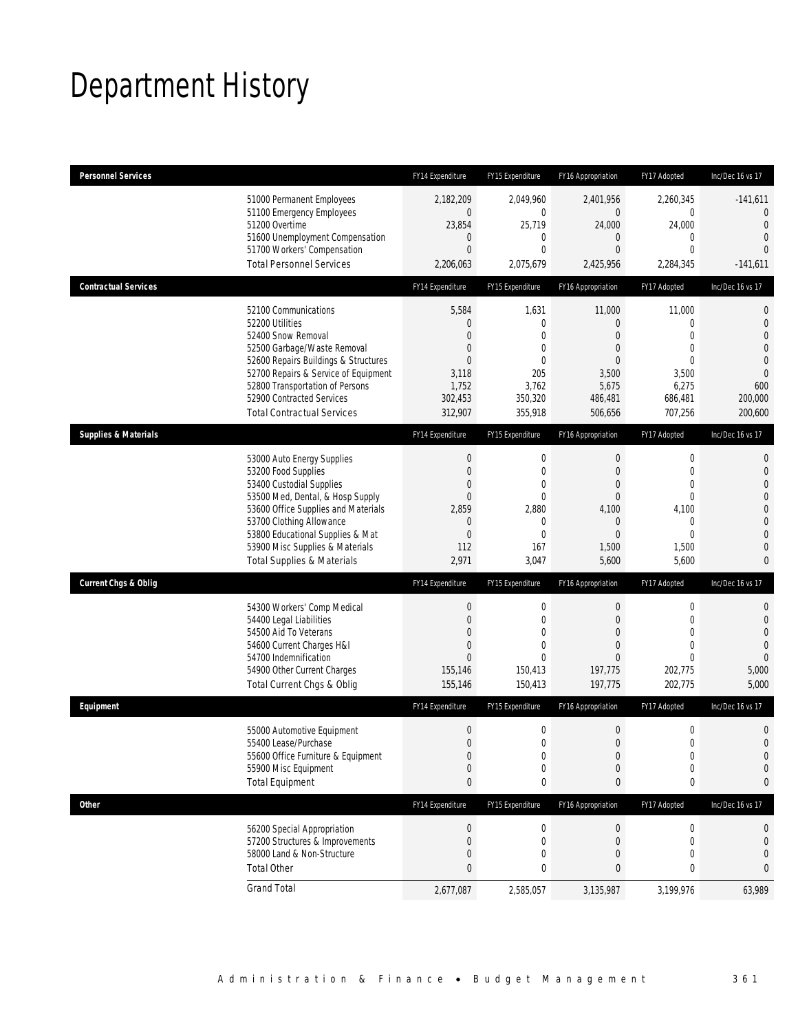# Department History

| Personnel Services | FY14 Expenditure | FY15 Expenditure | FY16 Appropriation | FY17 Adopted | Inc/Dec 16 vs 17 |
|---|---|---|---|---|---|
| 51000 Permanent Employees | 2,182,209 | 2,049,960 | 2,401,956 | 2,260,345 | -141,611 |
| 51100 Emergency Employees | 0 | 0 | 0 | 0 | 0 |
| 51200 Overtime | 23,854 | 25,719 | 24,000 | 24,000 | 0 |
| 51600 Unemployment Compensation | 0 | 0 | 0 | 0 | 0 |
| 51700 Workers' Compensation | 0 | 0 | 0 | 0 | 0 |
| Total Personnel Services | 2,206,063 | 2,075,679 | 2,425,956 | 2,284,345 | -141,611 |

| Contractual Services | FY14 Expenditure | FY15 Expenditure | FY16 Appropriation | FY17 Adopted | Inc/Dec 16 vs 17 |
|---|---|---|---|---|---|
| 52100 Communications | 5,584 | 1,631 | 11,000 | 11,000 | 0 |
| 52200 Utilities | 0 | 0 | 0 | 0 | 0 |
| 52400 Snow Removal | 0 | 0 | 0 | 0 | 0 |
| 52500 Garbage/Waste Removal | 0 | 0 | 0 | 0 | 0 |
| 52600 Repairs Buildings & Structures | 0 | 0 | 0 | 0 | 0 |
| 52700 Repairs & Service of Equipment | 3,118 | 205 | 3,500 | 3,500 | 0 |
| 52800 Transportation of Persons | 1,752 | 3,762 | 5,675 | 6,275 | 600 |
| 52900 Contracted Services | 302,453 | 350,320 | 486,481 | 686,481 | 200,000 |
| Total Contractual Services | 312,907 | 355,918 | 506,656 | 707,256 | 200,600 |

| Supplies & Materials | FY14 Expenditure | FY15 Expenditure | FY16 Appropriation | FY17 Adopted | Inc/Dec 16 vs 17 |
|---|---|---|---|---|---|
| 53000 Auto Energy Supplies | 0 | 0 | 0 | 0 | 0 |
| 53200 Food Supplies | 0 | 0 | 0 | 0 | 0 |
| 53400 Custodial Supplies | 0 | 0 | 0 | 0 | 0 |
| 53500 Med, Dental, & Hosp Supply | 0 | 0 | 0 | 0 | 0 |
| 53600 Office Supplies and Materials | 2,859 | 2,880 | 4,100 | 4,100 | 0 |
| 53700 Clothing Allowance | 0 | 0 | 0 | 0 | 0 |
| 53800 Educational Supplies & Mat | 0 | 0 | 0 | 0 | 0 |
| 53900 Misc Supplies & Materials | 112 | 167 | 1,500 | 1,500 | 0 |
| Total Supplies & Materials | 2,971 | 3,047 | 5,600 | 5,600 | 0 |

| Current Chgs & Oblig | FY14 Expenditure | FY15 Expenditure | FY16 Appropriation | FY17 Adopted | Inc/Dec 16 vs 17 |
|---|---|---|---|---|---|
| 54300 Workers' Comp Medical | 0 | 0 | 0 | 0 | 0 |
| 54400 Legal Liabilities | 0 | 0 | 0 | 0 | 0 |
| 54500 Aid To Veterans | 0 | 0 | 0 | 0 | 0 |
| 54600 Current Charges H&I | 0 | 0 | 0 | 0 | 0 |
| 54700 Indemnification | 0 | 0 | 0 | 0 | 0 |
| 54900 Other Current Charges | 155,146 | 150,413 | 197,775 | 202,775 | 5,000 |
| Total Current Chgs & Oblig | 155,146 | 150,413 | 197,775 | 202,775 | 5,000 |

| Equipment | FY14 Expenditure | FY15 Expenditure | FY16 Appropriation | FY17 Adopted | Inc/Dec 16 vs 17 |
|---|---|---|---|---|---|
| 55000 Automotive Equipment | 0 | 0 | 0 | 0 | 0 |
| 55400 Lease/Purchase | 0 | 0 | 0 | 0 | 0 |
| 55600 Office Furniture & Equipment | 0 | 0 | 0 | 0 | 0 |
| 55900 Misc Equipment | 0 | 0 | 0 | 0 | 0 |
| Total Equipment | 0 | 0 | 0 | 0 | 0 |

| Other | FY14 Expenditure | FY15 Expenditure | FY16 Appropriation | FY17 Adopted | Inc/Dec 16 vs 17 |
|---|---|---|---|---|---|
| 56200 Special Appropriation | 0 | 0 | 0 | 0 | 0 |
| 57200 Structures & Improvements | 0 | 0 | 0 | 0 | 0 |
| 58000 Land & Non-Structure | 0 | 0 | 0 | 0 | 0 |
| Total Other | 0 | 0 | 0 | 0 | 0 |
| Grand Total | 2,677,087 | 2,585,057 | 3,135,987 | 3,199,976 | 63,989 |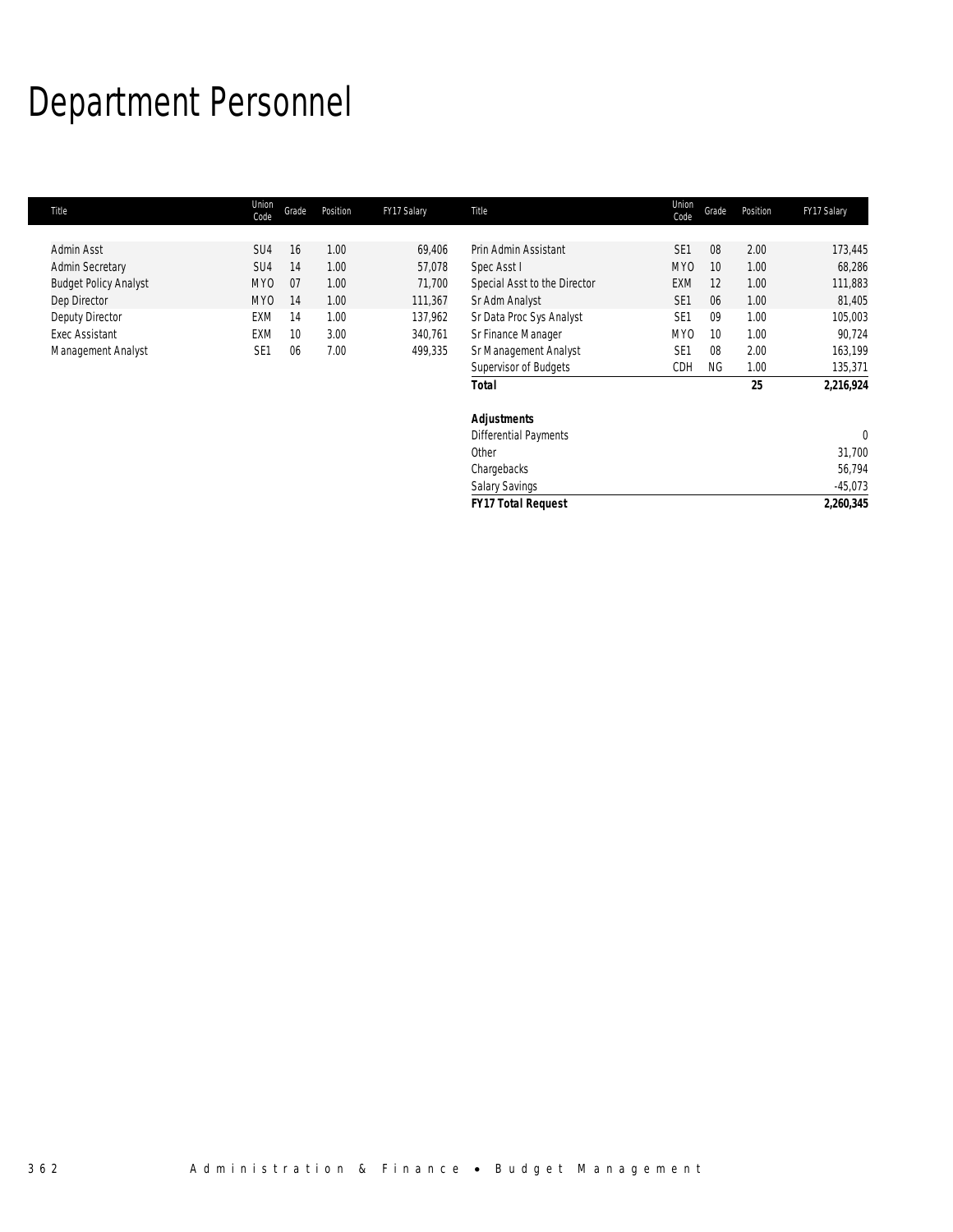# Department Personnel

| Title | Union Code | Grade | Position | FY17 Salary |
|---|---|---|---|---|
| Admin Asst | SU4 | 16 | 1.00 | 69,406 |
| Admin Secretary | SU4 | 14 | 1.00 | 57,078 |
| Budget Policy Analyst | MYO | 07 | 1.00 | 71,700 |
| Dep Director | MYO | 14 | 1.00 | 111,367 |
| Deputy Director | EXM | 14 | 1.00 | 137,962 |
| Exec Assistant | EXM | 10 | 3.00 | 340,761 |
| Management Analyst | SE1 | 06 | 7.00 | 499,335 |
| Prin Admin Assistant | SE1 | 08 | 2.00 | 173,445 |
| Spec Asst I | MYO | 10 | 1.00 | 68,286 |
| Special Asst to the Director | EXM | 12 | 1.00 | 111,883 |
| Sr Adm Analyst | SE1 | 06 | 1.00 | 81,405 |
| Sr Data Proc Sys Analyst | SE1 | 09 | 1.00 | 105,003 |
| Sr Finance Manager | MYO | 10 | 1.00 | 90,724 |
| Sr Management Analyst | SE1 | 08 | 2.00 | 163,199 |
| Supervisor of Budgets | CDH | NG | 1.00 | 135,371 |
| ***Total*** | | | **25** | **2,216,924** |
| | | | | |
| ***Adjustments*** | | | | |
| Differential Payments | | | | 0 |
| Other | | | | 31,700 |
| Chargebacks | | | | 56,794 |
| Salary Savings | | | | -45,073 |
| ***FY17 Total Request*** | | | | **2,260,345** |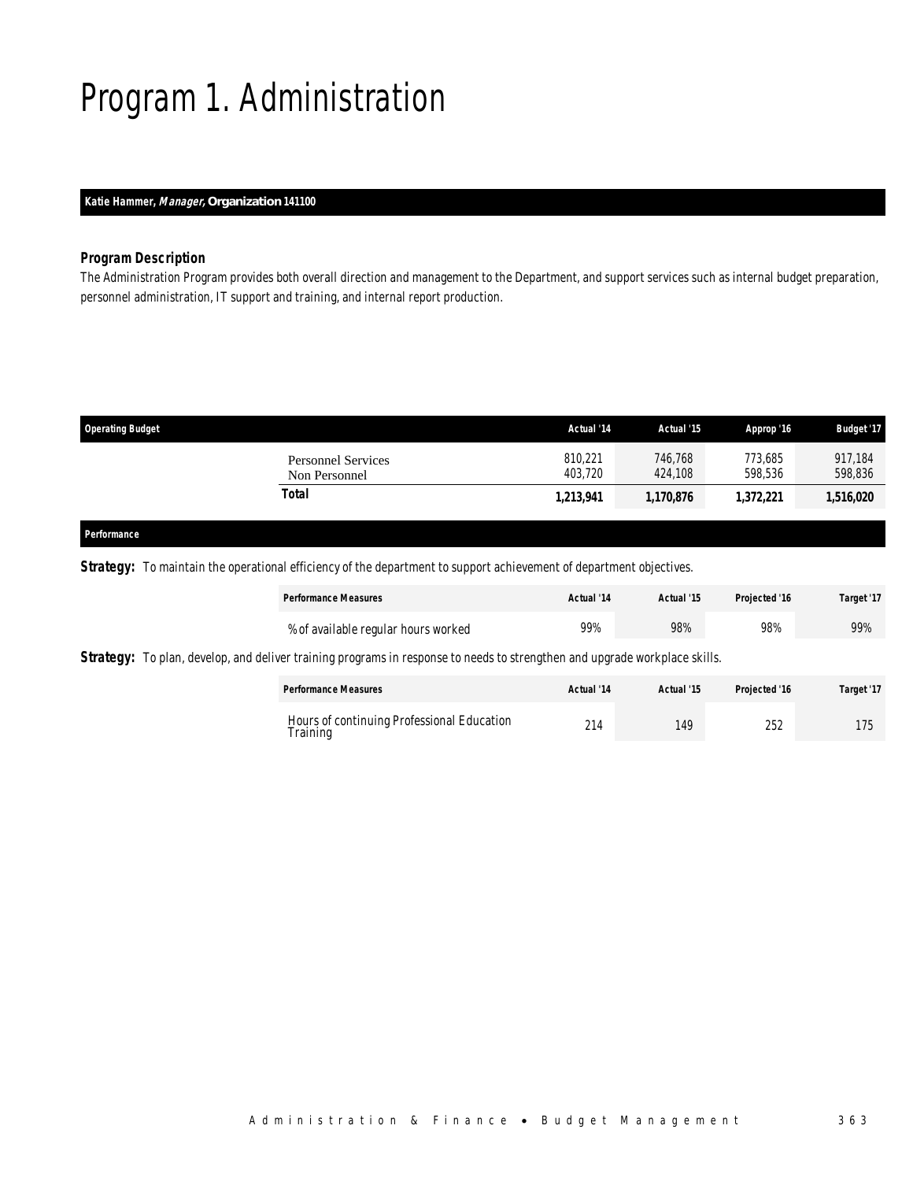# Program 1. Administration

**Katie Hammer, *Manager,* Organization 141100**

### *Program Description*

*The Administration Program provides both overall direction and management to the Department, and support services such as internal budget preparation, personnel administration, IT support and training, and internal report production.*

| Operating Budget | Actual '14 | Actual '15 | Approp '16 | Budget '17 |
|---|---|---|---|---|
| Personnel Services | 810,221 | 746,768 | 773,685 | 917,184 |
| Non Personnel | 403,720 | 424,108 | 598,536 | 598,836 |
| **Total** | **1,213,941** | **1,170,876** | **1,372,221** | **1,516,020** |

## *Performance*

**Strategy:** To maintain the operational efficiency of the department to support achievement of department objectives.

| Performance Measures | Actual '14 | Actual '15 | Projected '16 | Target '17 |
|---|---|---|---|---|
| % of available regular hours worked | 99% | 98% | 98% | 99% |

**Strategy:** To plan, develop, and deliver training programs in response to needs to strengthen and upgrade workplace skills.

| Performance Measures | Actual '14 | Actual '15 | Projected '16 | Target '17 |
|---|---|---|---|---|
| Hours of continuing Professional Education Training | 214 | 149 | 252 | 175 |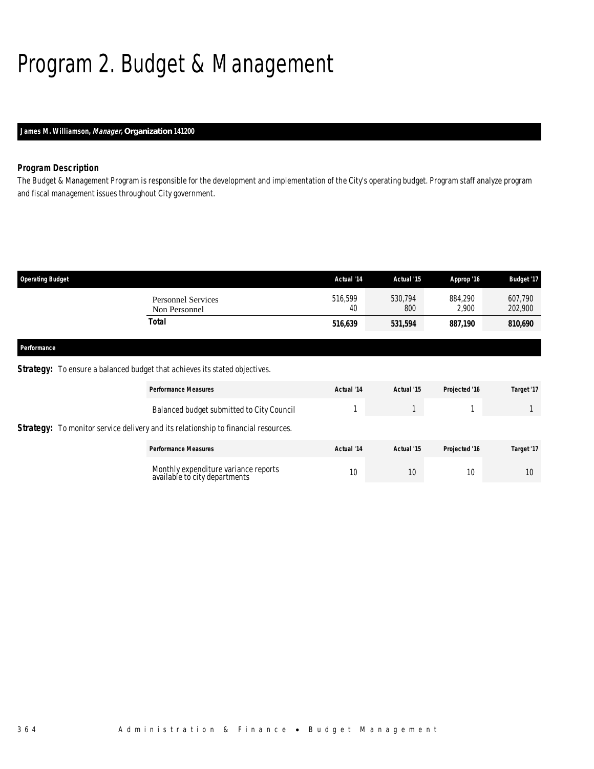# Program 2. Budget & Management

**James M. Williamson, *Manager,* Organization 141200**

### Program Description

The Budget & Management Program is responsible for the development and implementation of the City's operating budget. Program staff analyze program and fiscal management issues throughout City government.

| Operating Budget | | Actual '14 | Actual '15 | Approp '16 | Budget '17 |
|---|---|---|---|---|---|
| | Personnel Services | 516,599 | 530,794 | 884,290 | 607,790 |
| | Non Personnel | 40 | 800 | 2,900 | 202,900 |
| | **Total** | **516,639** | **531,594** | **887,190** | **810,690** |

### Performance

**Strategy:** To ensure a balanced budget that achieves its stated objectives.

| Performance Measures | Actual '14 | Actual '15 | Projected '16 | Target '17 |
|---|---|---|---|---|
| Balanced budget submitted to City Council | 1 | 1 | 1 | 1 |

**Strategy:** To monitor service delivery and its relationship to financial resources.

| Performance Measures | Actual '14 | Actual '15 | Projected '16 | Target '17 |
|---|---|---|---|---|
| Monthly expenditure variance reports available to city departments | 10 | 10 | 10 | 10 |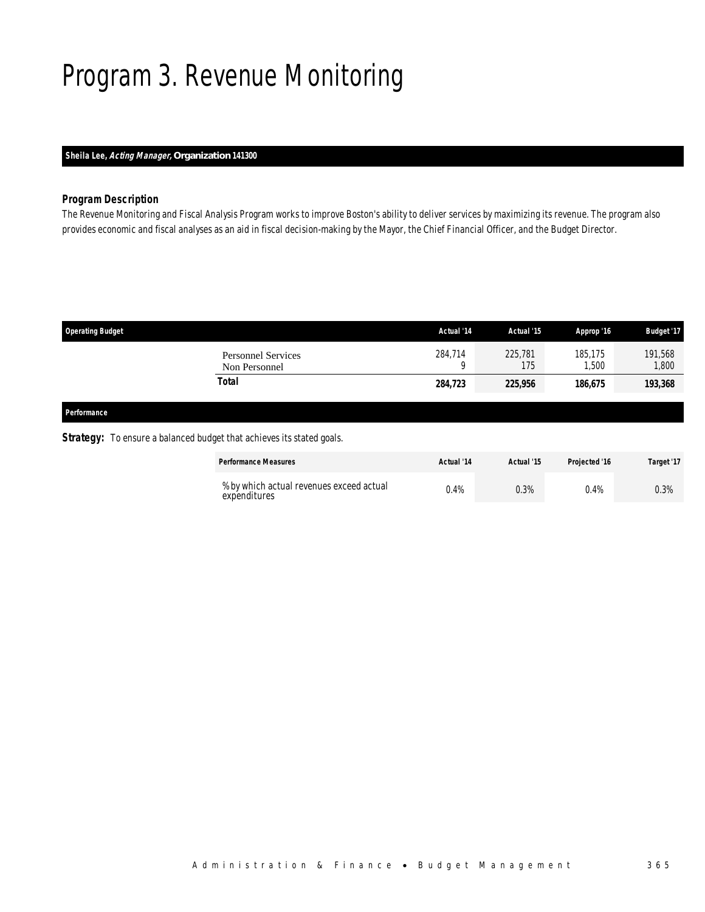# Program 3. Revenue Monitoring

**Sheila Lee, *Acting Manager,* Organization 141300**

### *Program Description*

*The Revenue Monitoring and Fiscal Analysis Program works to improve Boston's ability to deliver services by maximizing its revenue. The program also provides economic and fiscal analyses as an aid in fiscal decision-making by the Mayor, the Chief Financial Officer, and the Budget Director.*

| Operating Budget | Actual '14 | Actual '15 | Approp '16 | Budget '17 |
|---|---|---|---|---|
| Personnel Services | 284,714 | 225,781 | 185,175 | 191,568 |
| Non Personnel | 9 | 175 | 1,500 | 1,800 |
| **Total** | **284,723** | **225,956** | **186,675** | **193,368** |

**Performance**

**Strategy:** To ensure a balanced budget that achieves its stated goals.

| Performance Measures | Actual '14 | Actual '15 | Projected '16 | Target '17 |
|---|---|---|---|---|
| % by which actual revenues exceed actual expenditures | 0.4% | 0.3% | 0.4% | 0.3% |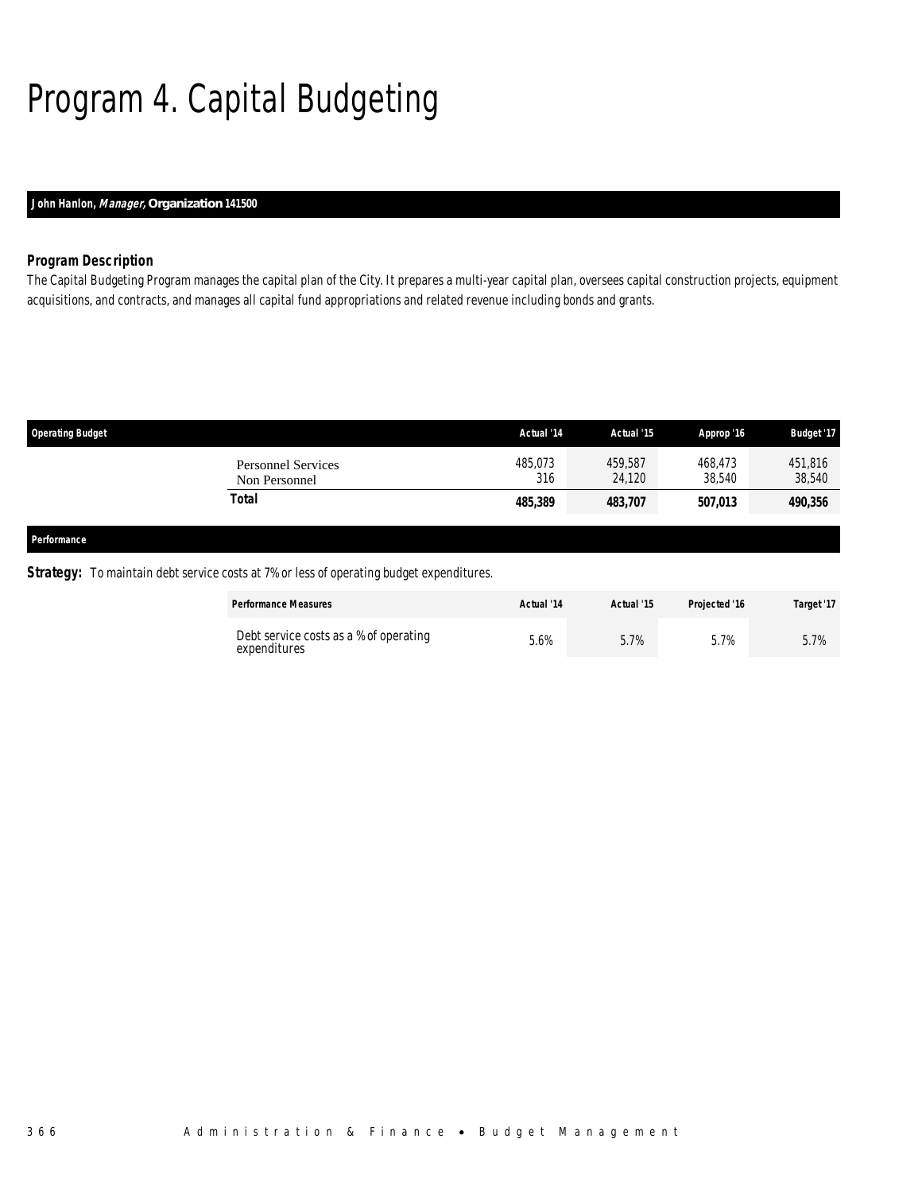# Program 4. Capital Budgeting

**John Hanlon, *Manager,* Organization 141500**

### Program Description

The Capital Budgeting Program manages the capital plan of the City. It prepares a multi-year capital plan, oversees capital construction projects, equipment acquisitions, and contracts, and manages all capital fund appropriations and related revenue including bonds and grants.

| Operating Budget | Actual '14 | Actual '15 | Approp '16 | Budget '17 |
|---|---|---|---|---|
| Personnel Services | 485,073 | 459,587 | 468,473 | 451,816 |
| Non Personnel | 316 | 24,120 | 38,540 | 38,540 |
| **Total** | **485,389** | **483,707** | **507,013** | **490,356** |

### Performance

**Strategy:** To maintain debt service costs at 7% or less of operating budget expenditures.

| Performance Measures | Actual '14 | Actual '15 | Projected '16 | Target '17 |
|---|---|---|---|---|
| Debt service costs as a % of operating expenditures | 5.6% | 5.7% | 5.7% | 5.7% |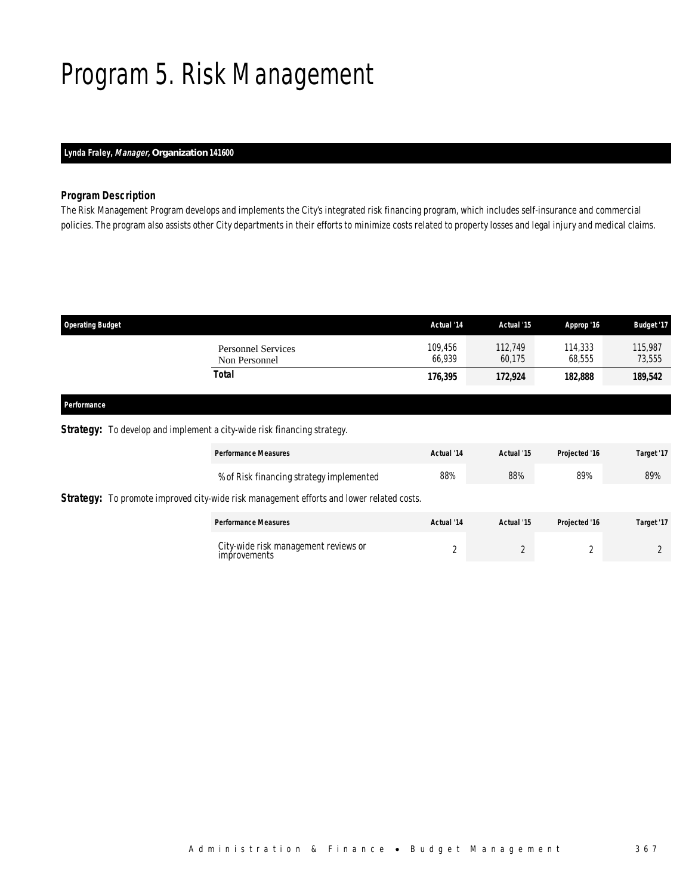# Program 5. Risk Management

**Lynda Fraley, *Manager*, Organization 141600**

### Program Description

The Risk Management Program develops and implements the City's integrated risk financing program, which includes self-insurance and commercial policies. The program also assists other City departments in their efforts to minimize costs related to property losses and legal injury and medical claims.

| Operating Budget | Actual '14 | Actual '15 | Approp '16 | Budget '17 |
|---|---|---|---|---|
| Personnel Services | 109,456 | 112,749 | 114,333 | 115,987 |
| Non Personnel | 66,939 | 60,175 | 68,555 | 73,555 |
| **Total** | **176,395** | **172,924** | **182,888** | **189,542** |

### Performance

**Strategy:** To develop and implement a city-wide risk financing strategy.

| Performance Measures | Actual '14 | Actual '15 | Projected '16 | Target '17 |
|---|---|---|---|---|
| % of Risk financing strategy implemented | 88% | 88% | 89% | 89% |

**Strategy:** To promote improved city-wide risk management efforts and lower related costs.

| Performance Measures | Actual '14 | Actual '15 | Projected '16 | Target '17 |
|---|---|---|---|---|
| City-wide risk management reviews or improvements | 2 | 2 | 2 | 2 |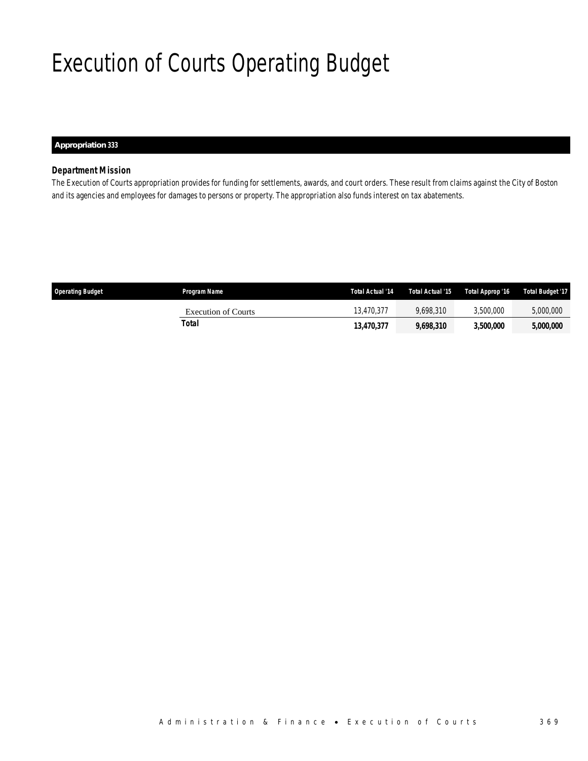# Execution of Courts Operating Budget

**Appropriation 333**

### *Department Mission*

*The Execution of Courts appropriation provides for funding for settlements, awards, and court orders. These result from claims against the City of Boston and its agencies and employees for damages to persons or property. The appropriation also funds interest on tax abatements.*

| Operating Budget | Program Name | Total Actual '14 | Total Actual '15 | Total Approp '16 | Total Budget '17 |
|---|---|---|---|---|---|
| | Execution of Courts | 13,470,377 | 9,698,310 | 3,500,000 | 5,000,000 |
| | **Total** | **13,470,377** | **9,698,310** | **3,500,000** | **5,000,000** |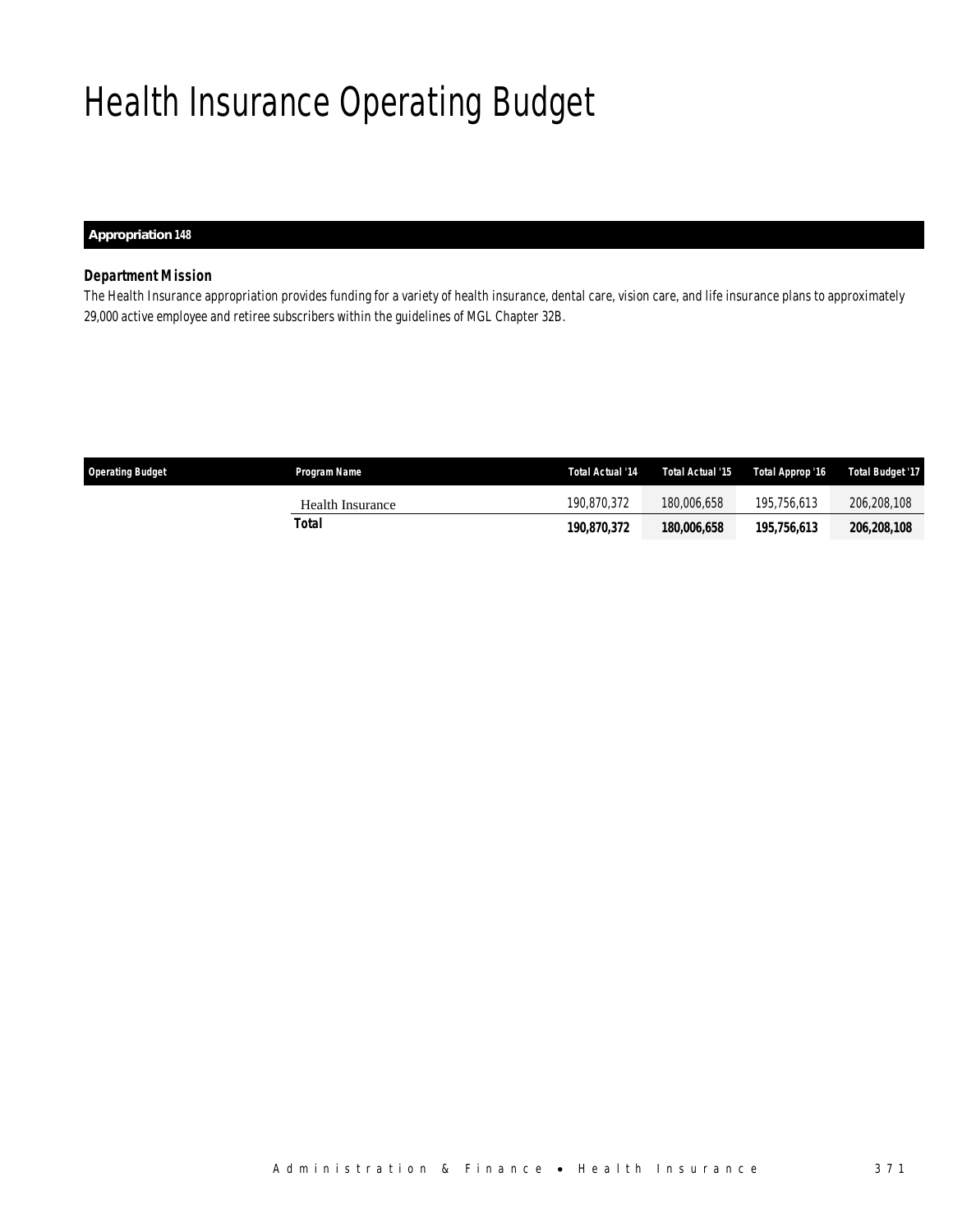# Health Insurance Operating Budget

**Appropriation 148**

***Department Mission***

The Health Insurance appropriation provides funding for a variety of health insurance, dental care, vision care, and life insurance plans to approximately 29,000 active employee and retiree subscribers within the guidelines of MGL Chapter 32B.

| Operating Budget | Program Name | Total Actual '14 | Total Actual '15 | Total Approp '16 | Total Budget '17 |
|---|---|---|---|---|---|
| | Health Insurance | 190,870,372 | 180,006,658 | 195,756,613 | 206,208,108 |
| | **Total** | **190,870,372** | **180,006,658** | **195,756,613** | **206,208,108** |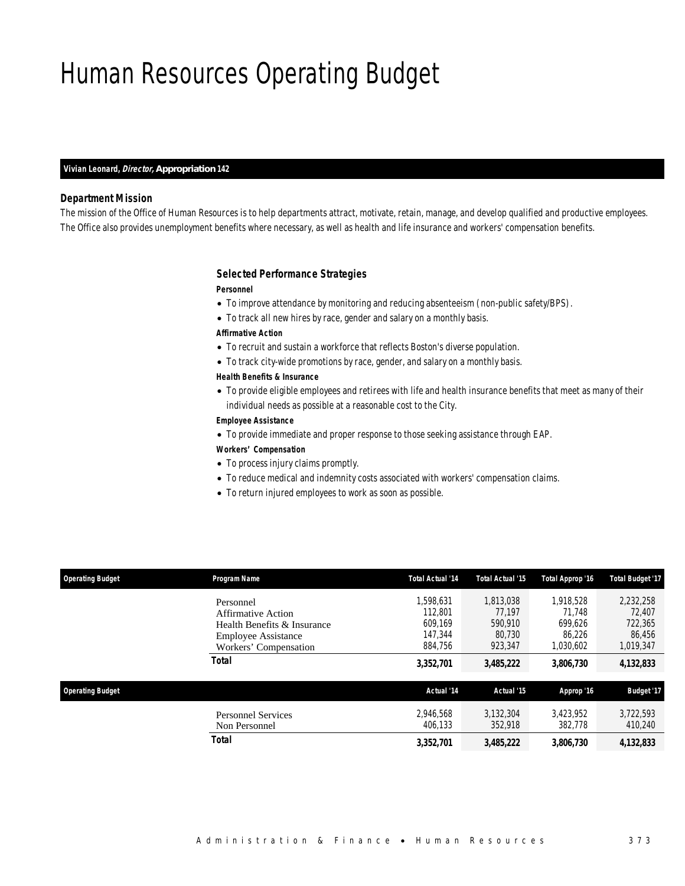# Human Resources Operating Budget

**Vivian Leonard, *Director,* Appropriation 142**

### Department Mission

*The mission of the Office of Human Resources is to help departments attract, motivate, retain, manage, and develop qualified and productive employees. The Office also provides unemployment benefits where necessary, as well as health and life insurance and workers' compensation benefits.*

### Selected Performance Strategies

**Personnel**

- To improve attendance by monitoring and reducing absenteeism (non-public safety/BPS).
- To track all new hires by race, gender and salary on a monthly basis.

**Affirmative Action**

- To recruit and sustain a workforce that reflects Boston's diverse population.
- To track city-wide promotions by race, gender, and salary on a monthly basis.

**Health Benefits & Insurance**

- To provide eligible employees and retirees with life and health insurance benefits that meet as many of their individual needs as possible at a reasonable cost to the City.

**Employee Assistance**

- To provide immediate and proper response to those seeking assistance through EAP.

**Workers' Compensation**

- To process injury claims promptly.
- To reduce medical and indemnity costs associated with workers' compensation claims.
- To return injured employees to work as soon as possible.

| Operating Budget | Program Name | Total Actual '14 | Total Actual '15 | Total Approp '16 | Total Budget '17 |
|---|---|---|---|---|---|
| | Personnel | 1,598,631 | 1,813,038 | 1,918,528 | 2,232,258 |
| | Affirmative Action | 112,801 | 77,197 | 71,748 | 72,407 |
| | Health Benefits & Insurance | 609,169 | 590,910 | 699,626 | 722,365 |
| | Employee Assistance | 147,344 | 80,730 | 86,226 | 86,456 |
| | Workers' Compensation | 884,756 | 923,347 | 1,030,602 | 1,019,347 |
| | **Total** | **3,352,701** | **3,485,222** | **3,806,730** | **4,132,833** |

| Operating Budget | | Actual '14 | Actual '15 | Approp '16 | Budget '17 |
|---|---|---|---|---|---|
| | Personnel Services | 2,946,568 | 3,132,304 | 3,423,952 | 3,722,593 |
| | Non Personnel | 406,133 | 352,918 | 382,778 | 410,240 |
| | **Total** | **3,352,701** | **3,485,222** | **3,806,730** | **4,132,833** |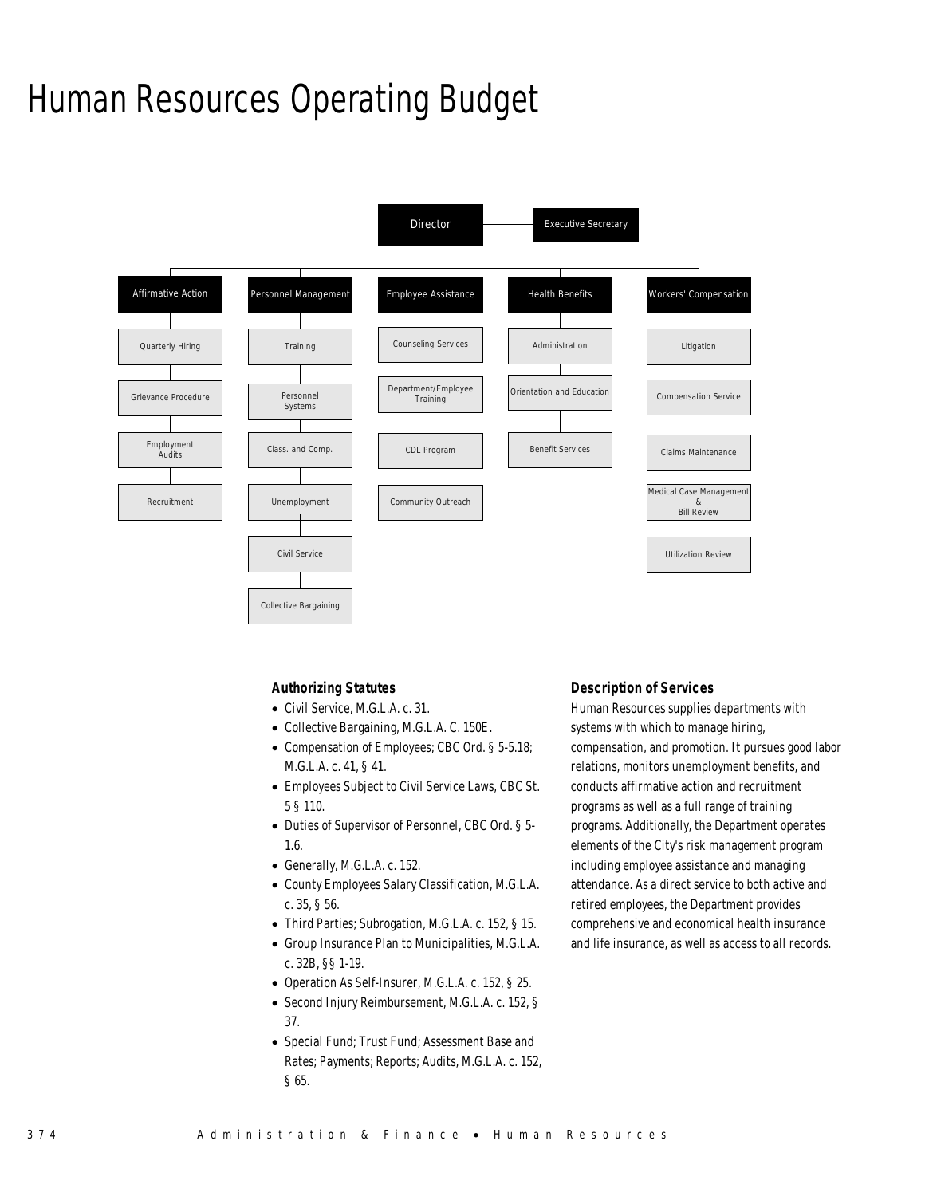# Human Resources Operating Budget

- Director
  - Executive Secretary
  - Affirmative Action
    - Quarterly Hiring
    - Grievance Procedure
    - Employment Audits
    - Recruitment
  - Personnel Management
    - Training
    - Personnel Systems
    - Class. and Comp.
    - Unemployment
    - Civil Service
    - Collective Bargaining
  - Employee Assistance
    - Counseling Services
    - Department/Employee Training
    - CDL Program
    - Community Outreach
  - Health Benefits
    - Administration
    - Orientation and Education
    - Benefit Services
  - Workers' Compensation
    - Litigation
    - Compensation Service
    - Claims Maintenance
    - Medical Case Management & Bill Review
    - Utilization Review

### Authorizing Statutes

- Civil Service, M.G.L.A. c. 31.
- Collective Bargaining, M.G.L.A. C. 150E.
- Compensation of Employees; CBC Ord. § 5-5.18; M.G.L.A. c. 41, § 41.
- Employees Subject to Civil Service Laws, CBC St. 5 § 110.
- Duties of Supervisor of Personnel, CBC Ord. § 5-1.6.
- Generally, M.G.L.A. c. 152.
- County Employees Salary Classification, M.G.L.A. c. 35, § 56.
- Third Parties; Subrogation, M.G.L.A. c. 152, § 15.
- Group Insurance Plan to Municipalities, M.G.L.A. c. 32B, §§ 1-19.
- Operation As Self-Insurer, M.G.L.A. c. 152, § 25.
- Second Injury Reimbursement, M.G.L.A. c. 152, § 37.
- Special Fund; Trust Fund; Assessment Base and Rates; Payments; Reports; Audits, M.G.L.A. c. 152, § 65.

### Description of Services

Human Resources supplies departments with systems with which to manage hiring, compensation, and promotion. It pursues good labor relations, monitors unemployment benefits, and conducts affirmative action and recruitment programs as well as a full range of training programs. Additionally, the Department operates elements of the City's risk management program including employee assistance and managing attendance. As a direct service to both active and retired employees, the Department provides comprehensive and economical health insurance and life insurance, as well as access to all records.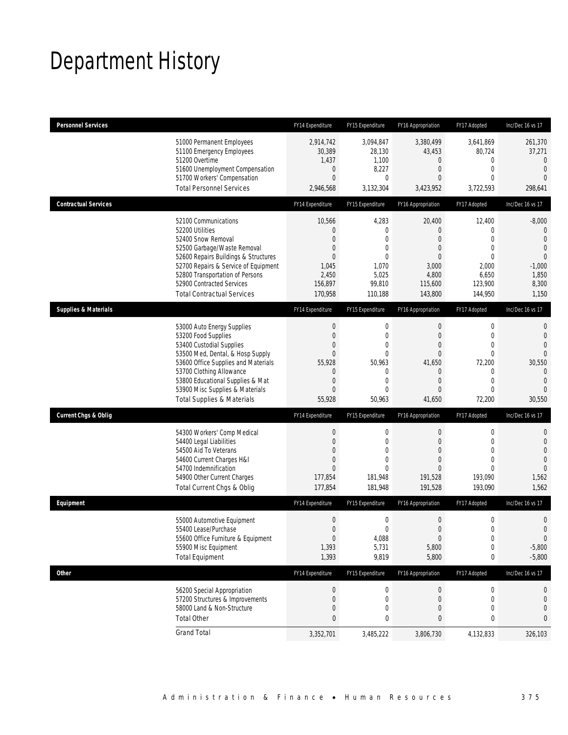# Department History

| Personnel Services | FY14 Expenditure | FY15 Expenditure | FY16 Appropriation | FY17 Adopted | Inc/Dec 16 vs 17 |
|---|---|---|---|---|---|
| 51000 Permanent Employees | 2,914,742 | 3,094,847 | 3,380,499 | 3,641,869 | 261,370 |
| 51100 Emergency Employees | 30,389 | 28,130 | 43,453 | 80,724 | 37,271 |
| 51200 Overtime | 1,437 | 1,100 | 0 | 0 | 0 |
| 51600 Unemployment Compensation | 0 | 8,227 | 0 | 0 | 0 |
| 51700 Workers' Compensation | 0 | 0 | 0 | 0 | 0 |
| Total Personnel Services | 2,946,568 | 3,132,304 | 3,423,952 | 3,722,593 | 298,641 |

| Contractual Services | FY14 Expenditure | FY15 Expenditure | FY16 Appropriation | FY17 Adopted | Inc/Dec 16 vs 17 |
|---|---|---|---|---|---|
| 52100 Communications | 10,566 | 4,283 | 20,400 | 12,400 | -8,000 |
| 52200 Utilities | 0 | 0 | 0 | 0 | 0 |
| 52400 Snow Removal | 0 | 0 | 0 | 0 | 0 |
| 52500 Garbage/Waste Removal | 0 | 0 | 0 | 0 | 0 |
| 52600 Repairs Buildings & Structures | 0 | 0 | 0 | 0 | 0 |
| 52700 Repairs & Service of Equipment | 1,045 | 1,070 | 3,000 | 2,000 | -1,000 |
| 52800 Transportation of Persons | 2,450 | 5,025 | 4,800 | 6,650 | 1,850 |
| 52900 Contracted Services | 156,897 | 99,810 | 115,600 | 123,900 | 8,300 |
| Total Contractual Services | 170,958 | 110,188 | 143,800 | 144,950 | 1,150 |

| Supplies & Materials | FY14 Expenditure | FY15 Expenditure | FY16 Appropriation | FY17 Adopted | Inc/Dec 16 vs 17 |
|---|---|---|---|---|---|
| 53000 Auto Energy Supplies | 0 | 0 | 0 | 0 | 0 |
| 53200 Food Supplies | 0 | 0 | 0 | 0 | 0 |
| 53400 Custodial Supplies | 0 | 0 | 0 | 0 | 0 |
| 53500 Med, Dental, & Hosp Supply | 0 | 0 | 0 | 0 | 0 |
| 53600 Office Supplies and Materials | 55,928 | 50,963 | 41,650 | 72,200 | 30,550 |
| 53700 Clothing Allowance | 0 | 0 | 0 | 0 | 0 |
| 53800 Educational Supplies & Mat | 0 | 0 | 0 | 0 | 0 |
| 53900 Misc Supplies & Materials | 0 | 0 | 0 | 0 | 0 |
| Total Supplies & Materials | 55,928 | 50,963 | 41,650 | 72,200 | 30,550 |

| Current Chgs & Oblig | FY14 Expenditure | FY15 Expenditure | FY16 Appropriation | FY17 Adopted | Inc/Dec 16 vs 17 |
|---|---|---|---|---|---|
| 54300 Workers' Comp Medical | 0 | 0 | 0 | 0 | 0 |
| 54400 Legal Liabilities | 0 | 0 | 0 | 0 | 0 |
| 54500 Aid To Veterans | 0 | 0 | 0 | 0 | 0 |
| 54600 Current Charges H&I | 0 | 0 | 0 | 0 | 0 |
| 54700 Indemnification | 0 | 0 | 0 | 0 | 0 |
| 54900 Other Current Charges | 177,854 | 181,948 | 191,528 | 193,090 | 1,562 |
| Total Current Chgs & Oblig | 177,854 | 181,948 | 191,528 | 193,090 | 1,562 |

| Equipment | FY14 Expenditure | FY15 Expenditure | FY16 Appropriation | FY17 Adopted | Inc/Dec 16 vs 17 |
|---|---|---|---|---|---|
| 55000 Automotive Equipment | 0 | 0 | 0 | 0 | 0 |
| 55400 Lease/Purchase | 0 | 0 | 0 | 0 | 0 |
| 55600 Office Furniture & Equipment | 0 | 4,088 | 0 | 0 | 0 |
| 55900 Misc Equipment | 1,393 | 5,731 | 5,800 | 0 | -5,800 |
| Total Equipment | 1,393 | 9,819 | 5,800 | 0 | -5,800 |

| Other | FY14 Expenditure | FY15 Expenditure | FY16 Appropriation | FY17 Adopted | Inc/Dec 16 vs 17 |
|---|---|---|---|---|---|
| 56200 Special Appropriation | 0 | 0 | 0 | 0 | 0 |
| 57200 Structures & Improvements | 0 | 0 | 0 | 0 | 0 |
| 58000 Land & Non-Structure | 0 | 0 | 0 | 0 | 0 |
| Total Other | 0 | 0 | 0 | 0 | 0 |
| Grand Total | 3,352,701 | 3,485,222 | 3,806,730 | 4,132,833 | 326,103 |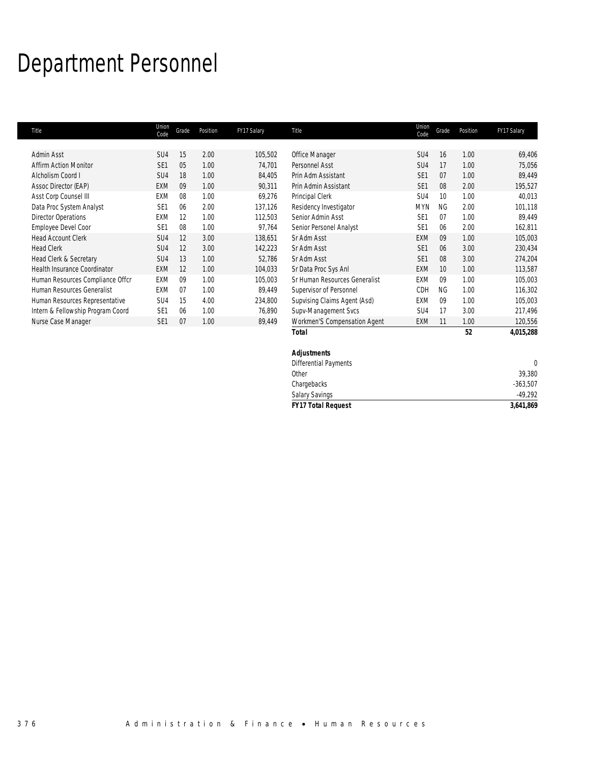# Department Personnel

| Title | Union Code | Grade | Position | FY17 Salary |
|---|---|---|---|---|
| Admin Asst | SU4 | 15 | 2.00 | 105,502 |
| Affirm Action Monitor | SE1 | 05 | 1.00 | 74,701 |
| Alcholism Coord I | SU4 | 18 | 1.00 | 84,405 |
| Assoc Director (EAP) | EXM | 09 | 1.00 | 90,311 |
| Asst Corp Counsel III | EXM | 08 | 1.00 | 69,276 |
| Data Proc System Analyst | SE1 | 06 | 2.00 | 137,126 |
| Director Operations | EXM | 12 | 1.00 | 112,503 |
| Employee Devel Coor | SE1 | 08 | 1.00 | 97,764 |
| Head Account Clerk | SU4 | 12 | 3.00 | 138,651 |
| Head Clerk | SU4 | 12 | 3.00 | 142,223 |
| Head Clerk & Secretary | SU4 | 13 | 1.00 | 52,786 |
| Health Insurance Coordinator | EXM | 12 | 1.00 | 104,033 |
| Human Resources Compliance Offcr | EXM | 09 | 1.00 | 105,003 |
| Human Resources Generalist | EXM | 07 | 1.00 | 89,449 |
| Human Resources Representative | SU4 | 15 | 4.00 | 234,800 |
| Intern & Fellowship Program Coord | SE1 | 06 | 1.00 | 76,890 |
| Nurse Case Manager | SE1 | 07 | 1.00 | 89,449 |
| Office Manager | SU4 | 16 | 1.00 | 69,406 |
| Personnel Asst | SU4 | 17 | 1.00 | 75,056 |
| Prin Adm Assistant | SE1 | 07 | 1.00 | 89,449 |
| Prin Admin Assistant | SE1 | 08 | 2.00 | 195,527 |
| Principal Clerk | SU4 | 10 | 1.00 | 40,013 |
| Residency Investigator | MYN | NG | 2.00 | 101,118 |
| Senior Admin Asst | SE1 | 07 | 1.00 | 89,449 |
| Senior Personel Analyst | SE1 | 06 | 2.00 | 162,811 |
| Sr Adm Asst | EXM | 09 | 1.00 | 105,003 |
| Sr Adm Asst | SE1 | 06 | 3.00 | 230,434 |
| Sr Adm Asst | SE1 | 08 | 3.00 | 274,204 |
| Sr Data Proc Sys Anl | EXM | 10 | 1.00 | 113,587 |
| Sr Human Resources Generalist | EXM | 09 | 1.00 | 105,003 |
| Supervisor of Personnel | CDH | NG | 1.00 | 116,302 |
| Supvising Claims Agent (Asd) | EXM | 09 | 1.00 | 105,003 |
| Supv-Management Svcs | SU4 | 17 | 3.00 | 217,496 |
| Workmen'S Compensation Agent | EXM | 11 | 1.00 | 120,556 |
| **Total** | | | **52** | **4,015,288** |

| **Adjustments** | |
|---|---|
| Differential Payments | 0 |
| Other | 39,380 |
| Chargebacks | -363,507 |
| Salary Savings | -49,292 |
| ***FY17 Total Request*** | **3,641,869** |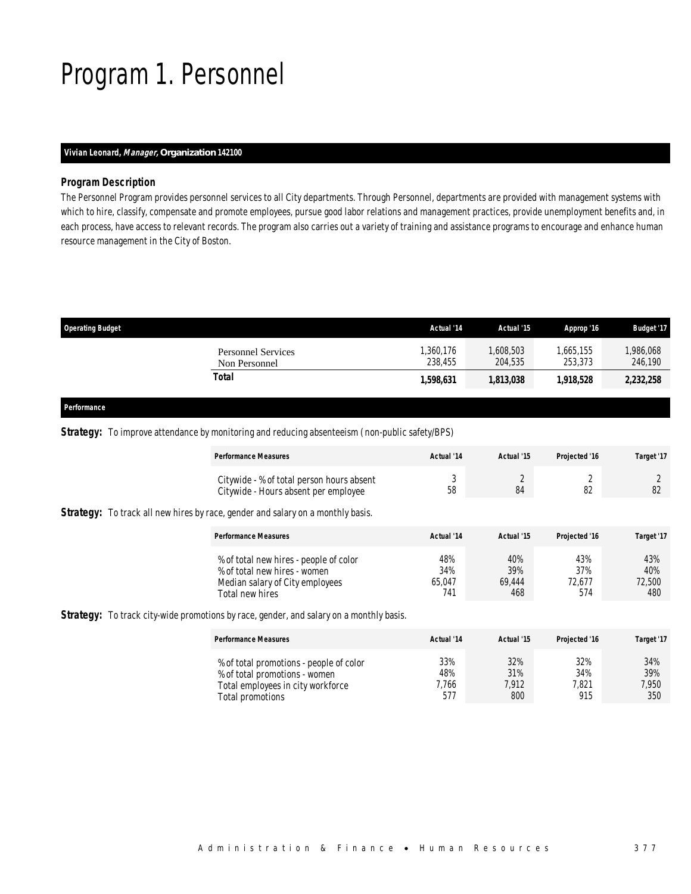# Program 1. Personnel

**Vivian Leonard, *Manager,* Organization 142100**

### *Program Description*

The Personnel Program provides personnel services to all City departments. Through Personnel, departments are provided with management systems with which to hire, classify, compensate and promote employees, pursue good labor relations and management practices, provide unemployment benefits and, in each process, have access to relevant records. The program also carries out a variety of training and assistance programs to encourage and enhance human resource management in the City of Boston.

| Operating Budget | Actual '14 | Actual '15 | Approp '16 | Budget '17 |
|---|---|---|---|---|
| Personnel Services | 1,360,176 | 1,608,503 | 1,665,155 | 1,986,068 |
| Non Personnel | 238,455 | 204,535 | 253,373 | 246,190 |
| **Total** | **1,598,631** | **1,813,038** | **1,918,528** | **2,232,258** |

### *Performance*

**Strategy:** To improve attendance by monitoring and reducing absenteeism ( non-public safety/BPS)

| Performance Measures | Actual '14 | Actual '15 | Projected '16 | Target '17 |
|---|---|---|---|---|
| Citywide - % of total person hours absent | 3 | 2 | 2 | 2 |
| Citywide - Hours absent per employee | 58 | 84 | 82 | 82 |

**Strategy:** To track all new hires by race, gender and salary on a monthly basis.

| Performance Measures | Actual '14 | Actual '15 | Projected '16 | Target '17 |
|---|---|---|---|---|
| % of total new hires - people of color | 48% | 40% | 43% | 43% |
| % of total new hires - women | 34% | 39% | 37% | 40% |
| Median salary of City employees | 65,047 | 69,444 | 72,677 | 72,500 |
| Total new hires | 741 | 468 | 574 | 480 |

**Strategy:** To track city-wide promotions by race, gender, and salary on a monthly basis.

| Performance Measures | Actual '14 | Actual '15 | Projected '16 | Target '17 |
|---|---|---|---|---|
| % of total promotions - people of color | 33% | 32% | 32% | 34% |
| % of total promotions - women | 48% | 31% | 34% | 39% |
| Total employees in city workforce | 7,766 | 7,912 | 7,821 | 7,950 |
| Total promotions | 577 | 800 | 915 | 350 |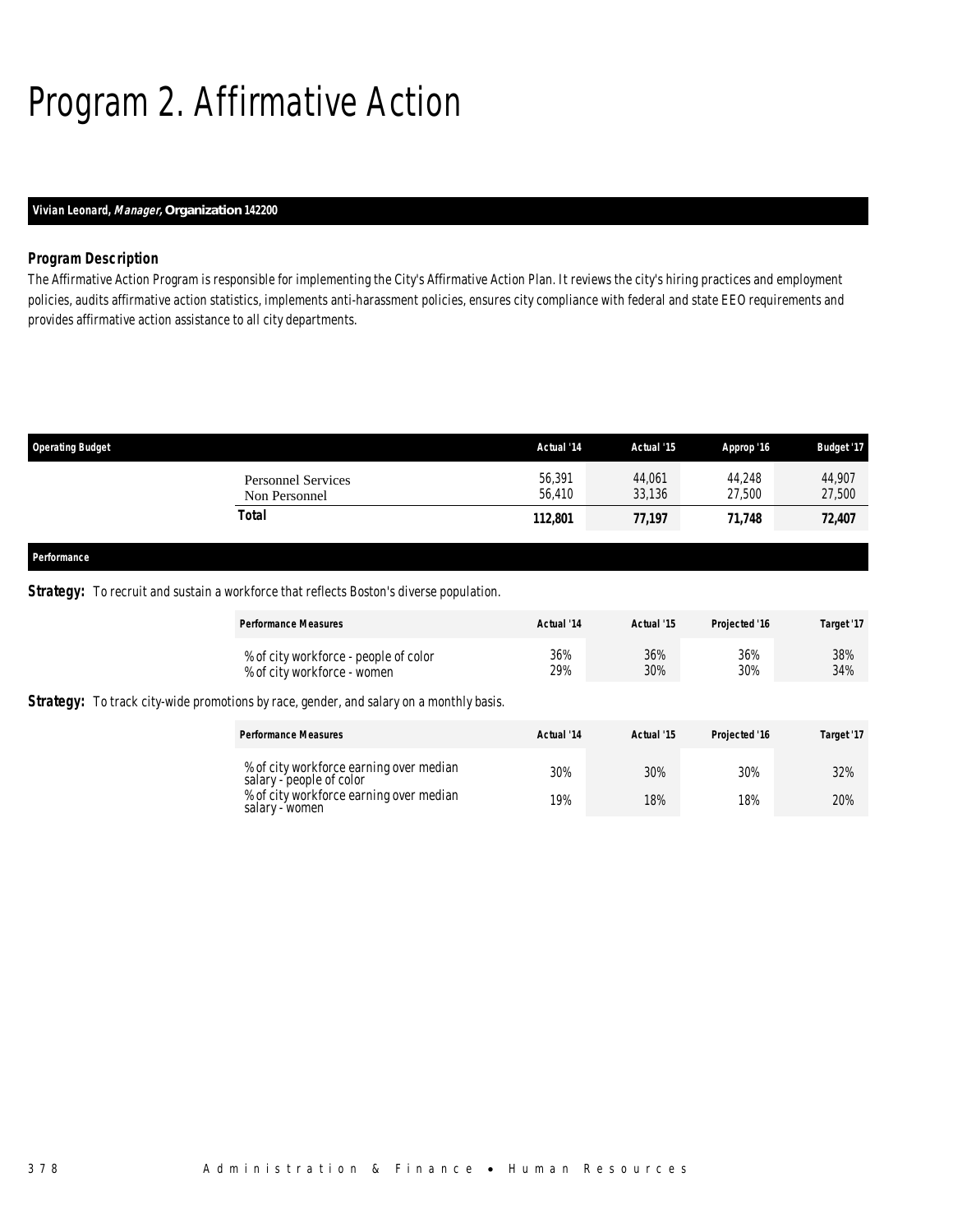# Program 2. Affirmative Action

**Vivian Leonard, *Manager,* Organization 142200**

### Program Description

The Affirmative Action Program is responsible for implementing the City's Affirmative Action Plan. It reviews the city's hiring practices and employment policies, audits affirmative action statistics, implements anti-harassment policies, ensures city compliance with federal and state EEO requirements and provides affirmative action assistance to all city departments.

| Operating Budget | Actual '14 | Actual '15 | Approp '16 | Budget '17 |
|---|---|---|---|---|
| Personnel Services | 56,391 | 44,061 | 44,248 | 44,907 |
| Non Personnel | 56,410 | 33,136 | 27,500 | 27,500 |
| **Total** | **112,801** | **77,197** | **71,748** | **72,407** |

### Performance

**Strategy:** To recruit and sustain a workforce that reflects Boston's diverse population.

| Performance Measures | Actual '14 | Actual '15 | Projected '16 | Target '17 |
|---|---|---|---|---|
| % of city workforce - people of color | 36% | 36% | 36% | 38% |
| % of city workforce - women | 29% | 30% | 30% | 34% |

**Strategy:** To track city-wide promotions by race, gender, and salary on a monthly basis.

| Performance Measures | Actual '14 | Actual '15 | Projected '16 | Target '17 |
|---|---|---|---|---|
| % of city workforce earning over median salary - people of color | 30% | 30% | 30% | 32% |
| % of city workforce earning over median salary - women | 19% | 18% | 18% | 20% |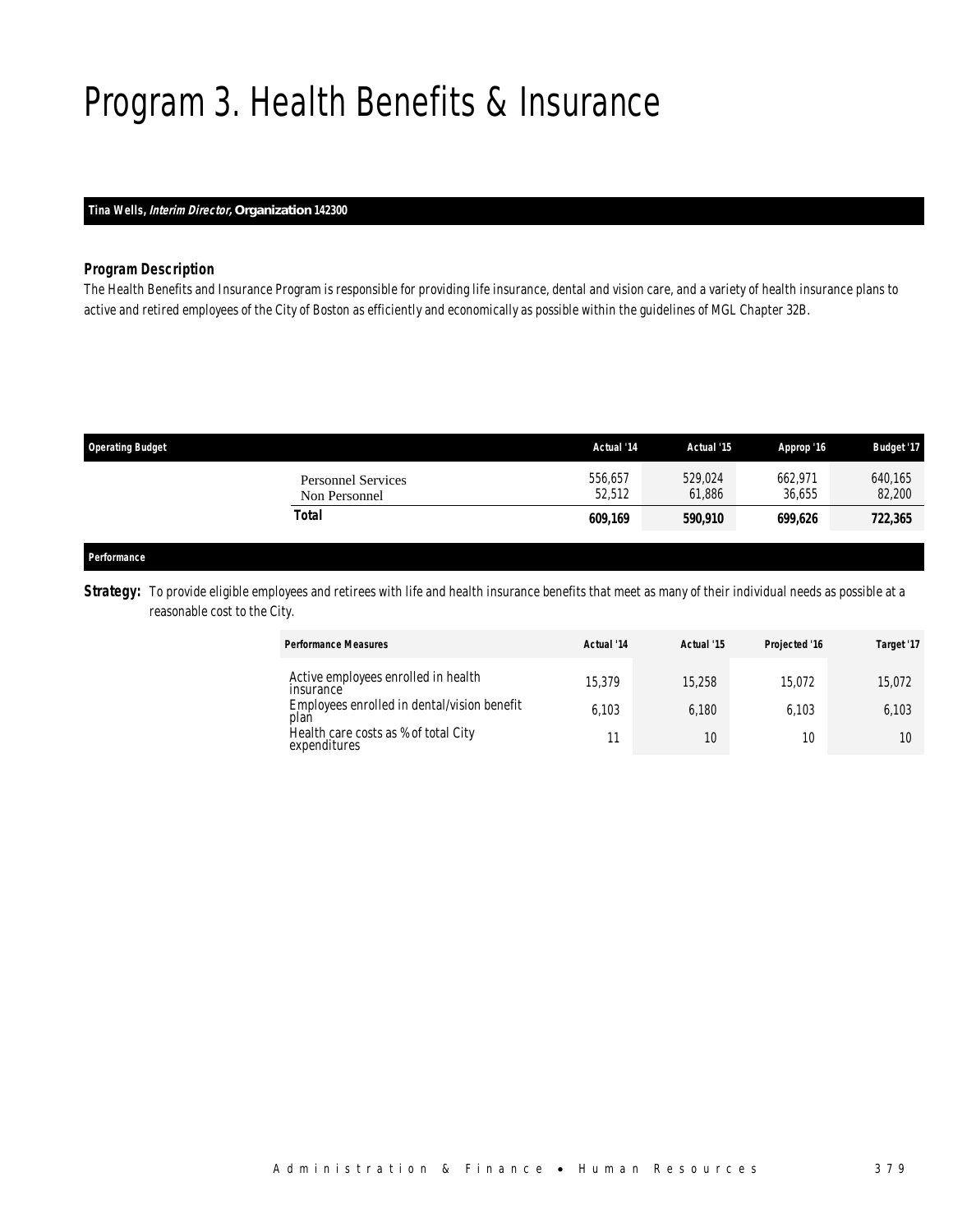# Program 3. Health Benefits & Insurance

**Tina Wells, *Interim Director,* Organization 142300**

### *Program Description*

*The Health Benefits and Insurance Program is responsible for providing life insurance, dental and vision care, and a variety of health insurance plans to active and retired employees of the City of Boston as efficiently and economically as possible within the guidelines of MGL Chapter 32B.*

| Operating Budget | Actual '14 | Actual '15 | Approp '16 | Budget '17 |
|---|---|---|---|---|
| Personnel Services | 556,657 | 529,024 | 662,971 | 640,165 |
| Non Personnel | 52,512 | 61,886 | 36,655 | 82,200 |
| **Total** | **609,169** | **590,910** | **699,626** | **722,365** |

**Performance**

**Strategy:** To provide eligible employees and retirees with life and health insurance benefits that meet as many of their individual needs as possible at a reasonable cost to the City.

| Performance Measures | Actual '14 | Actual '15 | Projected '16 | Target '17 |
|---|---|---|---|---|
| Active employees enrolled in health insurance | 15,379 | 15,258 | 15,072 | 15,072 |
| Employees enrolled in dental/vision benefit plan | 6,103 | 6,180 | 6,103 | 6,103 |
| Health care costs as % of total City expenditures | 11 | 10 | 10 | 10 |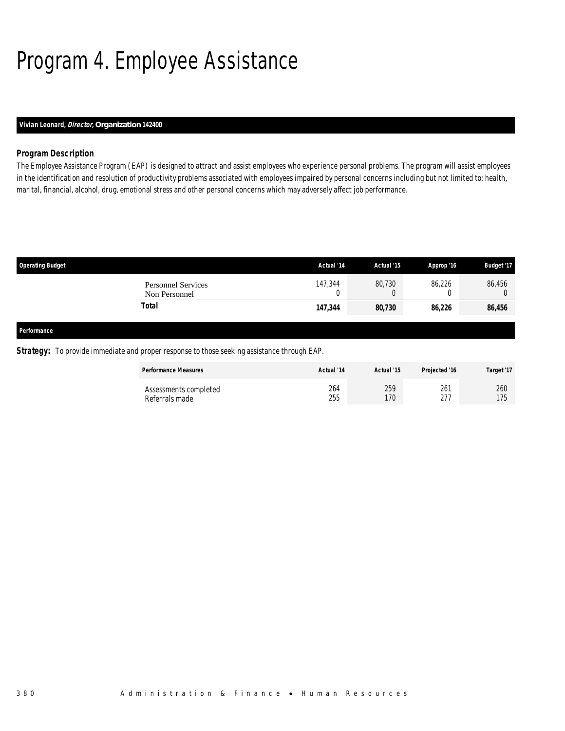# Program 4. Employee Assistance

**Vivian Leonard, *Director,* Organization 142400**

### Program Description

The Employee Assistance Program (EAP) is designed to attract and assist employees who experience personal problems. The program will assist employees in the identification and resolution of productivity problems associated with employees impaired by personal concerns including but not limited to: health, marital, financial, alcohol, drug, emotional stress and other personal concerns which may adversely affect job performance.

| Operating Budget | Actual '14 | Actual '15 | Approp '16 | Budget '17 |
|---|---|---|---|---|
| Personnel Services | 147,344 | 80,730 | 86,226 | 86,456 |
| Non Personnel | 0 | 0 | 0 | 0 |
| **Total** | **147,344** | **80,730** | **86,226** | **86,456** |

**Performance**

***Strategy:*** To provide immediate and proper response to those seeking assistance through EAP.

| Performance Measures | Actual '14 | Actual '15 | Projected '16 | Target '17 |
|---|---|---|---|---|
| Assessments completed | 264 | 259 | 261 | 260 |
| Referrals made | 255 | 170 | 277 | 175 |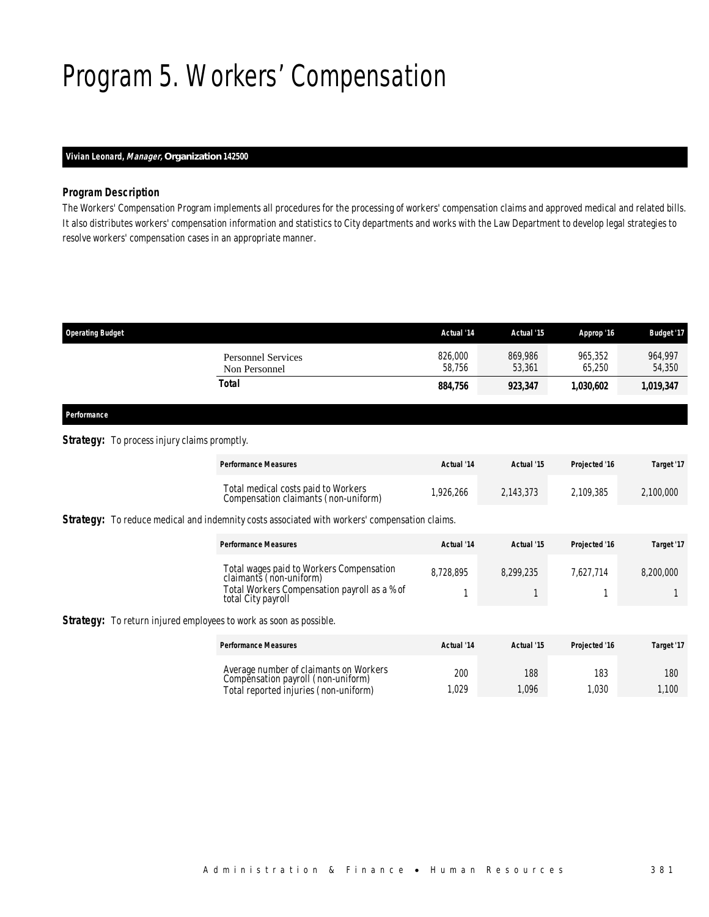# Program 5. Workers' Compensation

**Vivian Leonard, *Manager,* Organization 142500**

### *Program Description*

The Workers' Compensation Program implements all procedures for the processing of workers' compensation claims and approved medical and related bills. It also distributes workers' compensation information and statistics to City departments and works with the Law Department to develop legal strategies to resolve workers' compensation cases in an appropriate manner.

| Operating Budget | Actual '14 | Actual '15 | Approp '16 | Budget '17 |
|---|---|---|---|---|
| Personnel Services | 826,000 | 869,986 | 965,352 | 964,997 |
| Non Personnel | 58,756 | 53,361 | 65,250 | 54,350 |
| **Total** | **884,756** | **923,347** | **1,030,602** | **1,019,347** |

### *Performance*

***Strategy:*** To process injury claims promptly.

| Performance Measures | Actual '14 | Actual '15 | Projected '16 | Target '17 |
|---|---|---|---|---|
| Total medical costs paid to Workers Compensation claimants (non-uniform) | 1,926,266 | 2,143,373 | 2,109,385 | 2,100,000 |

***Strategy:*** To reduce medical and indemnity costs associated with workers' compensation claims.

| Performance Measures | Actual '14 | Actual '15 | Projected '16 | Target '17 |
|---|---|---|---|---|
| Total wages paid to Workers Compensation claimants (non-uniform) | 8,728,895 | 8,299,235 | 7,627,714 | 8,200,000 |
| Total Workers Compensation payroll as a % of total City payroll | 1 | 1 | 1 | 1 |

***Strategy:*** To return injured employees to work as soon as possible.

| Performance Measures | Actual '14 | Actual '15 | Projected '16 | Target '17 |
|---|---|---|---|---|
| Average number of claimants on Workers Compensation payroll (non-uniform) | 200 | 188 | 183 | 180 |
| Total reported injuries (non-uniform) | 1,029 | 1,096 | 1,030 | 1,100 |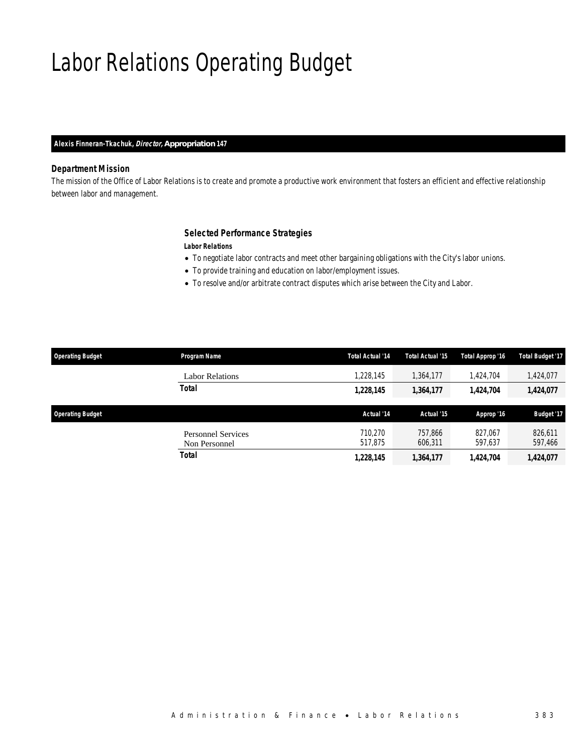# Labor Relations Operating Budget

**Alexis Finneran-Tkachuk, *Director*, Appropriation 147**

### Department Mission

*The mission of the Office of Labor Relations is to create and promote a productive work environment that fosters an efficient and effective relationship between labor and management.*

### Selected Performance Strategies

***Labor Relations***

- To negotiate labor contracts and meet other bargaining obligations with the City's labor unions.
- To provide training and education on labor/employment issues.
- To resolve and/or arbitrate contract disputes which arise between the City and Labor.

| Operating Budget | Program Name | Total Actual '14 | Total Actual '15 | Total Approp '16 | Total Budget '17 |
|---|---|---|---|---|---|
| | Labor Relations | 1,228,145 | 1,364,177 | 1,424,704 | 1,424,077 |
| | **Total** | **1,228,145** | **1,364,177** | **1,424,704** | **1,424,077** |

| Operating Budget | | Actual '14 | Actual '15 | Approp '16 | Budget '17 |
|---|---|---|---|---|---|
| | Personnel Services | 710,270 | 757,866 | 827,067 | 826,611 |
| | Non Personnel | 517,875 | 606,311 | 597,637 | 597,466 |
| | **Total** | **1,228,145** | **1,364,177** | **1,424,704** | **1,424,077** |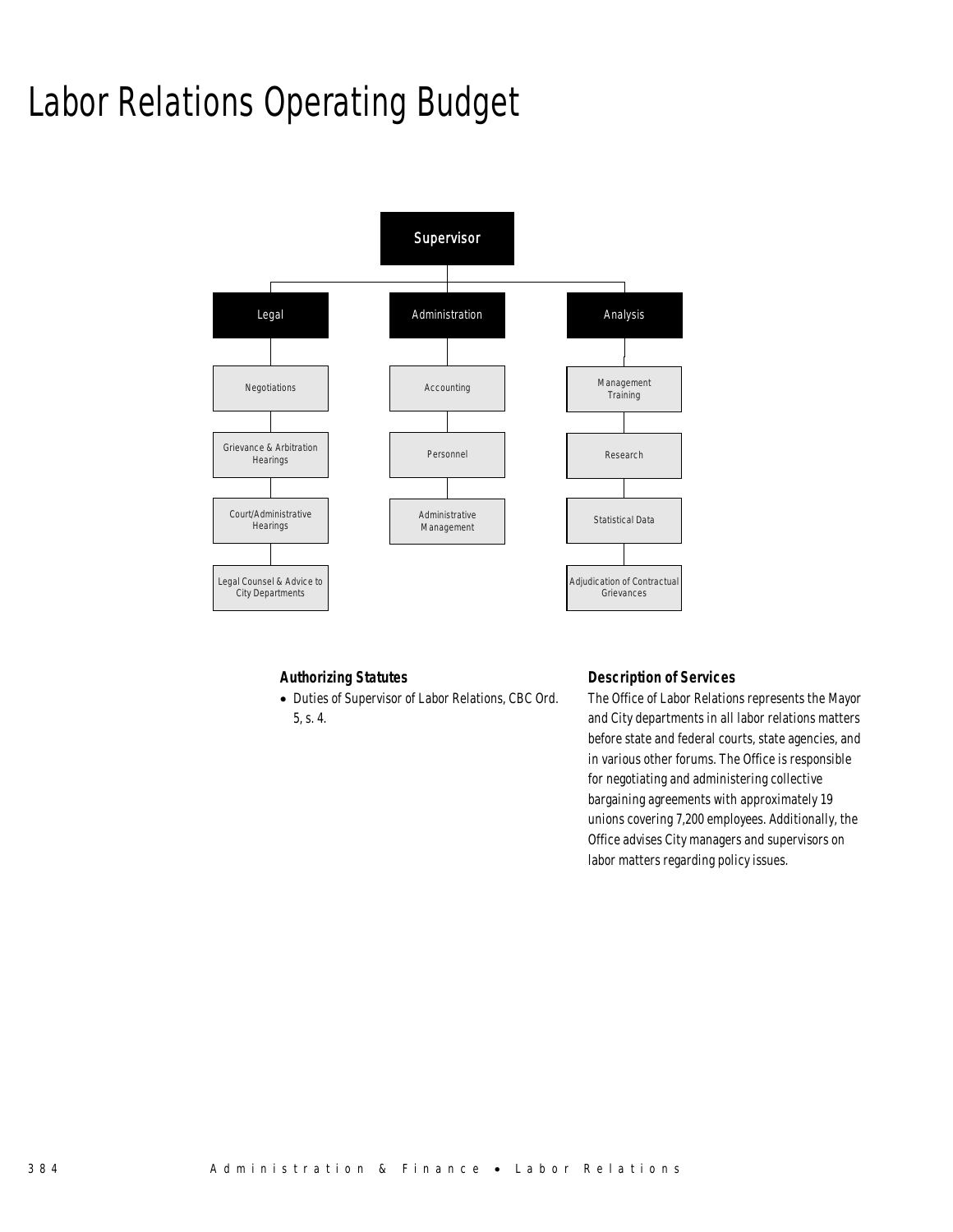# Labor Relations Operating Budget

- Supervisor
  - Legal
    - Negotiations
    - Grievance & Arbitration Hearings
    - Court/Administrative Hearings
    - Legal Counsel & Advice to City Departments
  - Administration
    - Accounting
    - Personnel
    - Administrative Management
  - Analysis
    - Management Training
    - Research
    - Statistical Data
    - Adjudication of Contractual Grievances

### Authorizing Statutes

- Duties of Supervisor of Labor Relations, CBC Ord. 5, s. 4.

### Description of Services

The Office of Labor Relations represents the Mayor and City departments in all labor relations matters before state and federal courts, state agencies, and in various other forums. The Office is responsible for negotiating and administering collective bargaining agreements with approximately 19 unions covering 7,200 employees. Additionally, the Office advises City managers and supervisors on labor matters regarding policy issues.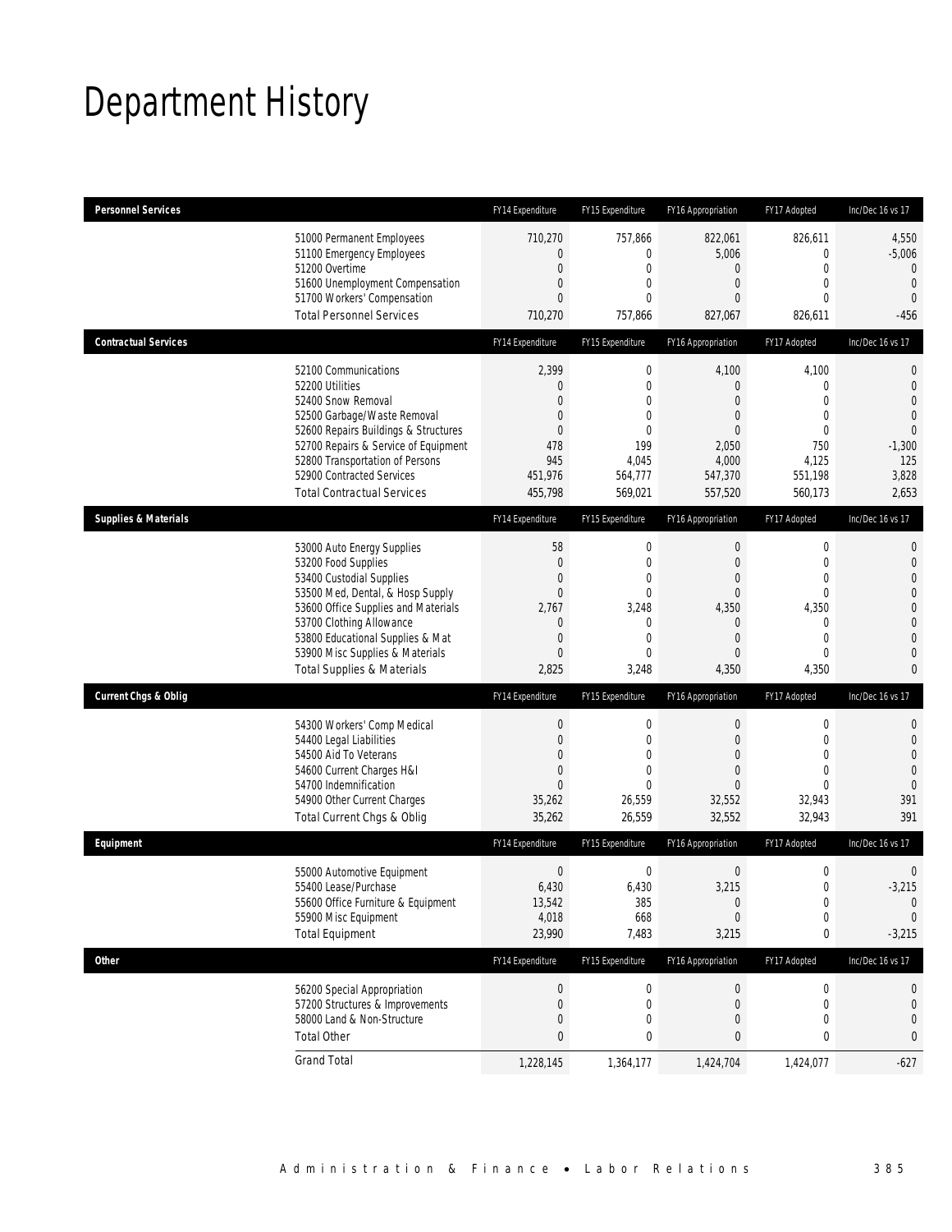# Department History

| Personnel Services | FY14 Expenditure | FY15 Expenditure | FY16 Appropriation | FY17 Adopted | Inc/Dec 16 vs 17 |
|---|---|---|---|---|---|
| 51000 Permanent Employees | 710,270 | 757,866 | 822,061 | 826,611 | 4,550 |
| 51100 Emergency Employees | 0 | 0 | 5,006 | 0 | -5,006 |
| 51200 Overtime | 0 | 0 | 0 | 0 | 0 |
| 51600 Unemployment Compensation | 0 | 0 | 0 | 0 | 0 |
| 51700 Workers' Compensation | 0 | 0 | 0 | 0 | 0 |
| Total Personnel Services | 710,270 | 757,866 | 827,067 | 826,611 | -456 |

| Contractual Services | FY14 Expenditure | FY15 Expenditure | FY16 Appropriation | FY17 Adopted | Inc/Dec 16 vs 17 |
|---|---|---|---|---|---|
| 52100 Communications | 2,399 | 0 | 4,100 | 4,100 | 0 |
| 52200 Utilities | 0 | 0 | 0 | 0 | 0 |
| 52400 Snow Removal | 0 | 0 | 0 | 0 | 0 |
| 52500 Garbage/Waste Removal | 0 | 0 | 0 | 0 | 0 |
| 52600 Repairs Buildings & Structures | 0 | 0 | 0 | 0 | 0 |
| 52700 Repairs & Service of Equipment | 478 | 199 | 2,050 | 750 | -1,300 |
| 52800 Transportation of Persons | 945 | 4,045 | 4,000 | 4,125 | 125 |
| 52900 Contracted Services | 451,976 | 564,777 | 547,370 | 551,198 | 3,828 |
| Total Contractual Services | 455,798 | 569,021 | 557,520 | 560,173 | 2,653 |

| Supplies & Materials | FY14 Expenditure | FY15 Expenditure | FY16 Appropriation | FY17 Adopted | Inc/Dec 16 vs 17 |
|---|---|---|---|---|---|
| 53000 Auto Energy Supplies | 58 | 0 | 0 | 0 | 0 |
| 53200 Food Supplies | 0 | 0 | 0 | 0 | 0 |
| 53400 Custodial Supplies | 0 | 0 | 0 | 0 | 0 |
| 53500 Med, Dental, & Hosp Supply | 0 | 0 | 0 | 0 | 0 |
| 53600 Office Supplies and Materials | 2,767 | 3,248 | 4,350 | 4,350 | 0 |
| 53700 Clothing Allowance | 0 | 0 | 0 | 0 | 0 |
| 53800 Educational Supplies & Mat | 0 | 0 | 0 | 0 | 0 |
| 53900 Misc Supplies & Materials | 0 | 0 | 0 | 0 | 0 |
| Total Supplies & Materials | 2,825 | 3,248 | 4,350 | 4,350 | 0 |

| Current Chgs & Oblig | FY14 Expenditure | FY15 Expenditure | FY16 Appropriation | FY17 Adopted | Inc/Dec 16 vs 17 |
|---|---|---|---|---|---|
| 54300 Workers' Comp Medical | 0 | 0 | 0 | 0 | 0 |
| 54400 Legal Liabilities | 0 | 0 | 0 | 0 | 0 |
| 54500 Aid To Veterans | 0 | 0 | 0 | 0 | 0 |
| 54600 Current Charges H&I | 0 | 0 | 0 | 0 | 0 |
| 54700 Indemnification | 0 | 0 | 0 | 0 | 0 |
| 54900 Other Current Charges | 35,262 | 26,559 | 32,552 | 32,943 | 391 |
| Total Current Chgs & Oblig | 35,262 | 26,559 | 32,552 | 32,943 | 391 |

| Equipment | FY14 Expenditure | FY15 Expenditure | FY16 Appropriation | FY17 Adopted | Inc/Dec 16 vs 17 |
|---|---|---|---|---|---|
| 55000 Automotive Equipment | 0 | 0 | 0 | 0 | 0 |
| 55400 Lease/Purchase | 6,430 | 6,430 | 3,215 | 0 | -3,215 |
| 55600 Office Furniture & Equipment | 13,542 | 385 | 0 | 0 | 0 |
| 55900 Misc Equipment | 4,018 | 668 | 0 | 0 | 0 |
| Total Equipment | 23,990 | 7,483 | 3,215 | 0 | -3,215 |

| Other | FY14 Expenditure | FY15 Expenditure | FY16 Appropriation | FY17 Adopted | Inc/Dec 16 vs 17 |
|---|---|---|---|---|---|
| 56200 Special Appropriation | 0 | 0 | 0 | 0 | 0 |
| 57200 Structures & Improvements | 0 | 0 | 0 | 0 | 0 |
| 58000 Land & Non-Structure | 0 | 0 | 0 | 0 | 0 |
| Total Other | 0 | 0 | 0 | 0 | 0 |
| Grand Total | 1,228,145 | 1,364,177 | 1,424,704 | 1,424,077 | -627 |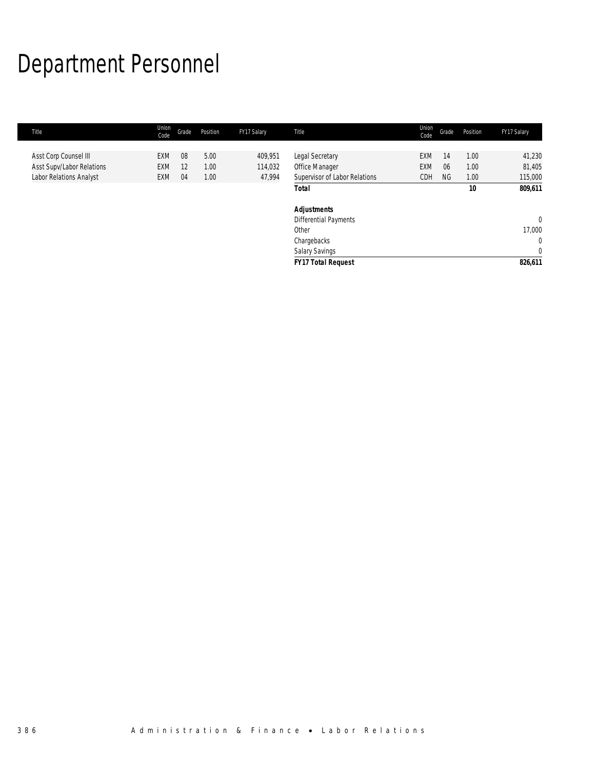# Department Personnel

| Title | Union Code | Grade | Position | FY17 Salary | Title | Union Code | Grade | Position | FY17 Salary |
|---|---|---|---|---|---|---|---|---|---|
| Asst Corp Counsel III | EXM | 08 | 5.00 | 409,951 | Legal Secretary | EXM | 14 | 1.00 | 41,230 |
| Asst Supv/Labor Relations | EXM | 12 | 1.00 | 114,032 | Office Manager | EXM | 06 | 1.00 | 81,405 |
| Labor Relations Analyst | EXM | 04 | 1.00 | 47,994 | Supervisor of Labor Relations | CDH | NG | 1.00 | 115,000 |
| | | | | | **Total** | | | **10** | **809,611** |
| | | | | | | | | | |
| | | | | | **Adjustments** | | | | |
| | | | | | Differential Payments | | | | 0 |
| | | | | | Other | | | | 17,000 |
| | | | | | Chargebacks | | | | 0 |
| | | | | | Salary Savings | | | | 0 |
| | | | | | **FY17 Total Request** | | | | **826,611** |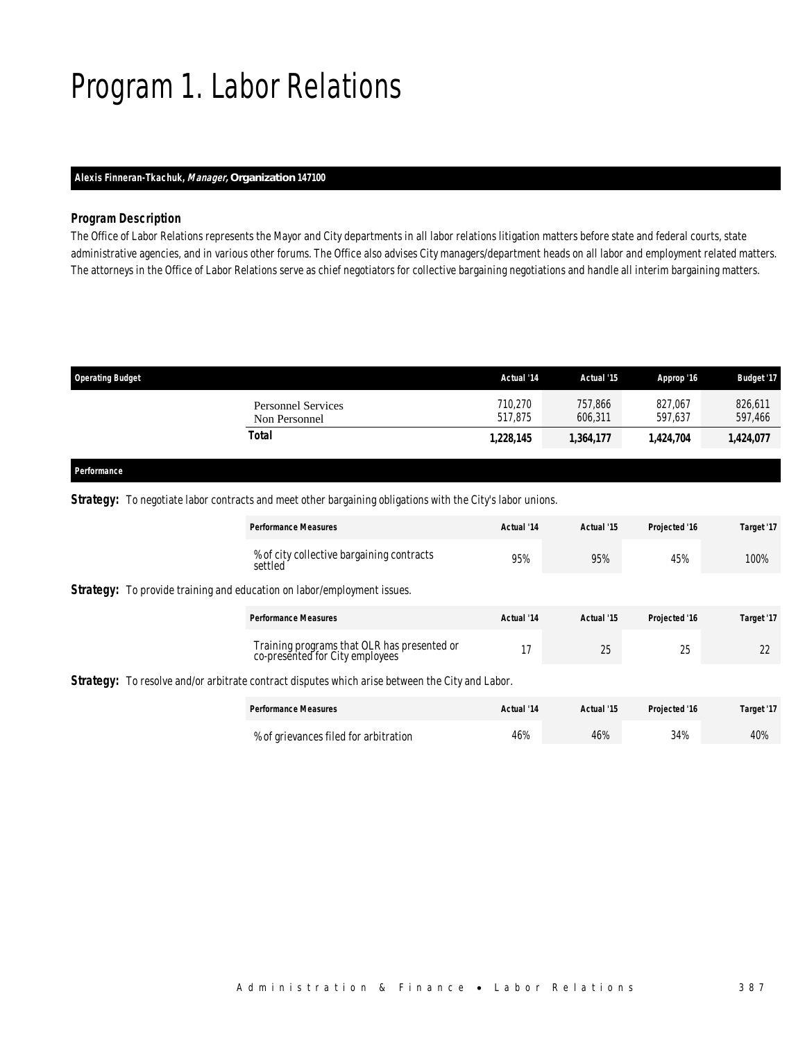# Program 1. Labor Relations

**Alexis Finneran-Tkachuk, *Manager*, Organization 147100**

### *Program Description*

The Office of Labor Relations represents the Mayor and City departments in all labor relations litigation matters before state and federal courts, state administrative agencies, and in various other forums. The Office also advises City managers/department heads on all labor and employment related matters. The attorneys in the Office of Labor Relations serve as chief negotiators for collective bargaining negotiations and handle all interim bargaining matters.

| Operating Budget | Actual '14 | Actual '15 | Approp '16 | Budget '17 |
|---|---|---|---|---|
| Personnel Services | 710,270 | 757,866 | 827,067 | 826,611 |
| Non Personnel | 517,875 | 606,311 | 597,637 | 597,466 |
| **Total** | **1,228,145** | **1,364,177** | **1,424,704** | **1,424,077** |

### Performance

**Strategy:** To negotiate labor contracts and meet other bargaining obligations with the City's labor unions.

| Performance Measures | Actual '14 | Actual '15 | Projected '16 | Target '17 |
|---|---|---|---|---|
| % of city collective bargaining contracts settled | 95% | 95% | 45% | 100% |

**Strategy:** To provide training and education on labor/employment issues.

| Performance Measures | Actual '14 | Actual '15 | Projected '16 | Target '17 |
|---|---|---|---|---|
| Training programs that OLR has presented or co-presented for City employees | 17 | 25 | 25 | 22 |

**Strategy:** To resolve and/or arbitrate contract disputes which arise between the City and Labor.

| Performance Measures | Actual '14 | Actual '15 | Projected '16 | Target '17 |
|---|---|---|---|---|
| % of grievances filed for arbitration | 46% | 46% | 34% | 40% |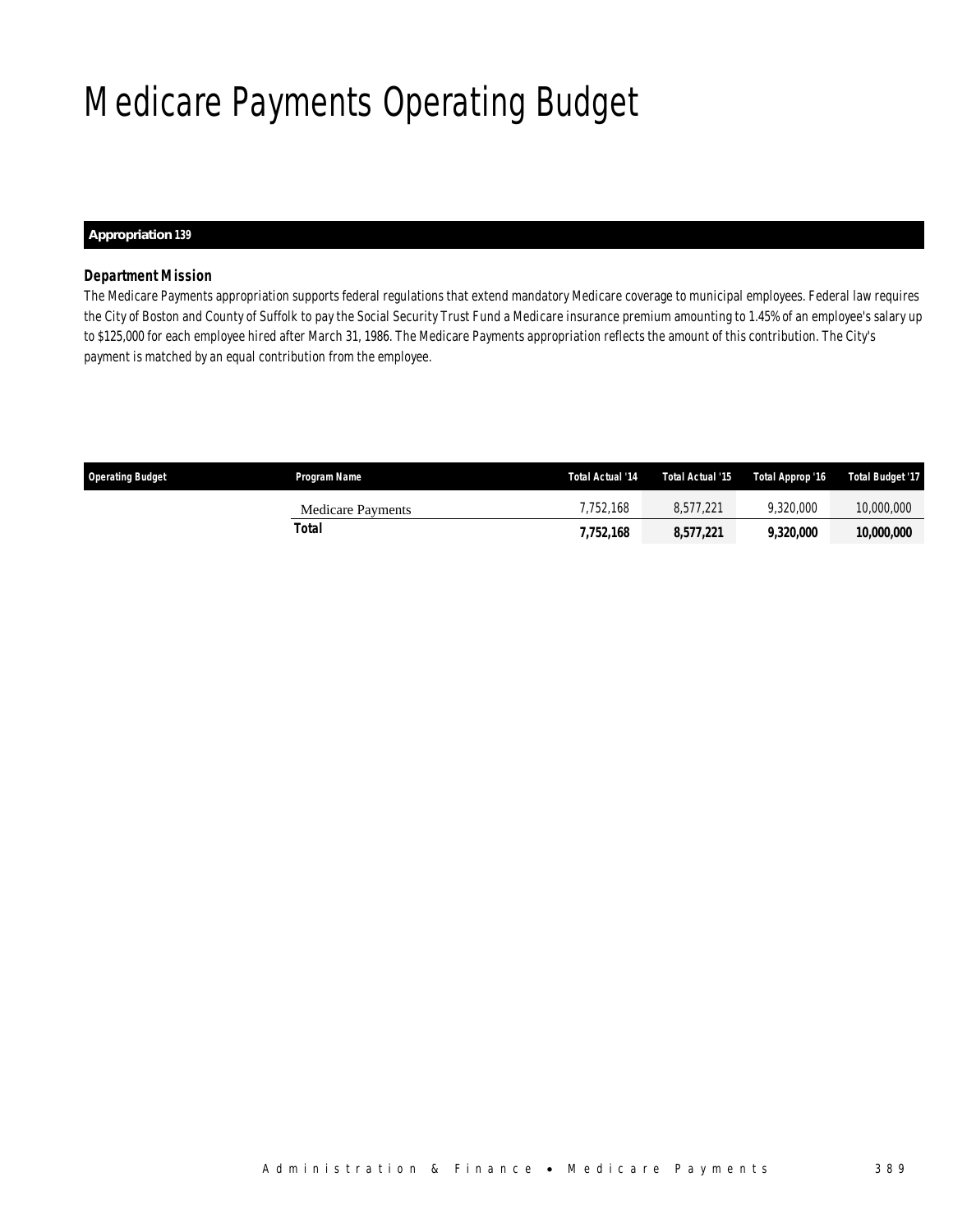# Medicare Payments Operating Budget

**Appropriation 139**

### *Department Mission*

The Medicare Payments appropriation supports federal regulations that extend mandatory Medicare coverage to municipal employees. Federal law requires the City of Boston and County of Suffolk to pay the Social Security Trust Fund a Medicare insurance premium amounting to 1.45% of an employee's salary up to $125,000 for each employee hired after March 31, 1986. The Medicare Payments appropriation reflects the amount of this contribution. The City's payment is matched by an equal contribution from the employee.

| Operating Budget | Program Name | Total Actual '14 | Total Actual '15 | Total Approp '16 | Total Budget '17 |
|---|---|---|---|---|---|
| | Medicare Payments | 7,752,168 | 8,577,221 | 9,320,000 | 10,000,000 |
| | **Total** | **7,752,168** | **8,577,221** | **9,320,000** | **10,000,000** |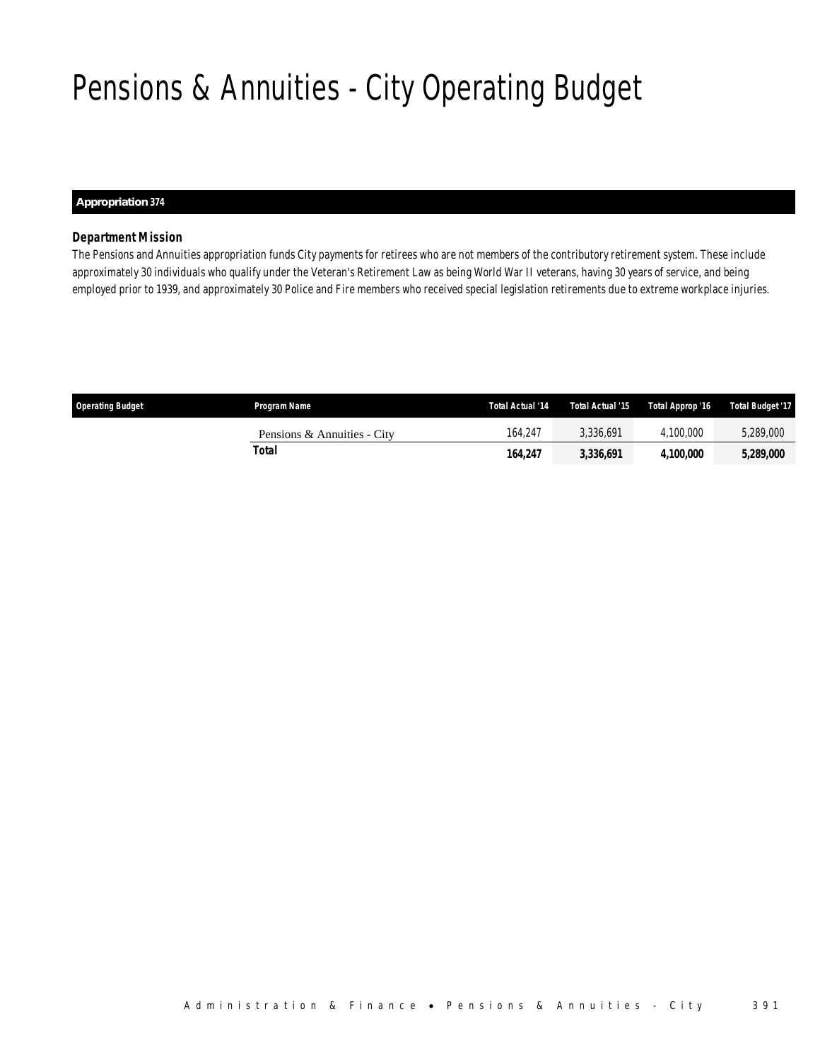# Pensions & Annuities - City Operating Budget

**Appropriation 374**

***Department Mission***

The Pensions and Annuities appropriation funds City payments for retirees who are not members of the contributory retirement system. These include approximately 30 individuals who qualify under the Veteran's Retirement Law as being World War II veterans, having 30 years of service, and being employed prior to 1939, and approximately 30 Police and Fire members who received special legislation retirements due to extreme workplace injuries.

| Operating Budget | Program Name | Total Actual '14 | Total Actual '15 | Total Approp '16 | Total Budget '17 |
|---|---|---|---|---|---|
| | Pensions & Annuities - City | 164,247 | 3,336,691 | 4,100,000 | 5,289,000 |
| | **Total** | **164,247** | **3,336,691** | **4,100,000** | **5,289,000** |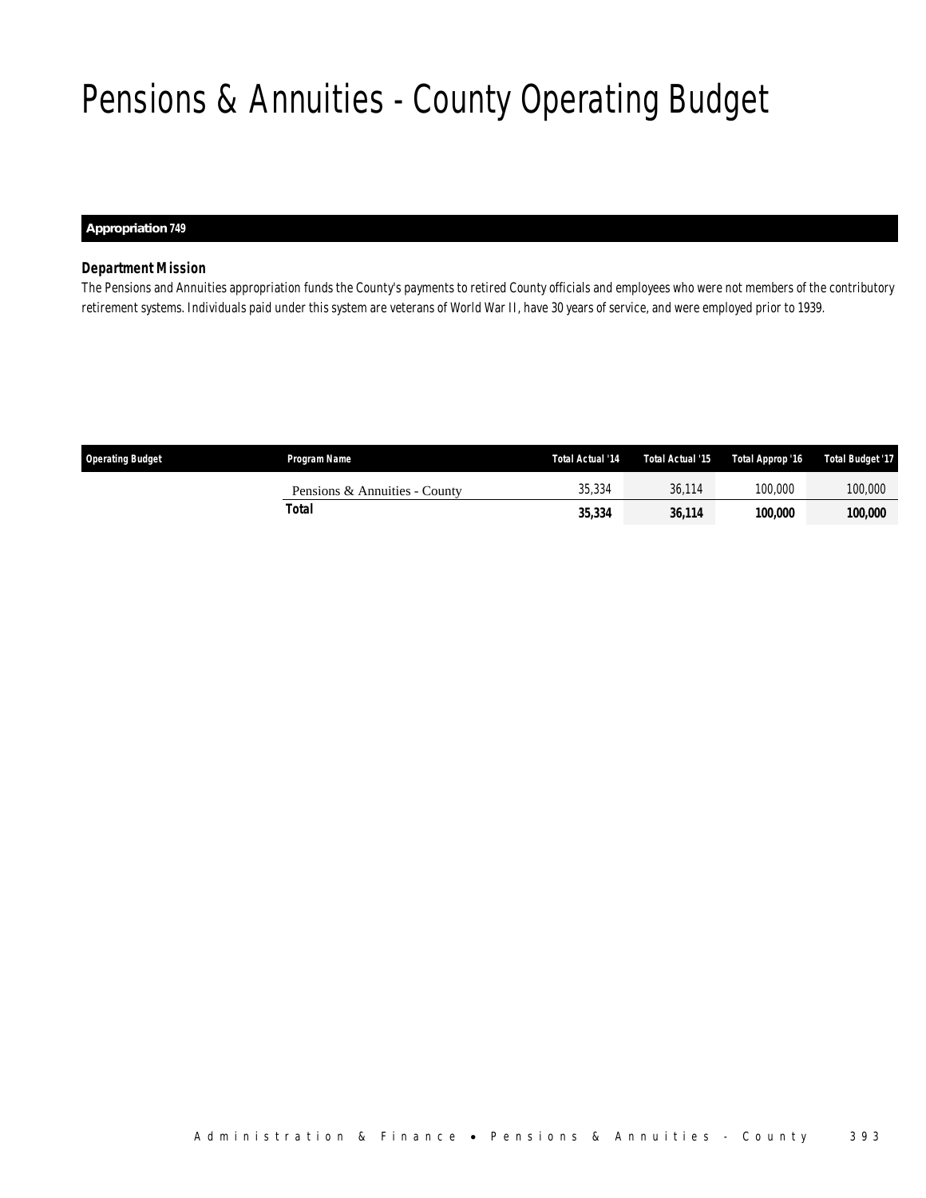# Pensions & Annuities - County Operating Budget

**Appropriation 749**

***Department Mission***

*The Pensions and Annuities appropriation funds the County's payments to retired County officials and employees who were not members of the contributory retirement systems. Individuals paid under this system are veterans of World War II, have 30 years of service, and were employed prior to 1939.*

| Operating Budget | Program Name | Total Actual '14 | Total Actual '15 | Total Approp '16 | Total Budget '17 |
|---|---|---|---|---|---|
| | Pensions & Annuities - County | 35,334 | 36,114 | 100,000 | 100,000 |
| | **Total** | **35,334** | **36,114** | **100,000** | **100,000** |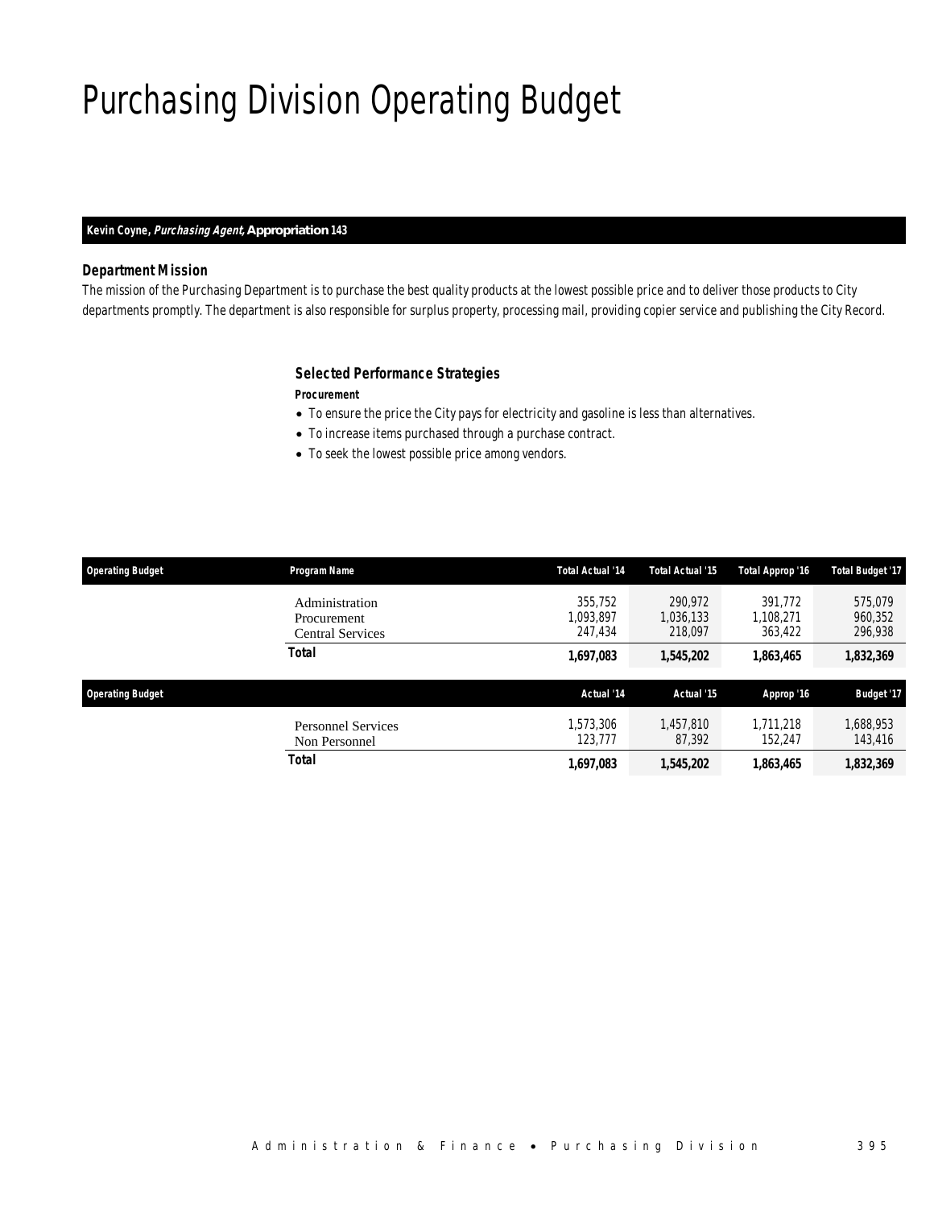# Purchasing Division Operating Budget

**Kevin Coyne, *Purchasing Agent*, Appropriation 143**

### *Department Mission*

*The mission of the Purchasing Department is to purchase the best quality products at the lowest possible price and to deliver those products to City departments promptly. The department is also responsible for surplus property, processing mail, providing copier service and publishing the City Record.*

### *Selected Performance Strategies*

***Procurement***

- To ensure the price the City pays for electricity and gasoline is less than alternatives.
- To increase items purchased through a purchase contract.
- To seek the lowest possible price among vendors.

| Operating Budget | Program Name | Total Actual '14 | Total Actual '15 | Total Approp '16 | Total Budget '17 |
|---|---|---|---|---|---|
| | Administration | 355,752 | 290,972 | 391,772 | 575,079 |
| | Procurement | 1,093,897 | 1,036,133 | 1,108,271 | 960,352 |
| | Central Services | 247,434 | 218,097 | 363,422 | 296,938 |
| | **Total** | **1,697,083** | **1,545,202** | **1,863,465** | **1,832,369** |

| Operating Budget | | Actual '14 | Actual '15 | Approp '16 | Budget '17 |
|---|---|---|---|---|---|
| | Personnel Services | 1,573,306 | 1,457,810 | 1,711,218 | 1,688,953 |
| | Non Personnel | 123,777 | 87,392 | 152,247 | 143,416 |
| | **Total** | **1,697,083** | **1,545,202** | **1,863,465** | **1,832,369** |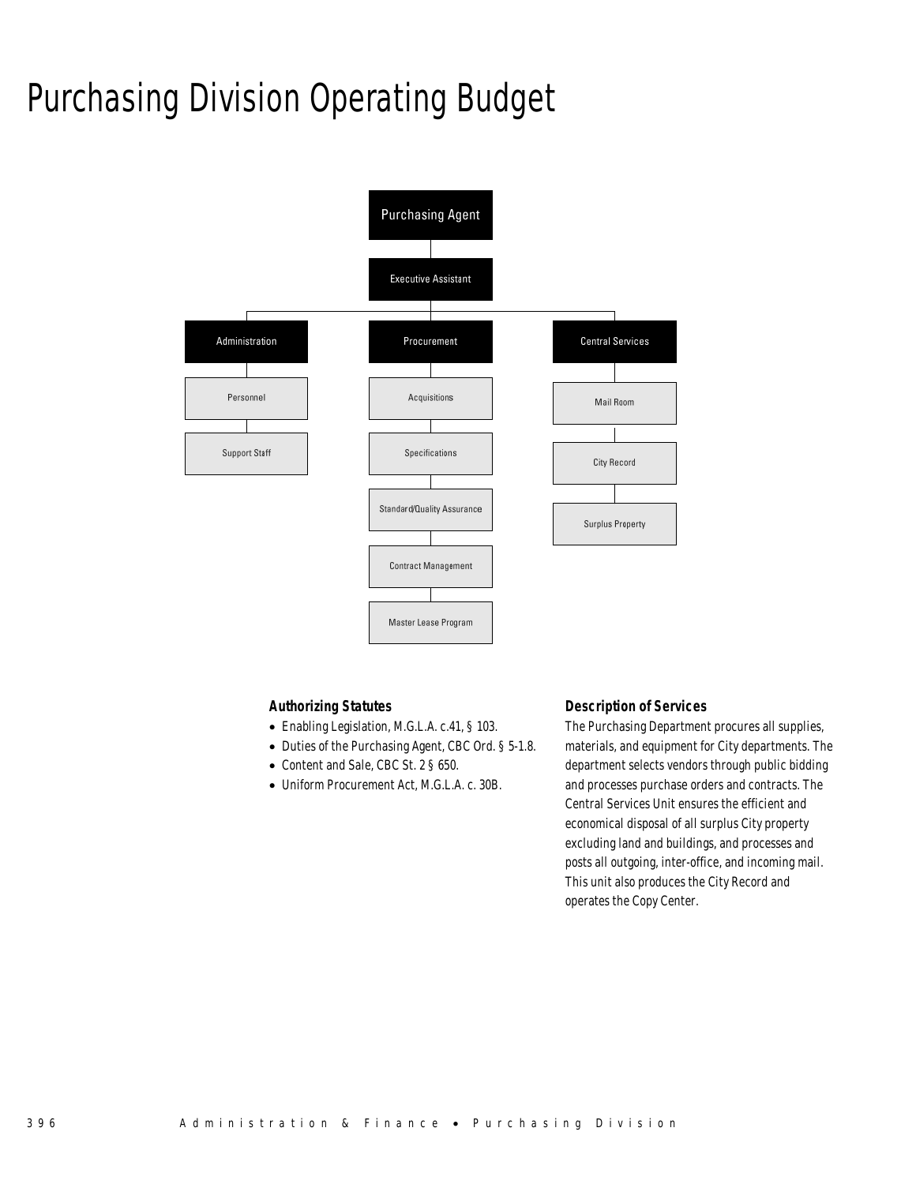# Purchasing Division Operating Budget

- Purchasing Agent
  - Executive Assistant
    - Administration
      - Personnel
      - Support Staff
    - Procurement
      - Acquisitions
      - Specifications
      - Standard/Quality Assurance
      - Contract Management
      - Master Lease Program
    - Central Services
      - Mail Room
      - City Record
      - Surplus Property

### Authorizing Statutes

- Enabling Legislation, M.G.L.A. c.41, § 103.
- Duties of the Purchasing Agent, CBC Ord. § 5-1.8.
- Content and Sale, CBC St. 2 § 650.
- Uniform Procurement Act, M.G.L.A. c. 30B.

### Description of Services

The Purchasing Department procures all supplies, materials, and equipment for City departments. The department selects vendors through public bidding and processes purchase orders and contracts. The Central Services Unit ensures the efficient and economical disposal of all surplus City property excluding land and buildings, and processes and posts all outgoing, inter-office, and incoming mail. This unit also produces the City Record and operates the Copy Center.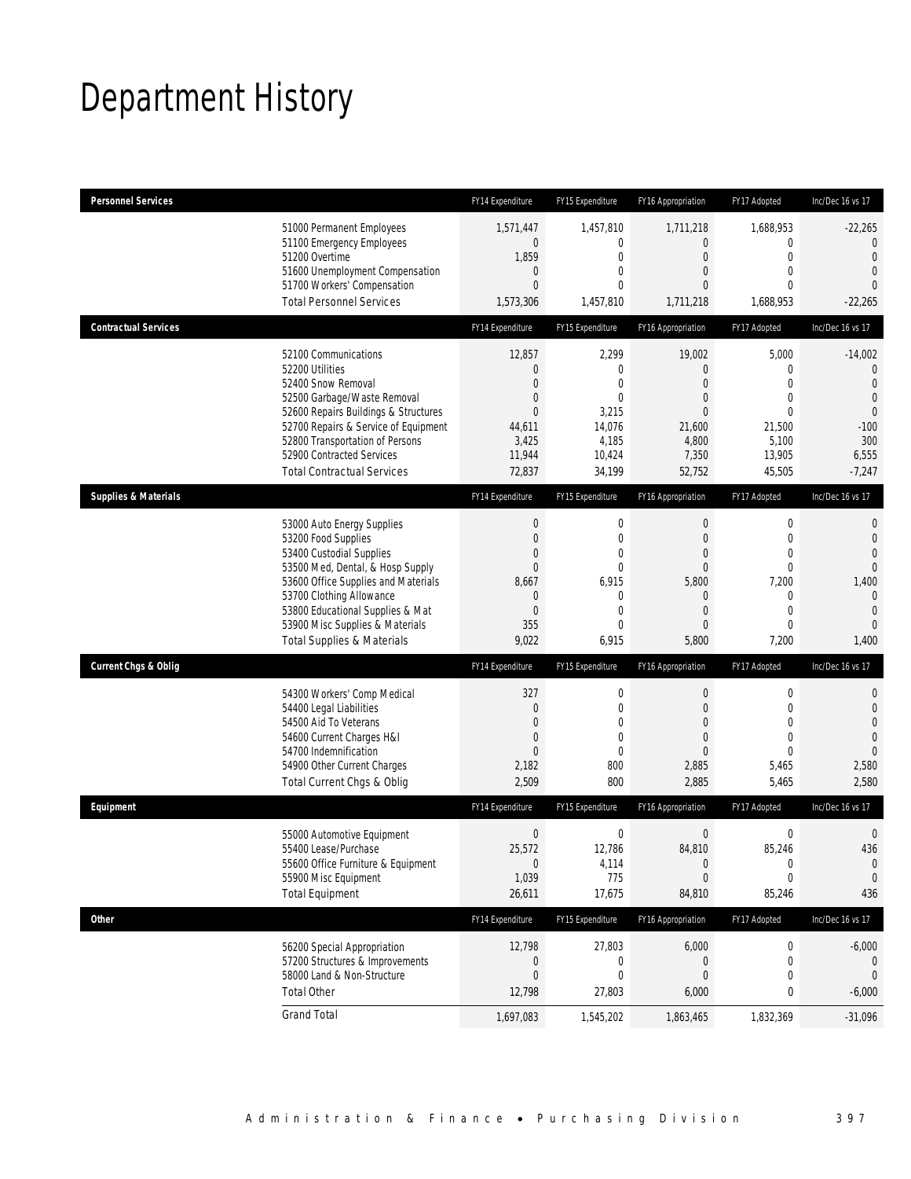# Department History

| Personnel Services | FY14 Expenditure | FY15 Expenditure | FY16 Appropriation | FY17 Adopted | Inc/Dec 16 vs 17 |
|---|---|---|---|---|---|
| 51000 Permanent Employees | 1,571,447 | 1,457,810 | 1,711,218 | 1,688,953 | -22,265 |
| 51100 Emergency Employees | 0 | 0 | 0 | 0 | 0 |
| 51200 Overtime | 1,859 | 0 | 0 | 0 | 0 |
| 51600 Unemployment Compensation | 0 | 0 | 0 | 0 | 0 |
| 51700 Workers' Compensation | 0 | 0 | 0 | 0 | 0 |
| Total Personnel Services | 1,573,306 | 1,457,810 | 1,711,218 | 1,688,953 | -22,265 |

| Contractual Services | FY14 Expenditure | FY15 Expenditure | FY16 Appropriation | FY17 Adopted | Inc/Dec 16 vs 17 |
|---|---|---|---|---|---|
| 52100 Communications | 12,857 | 2,299 | 19,002 | 5,000 | -14,002 |
| 52200 Utilities | 0 | 0 | 0 | 0 | 0 |
| 52400 Snow Removal | 0 | 0 | 0 | 0 | 0 |
| 52500 Garbage/Waste Removal | 0 | 0 | 0 | 0 | 0 |
| 52600 Repairs Buildings & Structures | 0 | 3,215 | 0 | 0 | 0 |
| 52700 Repairs & Service of Equipment | 44,611 | 14,076 | 21,600 | 21,500 | -100 |
| 52800 Transportation of Persons | 3,425 | 4,185 | 4,800 | 5,100 | 300 |
| 52900 Contracted Services | 11,944 | 10,424 | 7,350 | 13,905 | 6,555 |
| Total Contractual Services | 72,837 | 34,199 | 52,752 | 45,505 | -7,247 |

| Supplies & Materials | FY14 Expenditure | FY15 Expenditure | FY16 Appropriation | FY17 Adopted | Inc/Dec 16 vs 17 |
|---|---|---|---|---|---|
| 53000 Auto Energy Supplies | 0 | 0 | 0 | 0 | 0 |
| 53200 Food Supplies | 0 | 0 | 0 | 0 | 0 |
| 53400 Custodial Supplies | 0 | 0 | 0 | 0 | 0 |
| 53500 Med, Dental, & Hosp Supply | 0 | 0 | 0 | 0 | 0 |
| 53600 Office Supplies and Materials | 8,667 | 6,915 | 5,800 | 7,200 | 1,400 |
| 53700 Clothing Allowance | 0 | 0 | 0 | 0 | 0 |
| 53800 Educational Supplies & Mat | 0 | 0 | 0 | 0 | 0 |
| 53900 Misc Supplies & Materials | 355 | 0 | 0 | 0 | 0 |
| Total Supplies & Materials | 9,022 | 6,915 | 5,800 | 7,200 | 1,400 |

| Current Chgs & Oblig | FY14 Expenditure | FY15 Expenditure | FY16 Appropriation | FY17 Adopted | Inc/Dec 16 vs 17 |
|---|---|---|---|---|---|
| 54300 Workers' Comp Medical | 327 | 0 | 0 | 0 | 0 |
| 54400 Legal Liabilities | 0 | 0 | 0 | 0 | 0 |
| 54500 Aid To Veterans | 0 | 0 | 0 | 0 | 0 |
| 54600 Current Charges H&I | 0 | 0 | 0 | 0 | 0 |
| 54700 Indemnification | 0 | 0 | 0 | 0 | 0 |
| 54900 Other Current Charges | 2,182 | 800 | 2,885 | 5,465 | 2,580 |
| Total Current Chgs & Oblig | 2,509 | 800 | 2,885 | 5,465 | 2,580 |

| Equipment | FY14 Expenditure | FY15 Expenditure | FY16 Appropriation | FY17 Adopted | Inc/Dec 16 vs 17 |
|---|---|---|---|---|---|
| 55000 Automotive Equipment | 0 | 0 | 0 | 0 | 0 |
| 55400 Lease/Purchase | 25,572 | 12,786 | 84,810 | 85,246 | 436 |
| 55600 Office Furniture & Equipment | 0 | 4,114 | 0 | 0 | 0 |
| 55900 Misc Equipment | 1,039 | 775 | 0 | 0 | 0 |
| Total Equipment | 26,611 | 17,675 | 84,810 | 85,246 | 436 |

| Other | FY14 Expenditure | FY15 Expenditure | FY16 Appropriation | FY17 Adopted | Inc/Dec 16 vs 17 |
|---|---|---|---|---|---|
| 56200 Special Appropriation | 12,798 | 27,803 | 6,000 | 0 | -6,000 |
| 57200 Structures & Improvements | 0 | 0 | 0 | 0 | 0 |
| 58000 Land & Non-Structure | 0 | 0 | 0 | 0 | 0 |
| Total Other | 12,798 | 27,803 | 6,000 | 0 | -6,000 |
| Grand Total | 1,697,083 | 1,545,202 | 1,863,465 | 1,832,369 | -31,096 |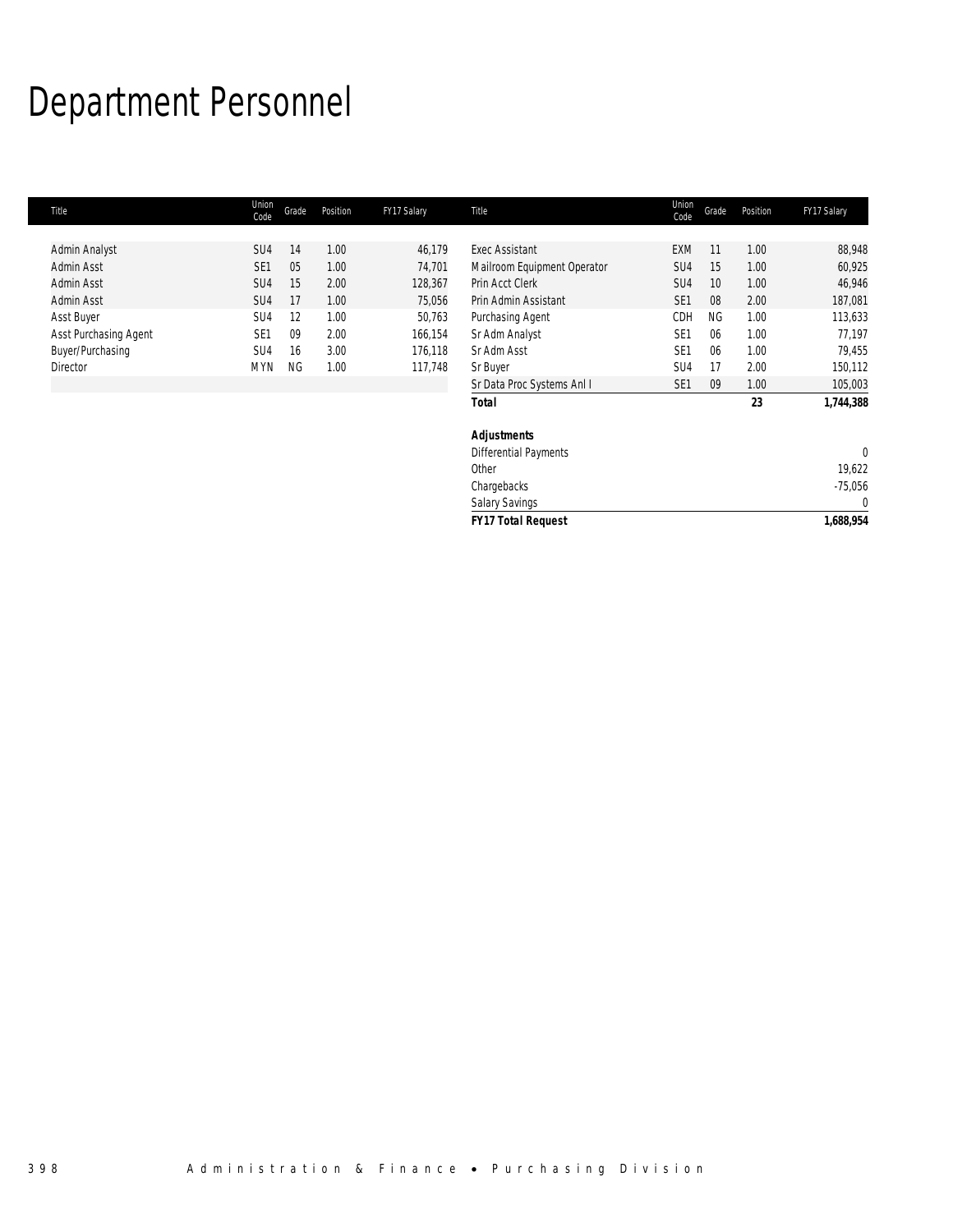# Department Personnel

| Title | Union Code | Grade | Position | FY17 Salary | Title | Union Code | Grade | Position | FY17 Salary |
|---|---|---|---|---|---|---|---|---|---|
| Admin Analyst | SU4 | 14 | 1.00 | 46,179 | Exec Assistant | EXM | 11 | 1.00 | 88,948 |
| Admin Asst | SE1 | 05 | 1.00 | 74,701 | Mailroom Equipment Operator | SU4 | 15 | 1.00 | 60,925 |
| Admin Asst | SU4 | 15 | 2.00 | 128,367 | Prin Acct Clerk | SU4 | 10 | 1.00 | 46,946 |
| Admin Asst | SU4 | 17 | 1.00 | 75,056 | Prin Admin Assistant | SE1 | 08 | 2.00 | 187,081 |
| Asst Buyer | SU4 | 12 | 1.00 | 50,763 | Purchasing Agent | CDH | NG | 1.00 | 113,633 |
| Asst Purchasing Agent | SE1 | 09 | 2.00 | 166,154 | Sr Adm Analyst | SE1 | 06 | 1.00 | 77,197 |
| Buyer/Purchasing | SU4 | 16 | 3.00 | 176,118 | Sr Adm Asst | SE1 | 06 | 1.00 | 79,455 |
| Director | MYN | NG | 1.00 | 117,748 | Sr Buyer | SU4 | 17 | 2.00 | 150,112 |
| | | | | | Sr Data Proc Systems Anl I | SE1 | 09 | 1.00 | 105,003 |
| | | | | | **Total** | | | **23** | **1,744,388** |
| | | | | | | | | | |
| | | | | | ***Adjustments*** | | | | |
| | | | | | Differential Payments | | | | 0 |
| | | | | | Other | | | | 19,622 |
| | | | | | Chargebacks | | | | -75,056 |
| | | | | | Salary Savings | | | | 0 |
| | | | | | ***FY17 Total Request*** | | | | ***1,688,954*** |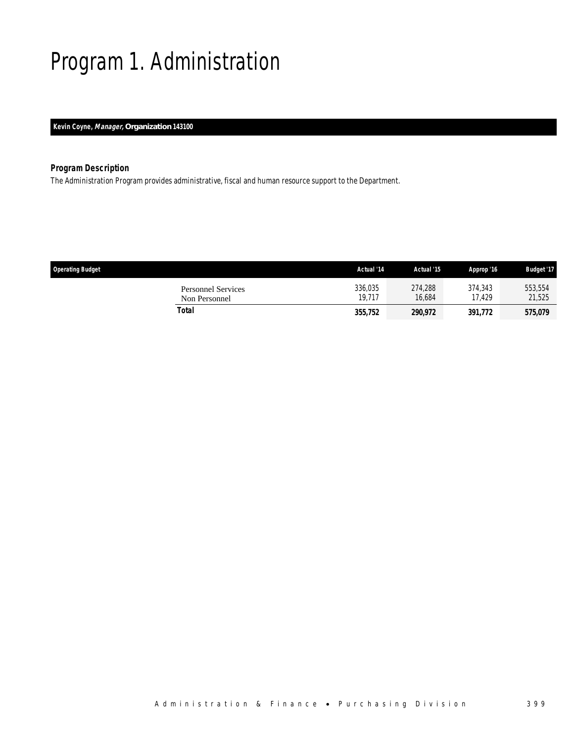# Program 1. Administration

**Kevin Coyne, *Manager,* Organization 143100**

### *Program Description*

The Administration Program provides administrative, fiscal and human resource support to the Department.

| Operating Budget | Actual '14 | Actual '15 | Approp '16 | Budget '17 |
|---|---|---|---|---|
| Personnel Services | 336,035 | 274,288 | 374,343 | 553,554 |
| Non Personnel | 19,717 | 16,684 | 17,429 | 21,525 |
| **Total** | **355,752** | **290,972** | **391,772** | **575,079** |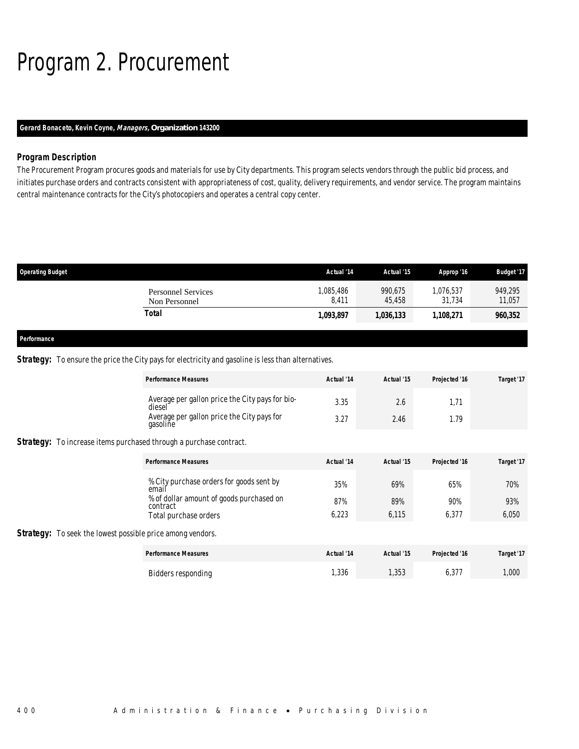# Program 2. Procurement

**Gerard Bonaceto, Kevin Coyne, *Managers*, Organization 143200**

### *Program Description*

The Procurement Program procures goods and materials for use by City departments. This program selects vendors through the public bid process, and initiates purchase orders and contracts consistent with appropriateness of cost, quality, delivery requirements, and vendor service. The program maintains central maintenance contracts for the City's photocopiers and operates a central copy center.

| Operating Budget | Actual '14 | Actual '15 | Approp '16 | Budget '17 |
|---|---|---|---|---|
| Personnel Services | 1,085,486 | 990,675 | 1,076,537 | 949,295 |
| Non Personnel | 8,411 | 45,458 | 31,734 | 11,057 |
| **Total** | **1,093,897** | **1,036,133** | **1,108,271** | **960,352** |

**Performance**

**Strategy:** To ensure the price the City pays for electricity and gasoline is less than alternatives.

| Performance Measures | Actual '14 | Actual '15 | Projected '16 | Target '17 |
|---|---|---|---|---|
| Average per gallon price the City pays for bio-diesel | 3.35 | 2.6 | 1,71 | |
| Average per gallon price the City pays for gasoline | 3.27 | 2.46 | 1.79 | |

**Strategy:** To increase items purchased through a purchase contract.

| Performance Measures | Actual '14 | Actual '15 | Projected '16 | Target '17 |
|---|---|---|---|---|
| % City purchase orders for goods sent by email | 35% | 69% | 65% | 70% |
| % of dollar amount of goods purchased on contract | 87% | 89% | 90% | 93% |
| Total purchase orders | 6,223 | 6,115 | 6,377 | 6,050 |

**Strategy:** To seek the lowest possible price among vendors.

| Performance Measures | Actual '14 | Actual '15 | Projected '16 | Target '17 |
|---|---|---|---|---|
| Bidders responding | 1,336 | 1,353 | 6,377 | 1,000 |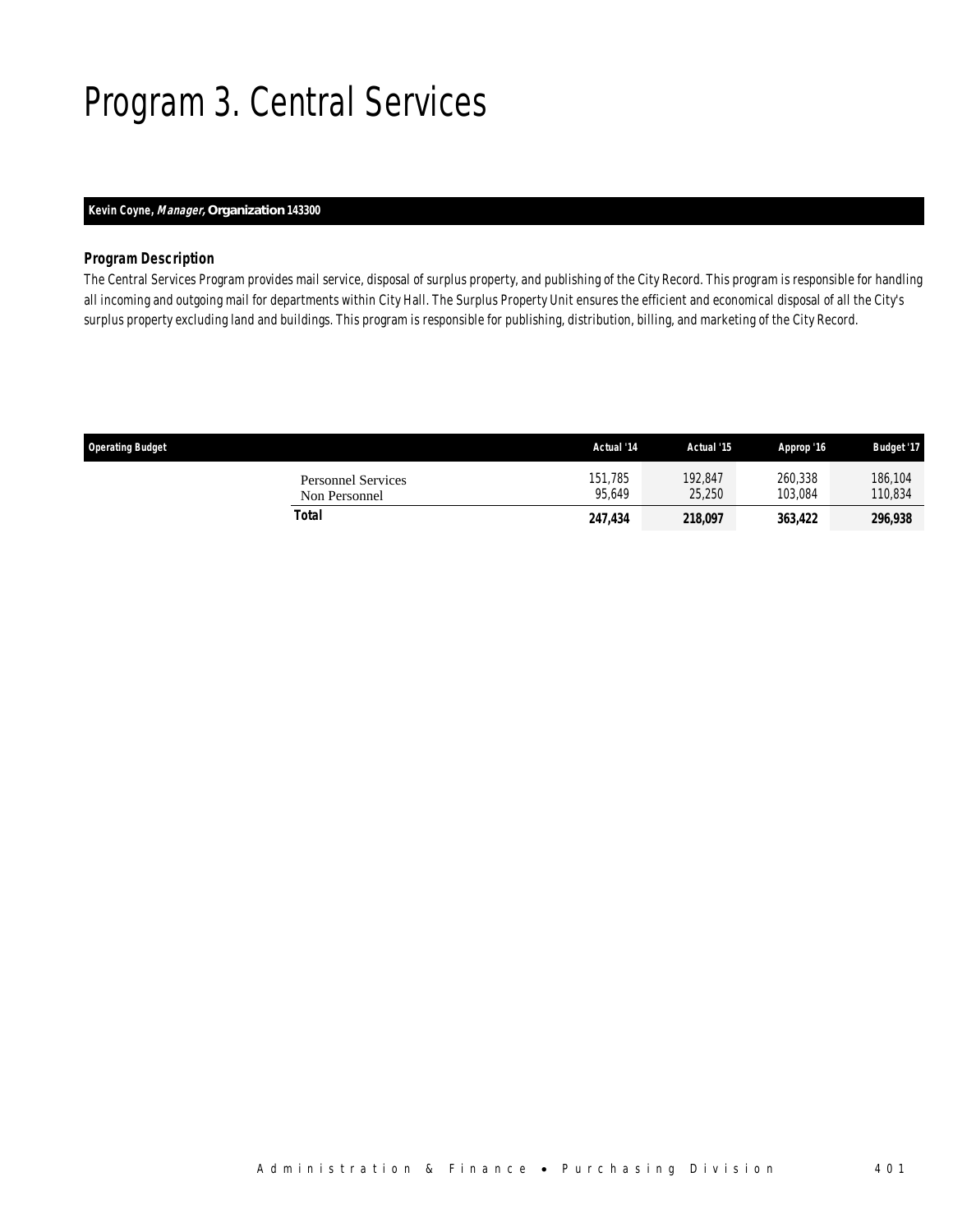# Program 3. Central Services

**Kevin Coyne, *Manager,* Organization 143300**

### *Program Description*

The Central Services Program provides mail service, disposal of surplus property, and publishing of the City Record. This program is responsible for handling all incoming and outgoing mail for departments within City Hall. The Surplus Property Unit ensures the efficient and economical disposal of all the City's surplus property excluding land and buildings. This program is responsible for publishing, distribution, billing, and marketing of the City Record.

| Operating Budget | Actual '14 | Actual '15 | Approp '16 | Budget '17 |
|---|---|---|---|---|
| Personnel Services | 151,785 | 192,847 | 260,338 | 186,104 |
| Non Personnel | 95,649 | 25,250 | 103,084 | 110,834 |
| **Total** | **247,434** | **218,097** | **363,422** | **296,938** |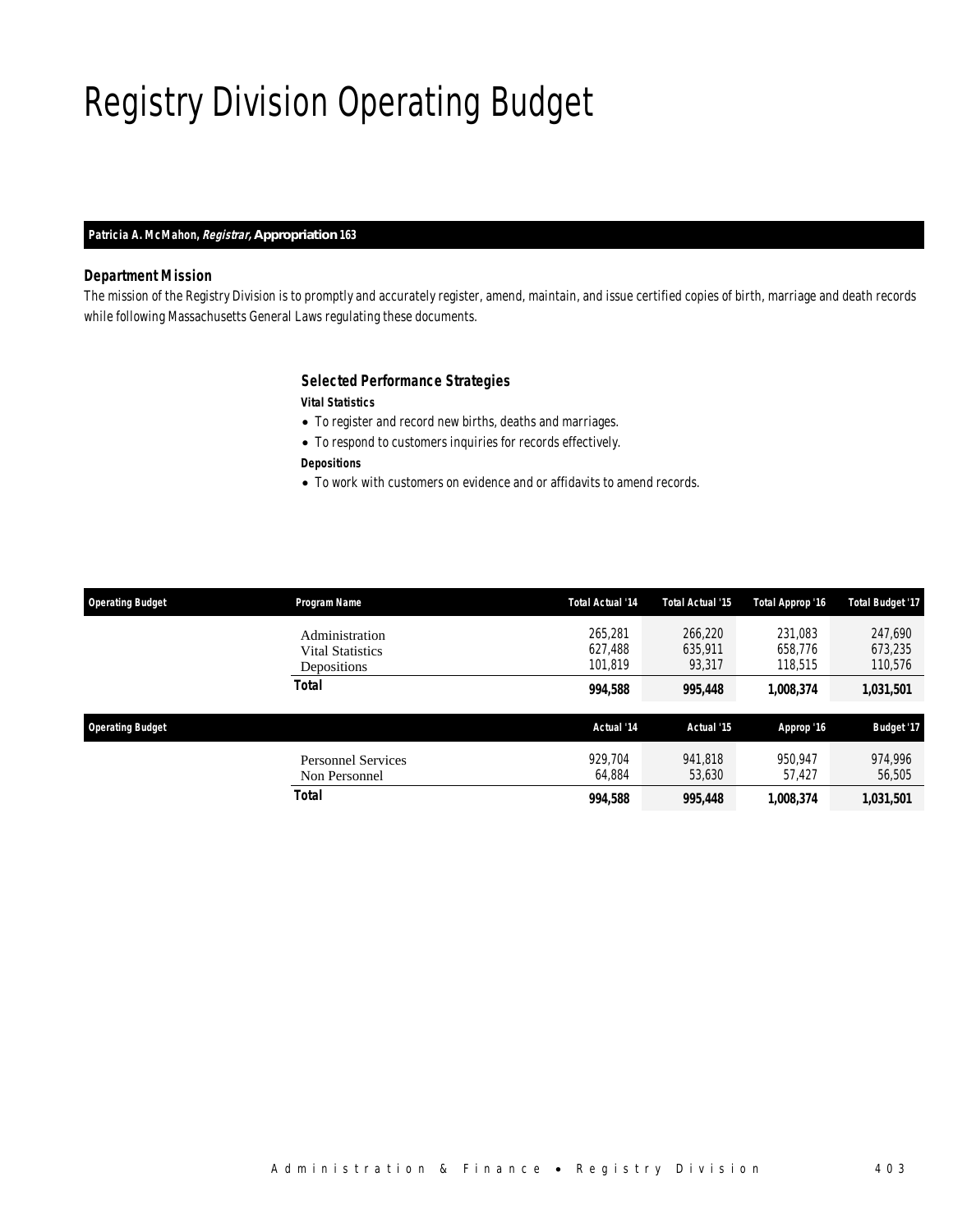# Registry Division Operating Budget

**Patricia A. McMahon, *Registrar*, Appropriation 163**

### Department Mission

*The mission of the Registry Division is to promptly and accurately register, amend, maintain, and issue certified copies of birth, marriage and death records while following Massachusetts General Laws regulating these documents.*

### Selected Performance Strategies

**Vital Statistics**

- To register and record new births, deaths and marriages.
- To respond to customers inquiries for records effectively.

**Depositions**

- To work with customers on evidence and or affidavits to amend records.

| Operating Budget | Program Name | Total Actual '14 | Total Actual '15 | Total Approp '16 | Total Budget '17 |
|---|---|---|---|---|---|
| | Administration | 265,281 | 266,220 | 231,083 | 247,690 |
| | Vital Statistics | 627,488 | 635,911 | 658,776 | 673,235 |
| | Depositions | 101,819 | 93,317 | 118,515 | 110,576 |
| | **Total** | **994,588** | **995,448** | **1,008,374** | **1,031,501** |

| Operating Budget | | Actual '14 | Actual '15 | Approp '16 | Budget '17 |
|---|---|---|---|---|---|
| | Personnel Services | 929,704 | 941,818 | 950,947 | 974,996 |
| | Non Personnel | 64,884 | 53,630 | 57,427 | 56,505 |
| | **Total** | **994,588** | **995,448** | **1,008,374** | **1,031,501** |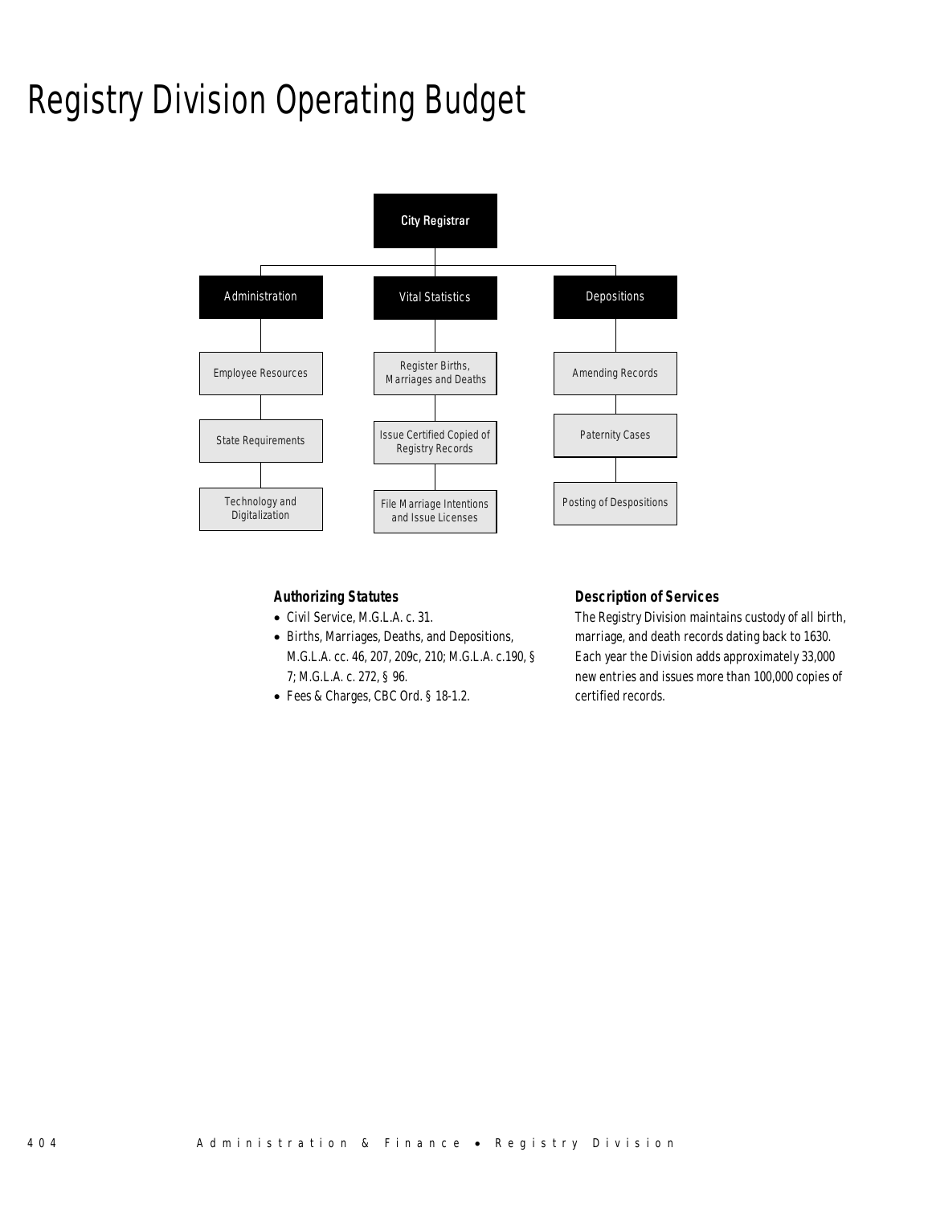# Registry Division Operating Budget

City Registrar

- Administration
  - Employee Resources
  - State Requirements
  - Technology and Digitalization
- Vital Statistics
  - Register Births, Marriages and Deaths
  - Issue Certified Copied of Registry Records
  - File Marriage Intentions and Issue Licenses
- Depositions
  - Amending Records
  - Paternity Cases
  - Posting of Despositions

### *Authorizing Statutes*

- Civil Service, M.G.L.A. c. 31.
- Births, Marriages, Deaths, and Depositions, M.G.L.A. cc. 46, 207, 209c, 210; M.G.L.A. c.190, § 7; M.G.L.A. c. 272, § 96.
- Fees & Charges, CBC Ord. § 18-1.2.

### *Description of Services*

The Registry Division maintains custody of all birth, marriage, and death records dating back to 1630. Each year the Division adds approximately 33,000 new entries and issues more than 100,000 copies of certified records.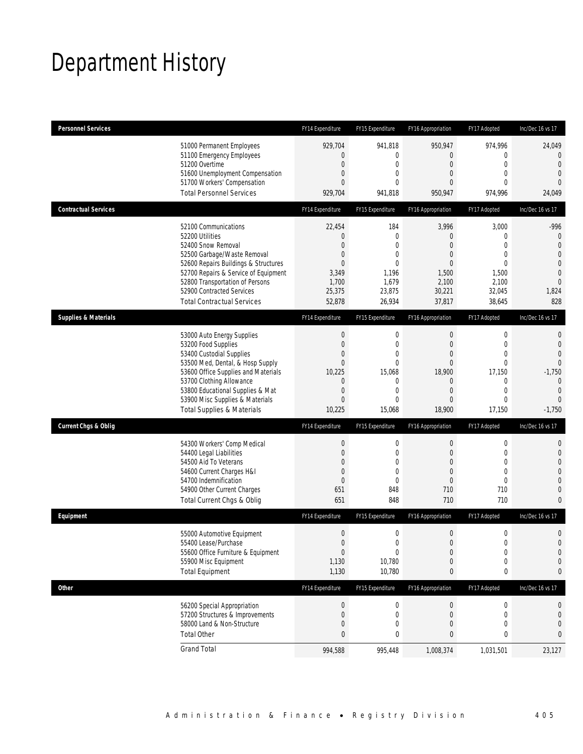# Department History

| Personnel Services | FY14 Expenditure | FY15 Expenditure | FY16 Appropriation | FY17 Adopted | Inc/Dec 16 vs 17 |
|---|---|---|---|---|---|
| 51000 Permanent Employees | 929,704 | 941,818 | 950,947 | 974,996 | 24,049 |
| 51100 Emergency Employees | 0 | 0 | 0 | 0 | 0 |
| 51200 Overtime | 0 | 0 | 0 | 0 | 0 |
| 51600 Unemployment Compensation | 0 | 0 | 0 | 0 | 0 |
| 51700 Workers' Compensation | 0 | 0 | 0 | 0 | 0 |
| Total Personnel Services | 929,704 | 941,818 | 950,947 | 974,996 | 24,049 |

| Contractual Services | FY14 Expenditure | FY15 Expenditure | FY16 Appropriation | FY17 Adopted | Inc/Dec 16 vs 17 |
|---|---|---|---|---|---|
| 52100 Communications | 22,454 | 184 | 3,996 | 3,000 | -996 |
| 52200 Utilities | 0 | 0 | 0 | 0 | 0 |
| 52400 Snow Removal | 0 | 0 | 0 | 0 | 0 |
| 52500 Garbage/Waste Removal | 0 | 0 | 0 | 0 | 0 |
| 52600 Repairs Buildings & Structures | 0 | 0 | 0 | 0 | 0 |
| 52700 Repairs & Service of Equipment | 3,349 | 1,196 | 1,500 | 1,500 | 0 |
| 52800 Transportation of Persons | 1,700 | 1,679 | 2,100 | 2,100 | 0 |
| 52900 Contracted Services | 25,375 | 23,875 | 30,221 | 32,045 | 1,824 |
| Total Contractual Services | 52,878 | 26,934 | 37,817 | 38,645 | 828 |

| Supplies & Materials | FY14 Expenditure | FY15 Expenditure | FY16 Appropriation | FY17 Adopted | Inc/Dec 16 vs 17 |
|---|---|---|---|---|---|
| 53000 Auto Energy Supplies | 0 | 0 | 0 | 0 | 0 |
| 53200 Food Supplies | 0 | 0 | 0 | 0 | 0 |
| 53400 Custodial Supplies | 0 | 0 | 0 | 0 | 0 |
| 53500 Med, Dental, & Hosp Supply | 0 | 0 | 0 | 0 | 0 |
| 53600 Office Supplies and Materials | 10,225 | 15,068 | 18,900 | 17,150 | -1,750 |
| 53700 Clothing Allowance | 0 | 0 | 0 | 0 | 0 |
| 53800 Educational Supplies & Mat | 0 | 0 | 0 | 0 | 0 |
| 53900 Misc Supplies & Materials | 0 | 0 | 0 | 0 | 0 |
| Total Supplies & Materials | 10,225 | 15,068 | 18,900 | 17,150 | -1,750 |

| Current Chgs & Oblig | FY14 Expenditure | FY15 Expenditure | FY16 Appropriation | FY17 Adopted | Inc/Dec 16 vs 17 |
|---|---|---|---|---|---|
| 54300 Workers' Comp Medical | 0 | 0 | 0 | 0 | 0 |
| 54400 Legal Liabilities | 0 | 0 | 0 | 0 | 0 |
| 54500 Aid To Veterans | 0 | 0 | 0 | 0 | 0 |
| 54600 Current Charges H&I | 0 | 0 | 0 | 0 | 0 |
| 54700 Indemnification | 0 | 0 | 0 | 0 | 0 |
| 54900 Other Current Charges | 651 | 848 | 710 | 710 | 0 |
| Total Current Chgs & Oblig | 651 | 848 | 710 | 710 | 0 |

| Equipment | FY14 Expenditure | FY15 Expenditure | FY16 Appropriation | FY17 Adopted | Inc/Dec 16 vs 17 |
|---|---|---|---|---|---|
| 55000 Automotive Equipment | 0 | 0 | 0 | 0 | 0 |
| 55400 Lease/Purchase | 0 | 0 | 0 | 0 | 0 |
| 55600 Office Furniture & Equipment | 0 | 0 | 0 | 0 | 0 |
| 55900 Misc Equipment | 1,130 | 10,780 | 0 | 0 | 0 |
| Total Equipment | 1,130 | 10,780 | 0 | 0 | 0 |

| Other | FY14 Expenditure | FY15 Expenditure | FY16 Appropriation | FY17 Adopted | Inc/Dec 16 vs 17 |
|---|---|---|---|---|---|
| 56200 Special Appropriation | 0 | 0 | 0 | 0 | 0 |
| 57200 Structures & Improvements | 0 | 0 | 0 | 0 | 0 |
| 58000 Land & Non-Structure | 0 | 0 | 0 | 0 | 0 |
| Total Other | 0 | 0 | 0 | 0 | 0 |
| Grand Total | 994,588 | 995,448 | 1,008,374 | 1,031,501 | 23,127 |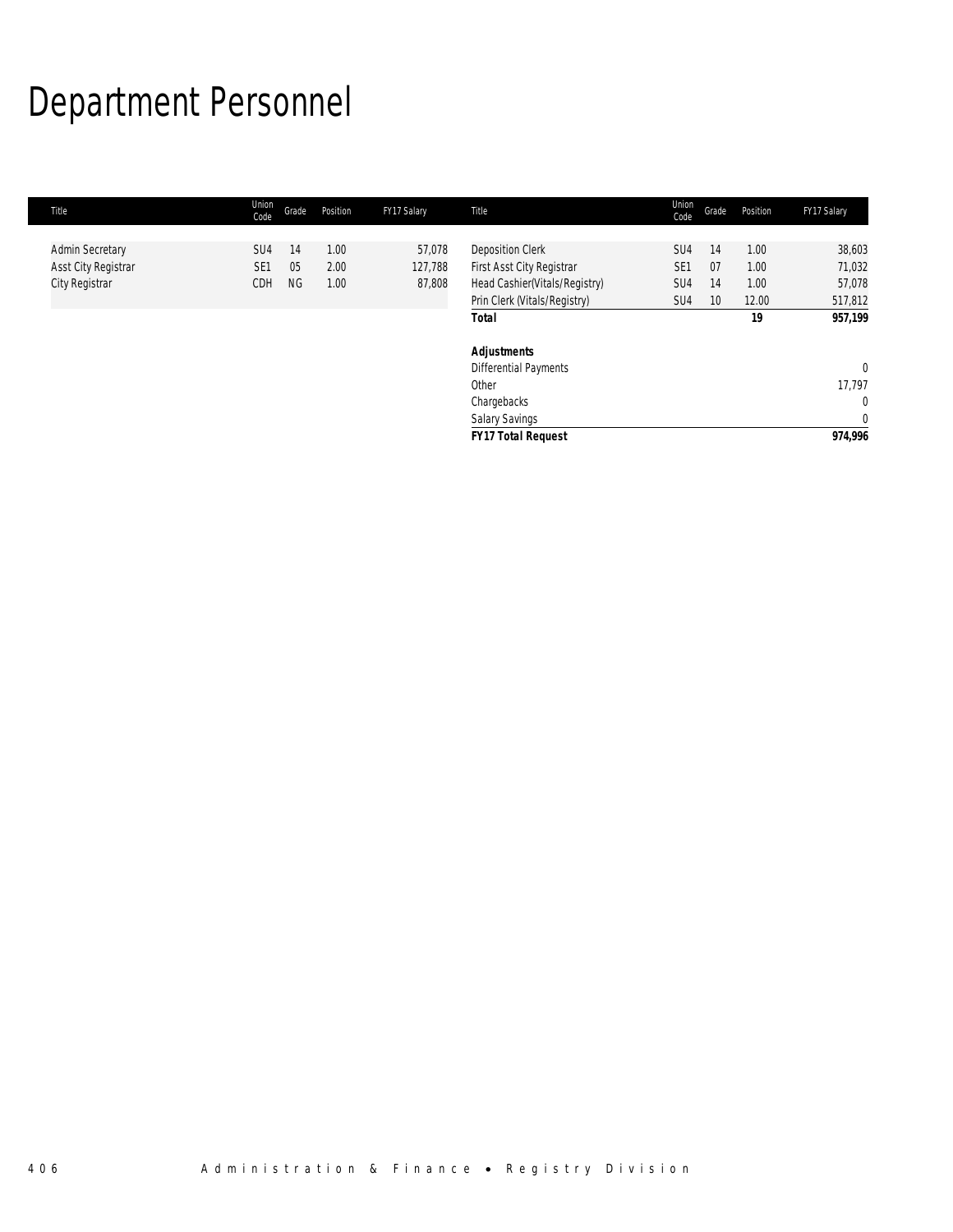# Department Personnel

| Title | Union Code | Grade | Position | FY17 Salary |
|---|---|---|---|---|
| Admin Secretary | SU4 | 14 | 1.00 | 57,078 |
| Asst City Registrar | SE1 | 05 | 2.00 | 127,788 |
| City Registrar | CDH | NG | 1.00 | 87,808 |
| Deposition Clerk | SU4 | 14 | 1.00 | 38,603 |
| First Asst City Registrar | SE1 | 07 | 1.00 | 71,032 |
| Head Cashier(Vitals/Registry) | SU4 | 14 | 1.00 | 57,078 |
| Prin Clerk (Vitals/Registry) | SU4 | 10 | 12.00 | 517,812 |
| **Total** | | | **19** | **957,199** |
| | | | | |
| **Adjustments** | | | | |
| Differential Payments | | | | 0 |
| Other | | | | 17,797 |
| Chargebacks | | | | 0 |
| Salary Savings | | | | 0 |
| **FY17 Total Request** | | | | **974,996** |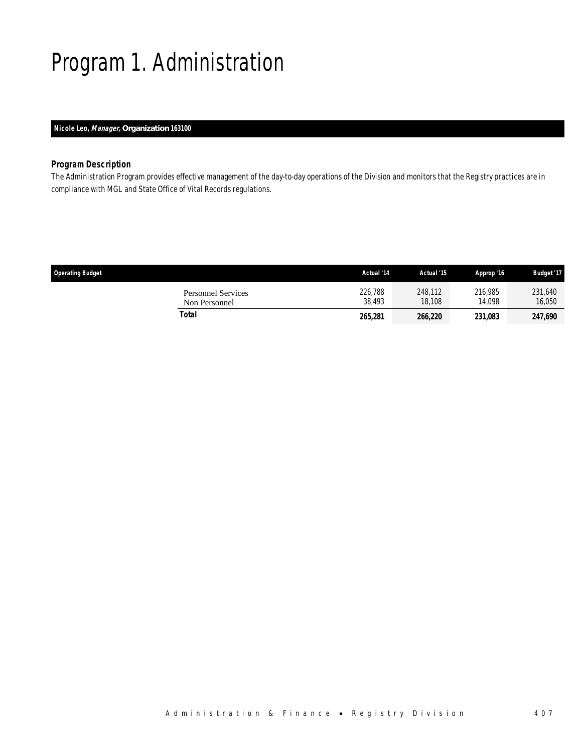# Program 1. Administration

**Nicole Leo, *Manager,* Organization 163100**

### *Program Description*

The Administration Program provides effective management of the day-to-day operations of the Division and monitors that the Registry practices are in compliance with MGL and State Office of Vital Records regulations.

| Operating Budget | Actual '14 | Actual '15 | Approp '16 | Budget '17 |
|---|---|---|---|---|
| Personnel Services | 226,788 | 248,112 | 216,985 | 231,640 |
| Non Personnel | 38,493 | 18,108 | 14,098 | 16,050 |
| **Total** | **265,281** | **266,220** | **231,083** | **247,690** |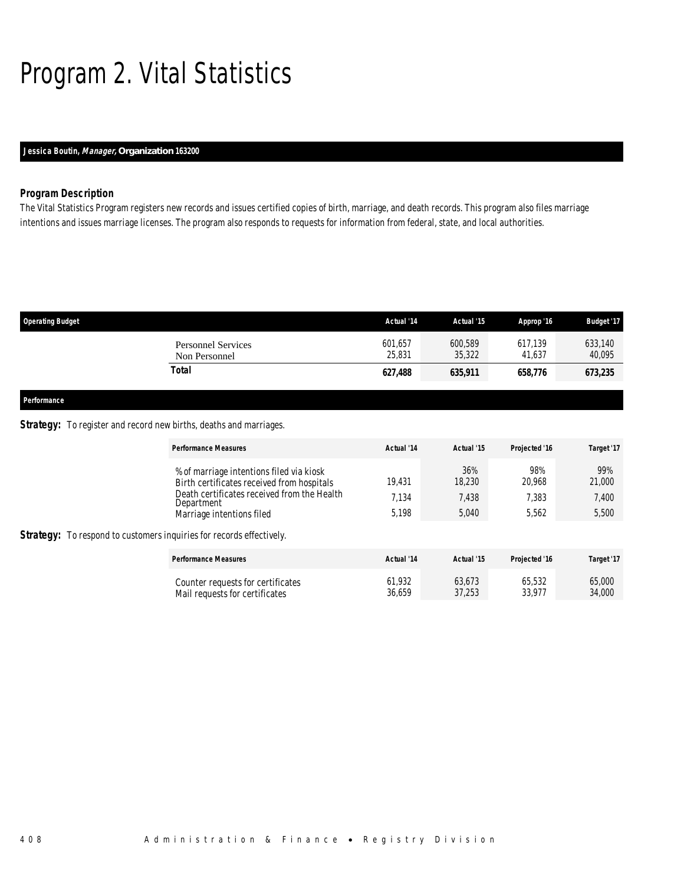# Program 2. Vital Statistics

**Jessica Boutin, *Manager,* Organization 163200**

### Program Description

The Vital Statistics Program registers new records and issues certified copies of birth, marriage, and death records. This program also files marriage intentions and issues marriage licenses. The program also responds to requests for information from federal, state, and local authorities.

| Operating Budget | Actual '14 | Actual '15 | Approp '16 | Budget '17 |
|---|---|---|---|---|
| Personnel Services | 601,657 | 600,589 | 617,139 | 633,140 |
| Non Personnel | 25,831 | 35,322 | 41,637 | 40,095 |
| **Total** | **627,488** | **635,911** | **658,776** | **673,235** |

### Performance

**Strategy:** To register and record new births, deaths and marriages.

| Performance Measures | Actual '14 | Actual '15 | Projected '16 | Target '17 |
|---|---|---|---|---|
| % of marriage intentions filed via kiosk | | 36% | 98% | 99% |
| Birth certificates received from hospitals | 19,431 | 18,230 | 20,968 | 21,000 |
| Death certificates received from the Health Department | 7,134 | 7,438 | 7,383 | 7,400 |
| Marriage intentions filed | 5,198 | 5,040 | 5,562 | 5,500 |

**Strategy:** To respond to customers inquiries for records effectively.

| Performance Measures | Actual '14 | Actual '15 | Projected '16 | Target '17 |
|---|---|---|---|---|
| Counter requests for certificates | 61,932 | 63,673 | 65,532 | 65,000 |
| Mail requests for certificates | 36,659 | 37,253 | 33,977 | 34,000 |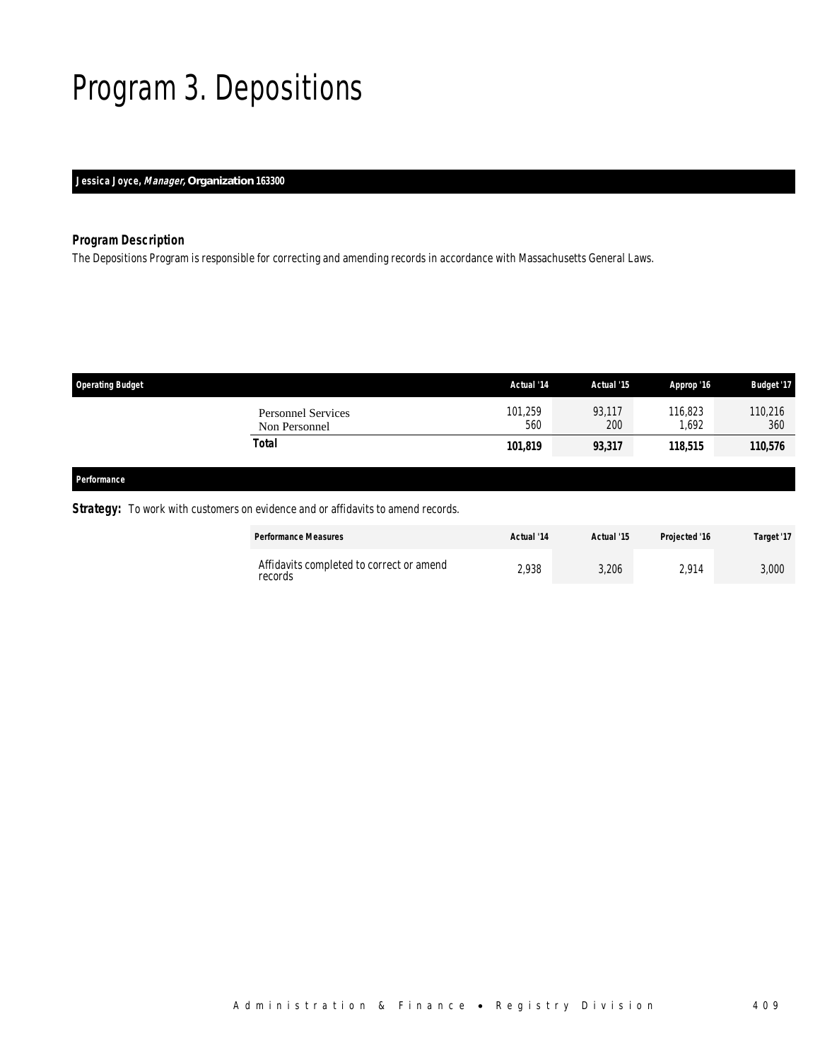# Program 3. Depositions

**Jessica Joyce, *Manager*, Organization 163300**

### Program Description

The Depositions Program is responsible for correcting and amending records in accordance with Massachusetts General Laws.

| Operating Budget | Actual '14 | Actual '15 | Approp '16 | Budget '17 |
|---|---|---|---|---|
| Personnel Services | 101,259 | 93,117 | 116,823 | 110,216 |
| Non Personnel | 560 | 200 | 1,692 | 360 |
| **Total** | **101,819** | **93,317** | **118,515** | **110,576** |

### Performance

**Strategy:** To work with customers on evidence and or affidavits to amend records.

| Performance Measures | Actual '14 | Actual '15 | Projected '16 | Target '17 |
|---|---|---|---|---|
| Affidavits completed to correct or amend records | 2,938 | 3,206 | 2,914 | 3,000 |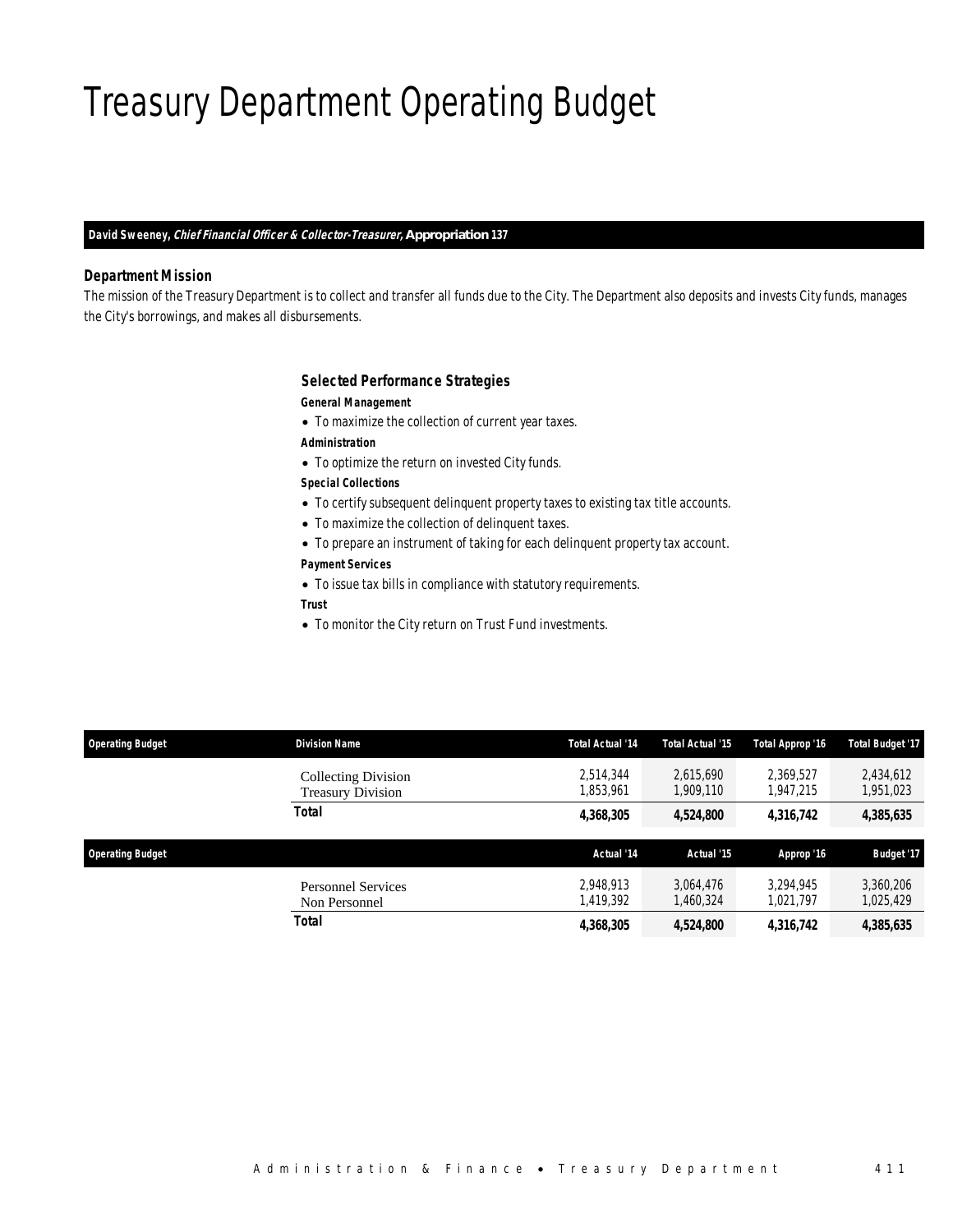# Treasury Department Operating Budget

**David Sweeney, *Chief Financial Officer & Collector-Treasurer,* Appropriation 137**

### Department Mission

The mission of the Treasury Department is to collect and transfer all funds due to the City. The Department also deposits and invests City funds, manages the City's borrowings, and makes all disbursements.

### Selected Performance Strategies

**General Management**

- To maximize the collection of current year taxes.

**Administration**

- To optimize the return on invested City funds.

**Special Collections**

- To certify subsequent delinquent property taxes to existing tax title accounts.
- To maximize the collection of delinquent taxes.
- To prepare an instrument of taking for each delinquent property tax account.

**Payment Services**

- To issue tax bills in compliance with statutory requirements.

**Trust**

- To monitor the City return on Trust Fund investments.

| Operating Budget | Division Name | Total Actual '14 | Total Actual '15 | Total Approp '16 | Total Budget '17 |
|---|---|---|---|---|---|
| | Collecting Division | 2,514,344 | 2,615,690 | 2,369,527 | 2,434,612 |
| | Treasury Division | 1,853,961 | 1,909,110 | 1,947,215 | 1,951,023 |
| | **Total** | **4,368,305** | **4,524,800** | **4,316,742** | **4,385,635** |

| Operating Budget | | Actual '14 | Actual '15 | Approp '16 | Budget '17 |
|---|---|---|---|---|---|
| | Personnel Services | 2,948,913 | 3,064,476 | 3,294,945 | 3,360,206 |
| | Non Personnel | 1,419,392 | 1,460,324 | 1,021,797 | 1,025,429 |
| | **Total** | **4,368,305** | **4,524,800** | **4,316,742** | **4,385,635** |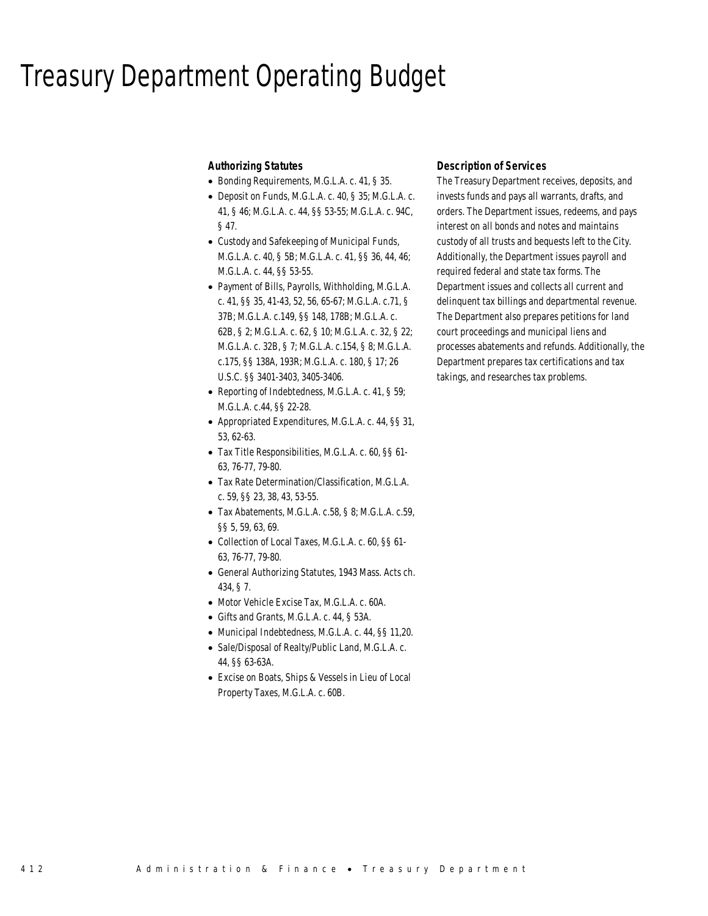# Treasury Department Operating Budget

### Authorizing Statutes

- Bonding Requirements, M.G.L.A. c. 41, § 35.
- Deposit on Funds, M.G.L.A. c. 40, § 35; M.G.L.A. c. 41, § 46; M.G.L.A. c. 44, §§ 53-55; M.G.L.A. c. 94C, § 47.
- Custody and Safekeeping of Municipal Funds, M.G.L.A. c. 40, § 5B; M.G.L.A. c. 41, §§ 36, 44, 46; M.G.L.A. c. 44, §§ 53-55.
- Payment of Bills, Payrolls, Withholding, M.G.L.A. c. 41, §§ 35, 41-43, 52, 56, 65-67; M.G.L.A. c.71, § 37B; M.G.L.A. c.149, §§ 148, 178B; M.G.L.A. c. 62B, § 2; M.G.L.A. c. 62, § 10; M.G.L.A. c. 32, § 22; M.G.L.A. c. 32B, § 7; M.G.L.A. c.154, § 8; M.G.L.A. c.175, §§ 138A, 193R; M.G.L.A. c. 180, § 17; 26 U.S.C. §§ 3401-3403, 3405-3406.
- Reporting of Indebtedness, M.G.L.A. c. 41, § 59; M.G.L.A. c.44, §§ 22-28.
- Appropriated Expenditures, M.G.L.A. c. 44, §§ 31, 53, 62-63.
- Tax Title Responsibilities, M.G.L.A. c. 60, §§ 61-63, 76-77, 79-80.
- Tax Rate Determination/Classification, M.G.L.A. c. 59, §§ 23, 38, 43, 53-55.
- Tax Abatements, M.G.L.A. c.58, § 8; M.G.L.A. c.59, §§ 5, 59, 63, 69.
- Collection of Local Taxes, M.G.L.A. c. 60, §§ 61-63, 76-77, 79-80.
- General Authorizing Statutes, 1943 Mass. Acts ch. 434, § 7.
- Motor Vehicle Excise Tax, M.G.L.A. c. 60A.
- Gifts and Grants, M.G.L.A. c. 44, § 53A.
- Municipal Indebtedness, M.G.L.A. c. 44, §§ 11,20.
- Sale/Disposal of Realty/Public Land, M.G.L.A. c. 44, §§ 63-63A.
- Excise on Boats, Ships & Vessels in Lieu of Local Property Taxes, M.G.L.A. c. 60B.

### Description of Services

The Treasury Department receives, deposits, and invests funds and pays all warrants, drafts, and orders. The Department issues, redeems, and pays interest on all bonds and notes and maintains custody of all trusts and bequests left to the City. Additionally, the Department issues payroll and required federal and state tax forms. The Department issues and collects all current and delinquent tax billings and departmental revenue. The Department also prepares petitions for land court proceedings and municipal liens and processes abatements and refunds. Additionally, the Department prepares tax certifications and tax takings, and researches tax problems.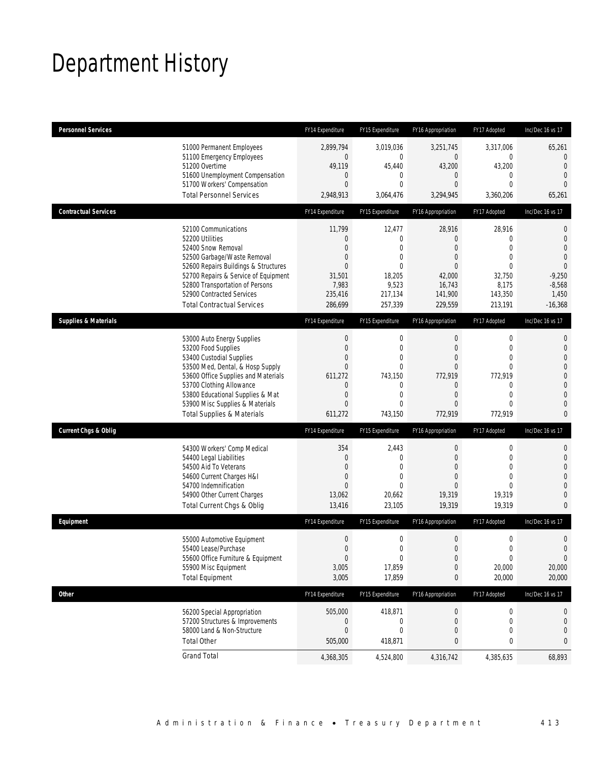# Department History

| Personnel Services | FY14 Expenditure | FY15 Expenditure | FY16 Appropriation | FY17 Adopted | Inc/Dec 16 vs 17 |
|---|---|---|---|---|---|
| 51000 Permanent Employees | 2,899,794 | 3,019,036 | 3,251,745 | 3,317,006 | 65,261 |
| 51100 Emergency Employees | 0 | 0 | 0 | 0 | 0 |
| 51200 Overtime | 49,119 | 45,440 | 43,200 | 43,200 | 0 |
| 51600 Unemployment Compensation | 0 | 0 | 0 | 0 | 0 |
| 51700 Workers' Compensation | 0 | 0 | 0 | 0 | 0 |
| Total Personnel Services | 2,948,913 | 3,064,476 | 3,294,945 | 3,360,206 | 65,261 |

| Contractual Services | FY14 Expenditure | FY15 Expenditure | FY16 Appropriation | FY17 Adopted | Inc/Dec 16 vs 17 |
|---|---|---|---|---|---|
| 52100 Communications | 11,799 | 12,477 | 28,916 | 28,916 | 0 |
| 52200 Utilities | 0 | 0 | 0 | 0 | 0 |
| 52400 Snow Removal | 0 | 0 | 0 | 0 | 0 |
| 52500 Garbage/Waste Removal | 0 | 0 | 0 | 0 | 0 |
| 52600 Repairs Buildings & Structures | 0 | 0 | 0 | 0 | 0 |
| 52700 Repairs & Service of Equipment | 31,501 | 18,205 | 42,000 | 32,750 | -9,250 |
| 52800 Transportation of Persons | 7,983 | 9,523 | 16,743 | 8,175 | -8,568 |
| 52900 Contracted Services | 235,416 | 217,134 | 141,900 | 143,350 | 1,450 |
| Total Contractual Services | 286,699 | 257,339 | 229,559 | 213,191 | -16,368 |

| Supplies & Materials | FY14 Expenditure | FY15 Expenditure | FY16 Appropriation | FY17 Adopted | Inc/Dec 16 vs 17 |
|---|---|---|---|---|---|
| 53000 Auto Energy Supplies | 0 | 0 | 0 | 0 | 0 |
| 53200 Food Supplies | 0 | 0 | 0 | 0 | 0 |
| 53400 Custodial Supplies | 0 | 0 | 0 | 0 | 0 |
| 53500 Med, Dental, & Hosp Supply | 0 | 0 | 0 | 0 | 0 |
| 53600 Office Supplies and Materials | 611,272 | 743,150 | 772,919 | 772,919 | 0 |
| 53700 Clothing Allowance | 0 | 0 | 0 | 0 | 0 |
| 53800 Educational Supplies & Mat | 0 | 0 | 0 | 0 | 0 |
| 53900 Misc Supplies & Materials | 0 | 0 | 0 | 0 | 0 |
| Total Supplies & Materials | 611,272 | 743,150 | 772,919 | 772,919 | 0 |

| Current Chgs & Oblig | FY14 Expenditure | FY15 Expenditure | FY16 Appropriation | FY17 Adopted | Inc/Dec 16 vs 17 |
|---|---|---|---|---|---|
| 54300 Workers' Comp Medical | 354 | 2,443 | 0 | 0 | 0 |
| 54400 Legal Liabilities | 0 | 0 | 0 | 0 | 0 |
| 54500 Aid To Veterans | 0 | 0 | 0 | 0 | 0 |
| 54600 Current Charges H&I | 0 | 0 | 0 | 0 | 0 |
| 54700 Indemnification | 0 | 0 | 0 | 0 | 0 |
| 54900 Other Current Charges | 13,062 | 20,662 | 19,319 | 19,319 | 0 |
| Total Current Chgs & Oblig | 13,416 | 23,105 | 19,319 | 19,319 | 0 |

| Equipment | FY14 Expenditure | FY15 Expenditure | FY16 Appropriation | FY17 Adopted | Inc/Dec 16 vs 17 |
|---|---|---|---|---|---|
| 55000 Automotive Equipment | 0 | 0 | 0 | 0 | 0 |
| 55400 Lease/Purchase | 0 | 0 | 0 | 0 | 0 |
| 55600 Office Furniture & Equipment | 0 | 0 | 0 | 0 | 0 |
| 55900 Misc Equipment | 3,005 | 17,859 | 0 | 20,000 | 20,000 |
| Total Equipment | 3,005 | 17,859 | 0 | 20,000 | 20,000 |

| Other | FY14 Expenditure | FY15 Expenditure | FY16 Appropriation | FY17 Adopted | Inc/Dec 16 vs 17 |
|---|---|---|---|---|---|
| 56200 Special Appropriation | 505,000 | 418,871 | 0 | 0 | 0 |
| 57200 Structures & Improvements | 0 | 0 | 0 | 0 | 0 |
| 58000 Land & Non-Structure | 0 | 0 | 0 | 0 | 0 |
| Total Other | 505,000 | 418,871 | 0 | 0 | 0 |
| Grand Total | 4,368,305 | 4,524,800 | 4,316,742 | 4,385,635 | 68,893 |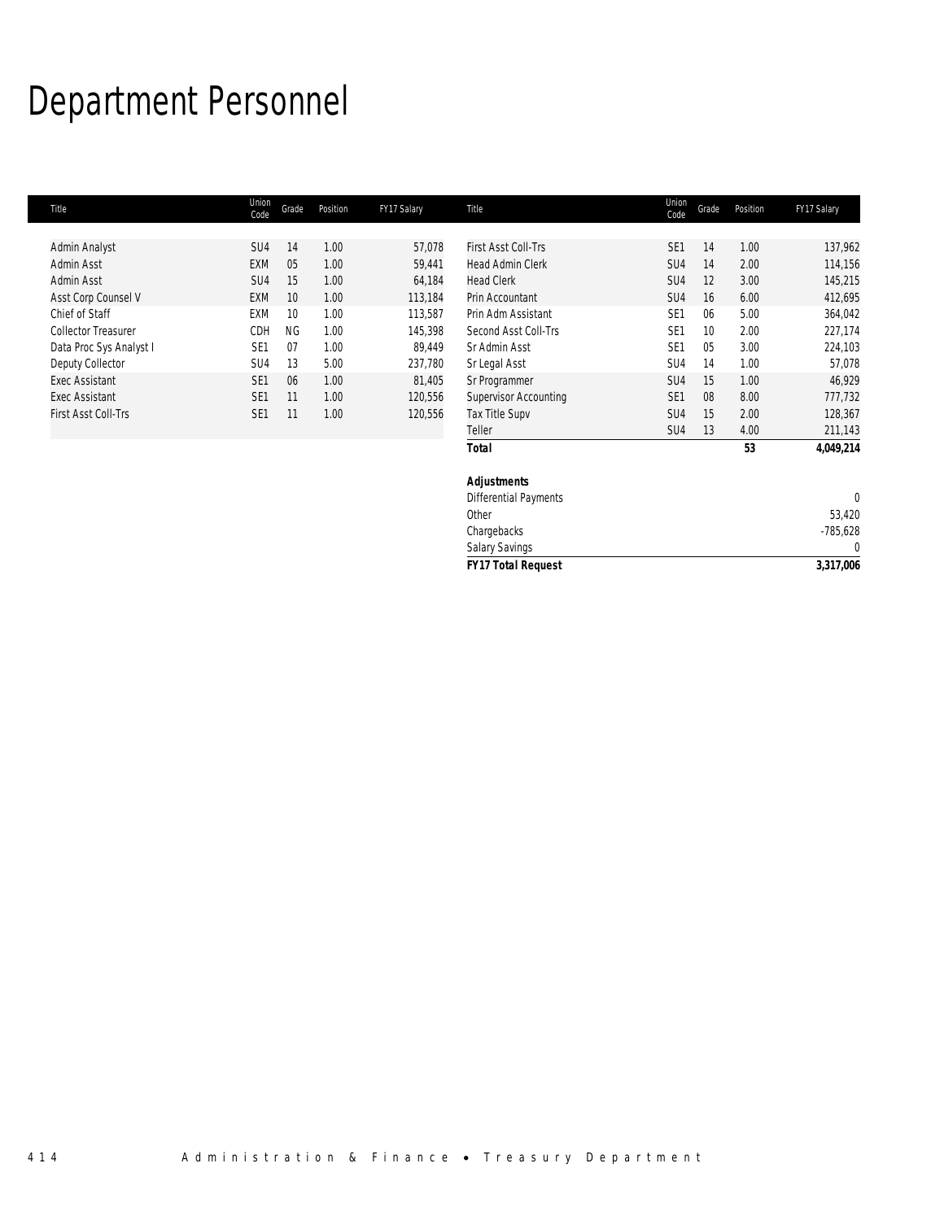# Department Personnel

| Title | Union Code | Grade | Position | FY17 Salary |
|---|---|---|---|---|
| Admin Analyst | SU4 | 14 | 1.00 | 57,078 |
| Admin Asst | EXM | 05 | 1.00 | 59,441 |
| Admin Asst | SU4 | 15 | 1.00 | 64,184 |
| Asst Corp Counsel V | EXM | 10 | 1.00 | 113,184 |
| Chief of Staff | EXM | 10 | 1.00 | 113,587 |
| Collector Treasurer | CDH | NG | 1.00 | 145,398 |
| Data Proc Sys Analyst I | SE1 | 07 | 1.00 | 89,449 |
| Deputy Collector | SU4 | 13 | 5.00 | 237,780 |
| Exec Assistant | SE1 | 06 | 1.00 | 81,405 |
| Exec Assistant | SE1 | 11 | 1.00 | 120,556 |
| First Asst Coll-Trs | SE1 | 11 | 1.00 | 120,556 |
| First Asst Coll-Trs | SE1 | 14 | 1.00 | 137,962 |
| Head Admin Clerk | SU4 | 14 | 2.00 | 114,156 |
| Head Clerk | SU4 | 12 | 3.00 | 145,215 |
| Prin Accountant | SU4 | 16 | 6.00 | 412,695 |
| Prin Adm Assistant | SE1 | 06 | 5.00 | 364,042 |
| Second Asst Coll-Trs | SE1 | 10 | 2.00 | 227,174 |
| Sr Admin Asst | SE1 | 05 | 3.00 | 224,103 |
| Sr Legal Asst | SU4 | 14 | 1.00 | 57,078 |
| Sr Programmer | SU4 | 15 | 1.00 | 46,929 |
| Supervisor Accounting | SE1 | 08 | 8.00 | 777,732 |
| Tax Title Supv | SU4 | 15 | 2.00 | 128,367 |
| Teller | SU4 | 13 | 4.00 | 211,143 |
| ***Total*** | | | **53** | **4,049,214** |

| ***Adjustments*** | |
|---|---|
| Differential Payments | 0 |
| Other | 53,420 |
| Chargebacks | -785,628 |
| Salary Savings | 0 |
| ***FY17 Total Request*** | **3,317,006** |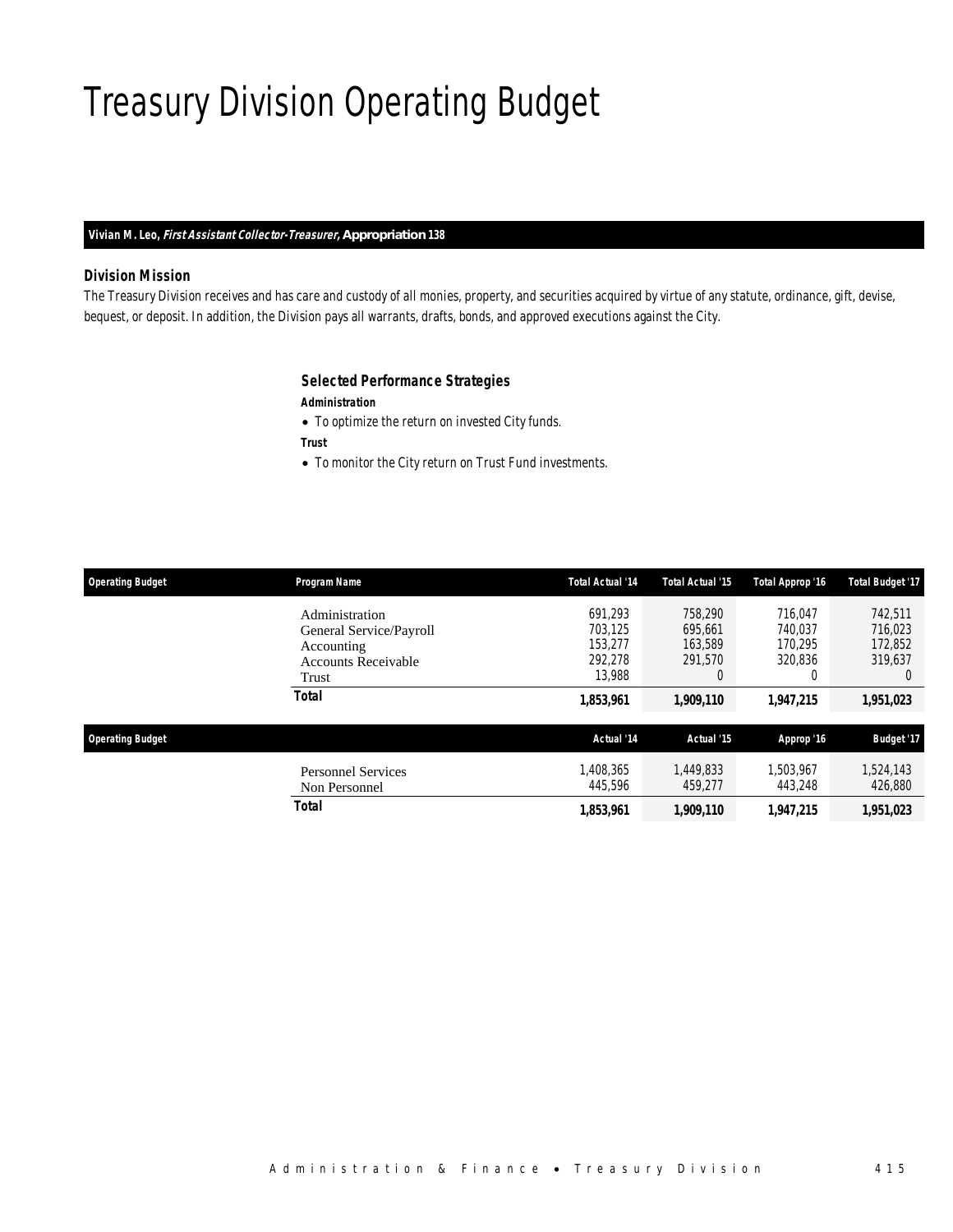# Treasury Division Operating Budget

**Vivian M. Leo, *First Assistant Collector-Treasurer,* Appropriation 138**

### Division Mission

The Treasury Division receives and has care and custody of all monies, property, and securities acquired by virtue of any statute, ordinance, gift, devise, bequest, or deposit. In addition, the Division pays all warrants, drafts, bonds, and approved executions against the City.

### Selected Performance Strategies

***Administration***

- To optimize the return on invested City funds.

***Trust***

- To monitor the City return on Trust Fund investments.

| Operating Budget | Program Name | Total Actual '14 | Total Actual '15 | Total Approp '16 | Total Budget '17 |
|---|---|---|---|---|---|
| | Administration | 691,293 | 758,290 | 716,047 | 742,511 |
| | General Service/Payroll | 703,125 | 695,661 | 740,037 | 716,023 |
| | Accounting | 153,277 | 163,589 | 170,295 | 172,852 |
| | Accounts Receivable | 292,278 | 291,570 | 320,836 | 319,637 |
| | Trust | 13,988 | 0 | 0 | 0 |
| | **Total** | **1,853,961** | **1,909,110** | **1,947,215** | **1,951,023** |

| Operating Budget | | Actual '14 | Actual '15 | Approp '16 | Budget '17 |
|---|---|---|---|---|---|
| | Personnel Services | 1,408,365 | 1,449,833 | 1,503,967 | 1,524,143 |
| | Non Personnel | 445,596 | 459,277 | 443,248 | 426,880 |
| | **Total** | **1,853,961** | **1,909,110** | **1,947,215** | **1,951,023** |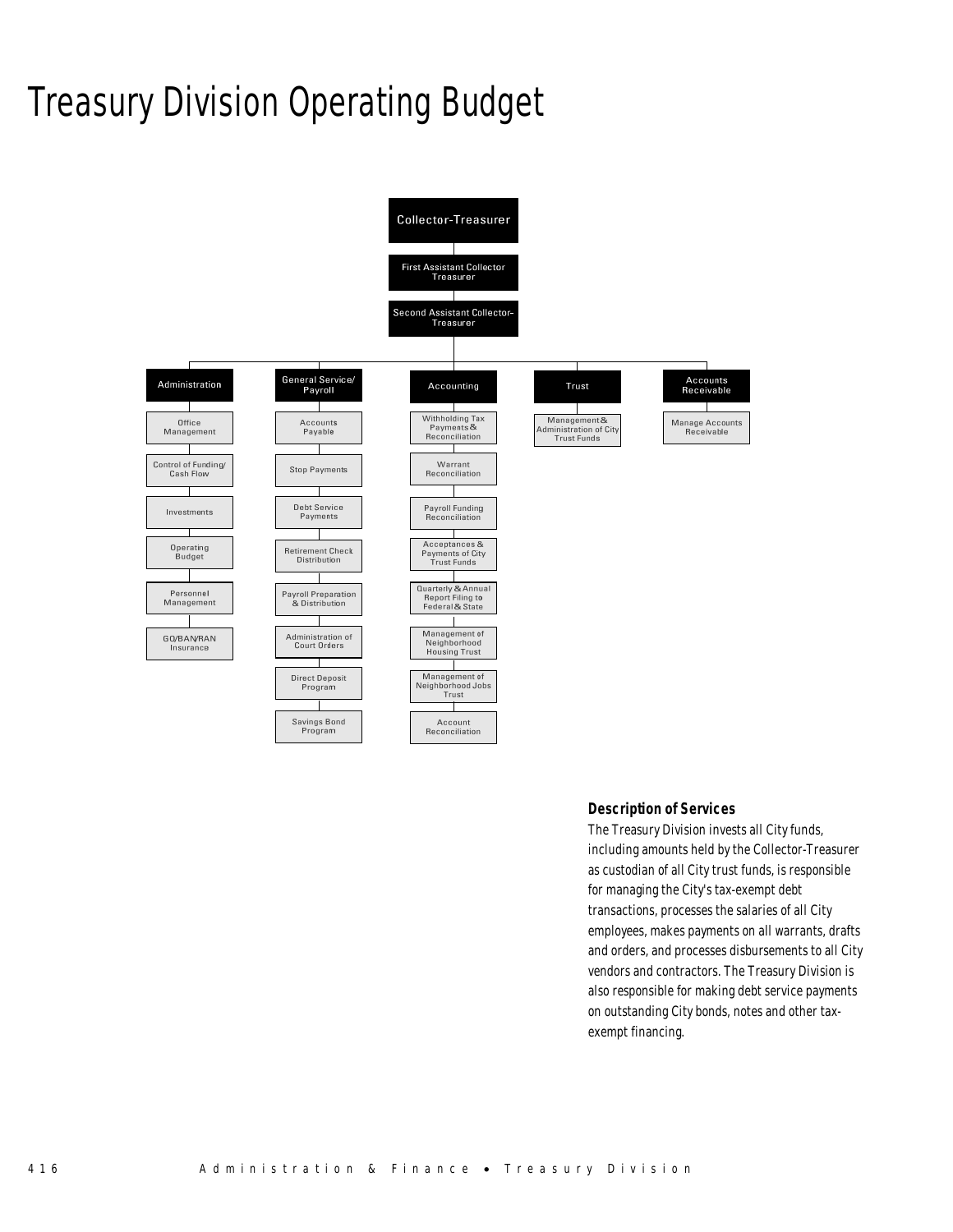# Treasury Division Operating Budget

- Collector-Treasurer
  - First Assistant Collector Treasurer
    - Second Assistant Collector-Treasurer
      - Administration
        - Office Management
        - Control of Funding/ Cash Flow
        - Investments
        - Operating Budget
        - Personnel Management
        - GO/BAN/RAN Insurance
      - General Service/ Payroll
        - Accounts Payable
        - Stop Payments
        - Debt Service Payments
        - Retirement Check Distribution
        - Payroll Preparation & Distribution
        - Administration of Court Orders
        - Direct Deposit Program
        - Savings Bond Program
      - Accounting
        - Withholding Tax Payments & Reconciliation
        - Warrant Reconciliation
        - Payroll Funding Reconciliation
        - Acceptances & Payments of City Trust Funds
        - Quarterly & Annual Report Filing to Federal & State
        - Management of Neighborhood Housing Trust
        - Management of Neighborhood Jobs Trust
        - Account Reconciliation
      - Trust
        - Management & Administration of City Trust Funds
      - Accounts Receivable
        - Manage Accounts Receivable

### Description of Services

The Treasury Division invests all City funds, including amounts held by the Collector-Treasurer as custodian of all City trust funds, is responsible for managing the City's tax-exempt debt transactions, processes the salaries of all City employees, makes payments on all warrants, drafts and orders, and processes disbursements to all City vendors and contractors. The Treasury Division is also responsible for making debt service payments on outstanding City bonds, notes and other tax-exempt financing.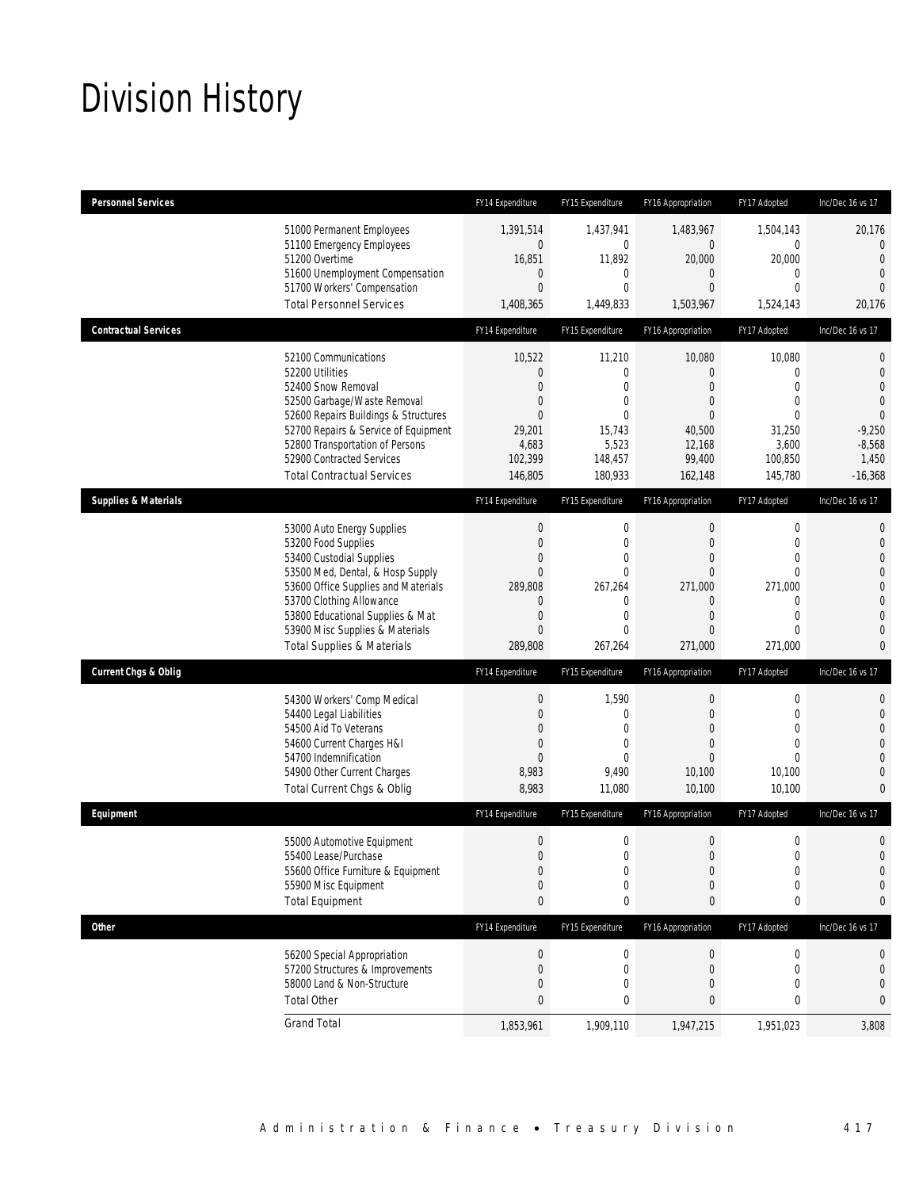# Division History

| Personnel Services | FY14 Expenditure | FY15 Expenditure | FY16 Appropriation | FY17 Adopted | Inc/Dec 16 vs 17 |
|---|---|---|---|---|---|
| 51000 Permanent Employees | 1,391,514 | 1,437,941 | 1,483,967 | 1,504,143 | 20,176 |
| 51100 Emergency Employees | 0 | 0 | 0 | 0 | 0 |
| 51200 Overtime | 16,851 | 11,892 | 20,000 | 20,000 | 0 |
| 51600 Unemployment Compensation | 0 | 0 | 0 | 0 | 0 |
| 51700 Workers' Compensation | 0 | 0 | 0 | 0 | 0 |
| Total Personnel Services | 1,408,365 | 1,449,833 | 1,503,967 | 1,524,143 | 20,176 |
| **Contractual Services** | **FY14 Expenditure** | **FY15 Expenditure** | **FY16 Appropriation** | **FY17 Adopted** | **Inc/Dec 16 vs 17** |
| 52100 Communications | 10,522 | 11,210 | 10,080 | 10,080 | 0 |
| 52200 Utilities | 0 | 0 | 0 | 0 | 0 |
| 52400 Snow Removal | 0 | 0 | 0 | 0 | 0 |
| 52500 Garbage/Waste Removal | 0 | 0 | 0 | 0 | 0 |
| 52600 Repairs Buildings & Structures | 0 | 0 | 0 | 0 | 0 |
| 52700 Repairs & Service of Equipment | 29,201 | 15,743 | 40,500 | 31,250 | -9,250 |
| 52800 Transportation of Persons | 4,683 | 5,523 | 12,168 | 3,600 | -8,568 |
| 52900 Contracted Services | 102,399 | 148,457 | 99,400 | 100,850 | 1,450 |
| Total Contractual Services | 146,805 | 180,933 | 162,148 | 145,780 | -16,368 |
| **Supplies & Materials** | **FY14 Expenditure** | **FY15 Expenditure** | **FY16 Appropriation** | **FY17 Adopted** | **Inc/Dec 16 vs 17** |
| 53000 Auto Energy Supplies | 0 | 0 | 0 | 0 | 0 |
| 53200 Food Supplies | 0 | 0 | 0 | 0 | 0 |
| 53400 Custodial Supplies | 0 | 0 | 0 | 0 | 0 |
| 53500 Med, Dental, & Hosp Supply | 0 | 0 | 0 | 0 | 0 |
| 53600 Office Supplies and Materials | 289,808 | 267,264 | 271,000 | 271,000 | 0 |
| 53700 Clothing Allowance | 0 | 0 | 0 | 0 | 0 |
| 53800 Educational Supplies & Mat | 0 | 0 | 0 | 0 | 0 |
| 53900 Misc Supplies & Materials | 0 | 0 | 0 | 0 | 0 |
| Total Supplies & Materials | 289,808 | 267,264 | 271,000 | 271,000 | 0 |
| **Current Chgs & Oblig** | **FY14 Expenditure** | **FY15 Expenditure** | **FY16 Appropriation** | **FY17 Adopted** | **Inc/Dec 16 vs 17** |
| 54300 Workers' Comp Medical | 0 | 1,590 | 0 | 0 | 0 |
| 54400 Legal Liabilities | 0 | 0 | 0 | 0 | 0 |
| 54500 Aid To Veterans | 0 | 0 | 0 | 0 | 0 |
| 54600 Current Charges H&I | 0 | 0 | 0 | 0 | 0 |
| 54700 Indemnification | 0 | 0 | 0 | 0 | 0 |
| 54900 Other Current Charges | 8,983 | 9,490 | 10,100 | 10,100 | 0 |
| Total Current Chgs & Oblig | 8,983 | 11,080 | 10,100 | 10,100 | 0 |
| **Equipment** | **FY14 Expenditure** | **FY15 Expenditure** | **FY16 Appropriation** | **FY17 Adopted** | **Inc/Dec 16 vs 17** |
| 55000 Automotive Equipment | 0 | 0 | 0 | 0 | 0 |
| 55400 Lease/Purchase | 0 | 0 | 0 | 0 | 0 |
| 55600 Office Furniture & Equipment | 0 | 0 | 0 | 0 | 0 |
| 55900 Misc Equipment | 0 | 0 | 0 | 0 | 0 |
| Total Equipment | 0 | 0 | 0 | 0 | 0 |
| **Other** | **FY14 Expenditure** | **FY15 Expenditure** | **FY16 Appropriation** | **FY17 Adopted** | **Inc/Dec 16 vs 17** |
| 56200 Special Appropriation | 0 | 0 | 0 | 0 | 0 |
| 57200 Structures & Improvements | 0 | 0 | 0 | 0 | 0 |
| 58000 Land & Non-Structure | 0 | 0 | 0 | 0 | 0 |
| Total Other | 0 | 0 | 0 | 0 | 0 |
| Grand Total | 1,853,961 | 1,909,110 | 1,947,215 | 1,951,023 | 3,808 |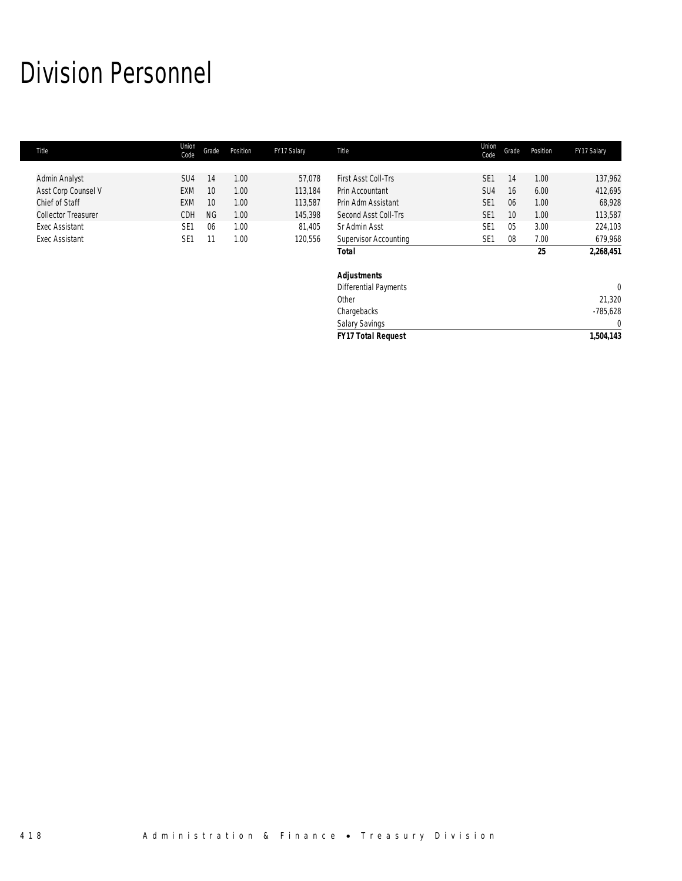# Division Personnel

| Title | Union Code | Grade | Position | FY17 Salary |
|---|---|---|---|---|
| Admin Analyst | SU4 | 14 | 1.00 | 57,078 |
| Asst Corp Counsel V | EXM | 10 | 1.00 | 113,184 |
| Chief of Staff | EXM | 10 | 1.00 | 113,587 |
| Collector Treasurer | CDH | NG | 1.00 | 145,398 |
| Exec Assistant | SE1 | 06 | 1.00 | 81,405 |
| Exec Assistant | SE1 | 11 | 1.00 | 120,556 |
| First Asst Coll-Trs | SE1 | 14 | 1.00 | 137,962 |
| Prin Accountant | SU4 | 16 | 6.00 | 412,695 |
| Prin Adm Assistant | SE1 | 06 | 1.00 | 68,928 |
| Second Asst Coll-Trs | SE1 | 10 | 1.00 | 113,587 |
| Sr Admin Asst | SE1 | 05 | 3.00 | 224,103 |
| Supervisor Accounting | SE1 | 08 | 7.00 | 679,968 |
| ***Total*** | | | **25** | **2,268,451** |
| | | | | |
| ***Adjustments*** | | | | |
| Differential Payments | | | | 0 |
| Other | | | | 21,320 |
| Chargebacks | | | | -785,628 |
| Salary Savings | | | | 0 |
| ***FY17 Total Request*** | | | | **1,504,143** |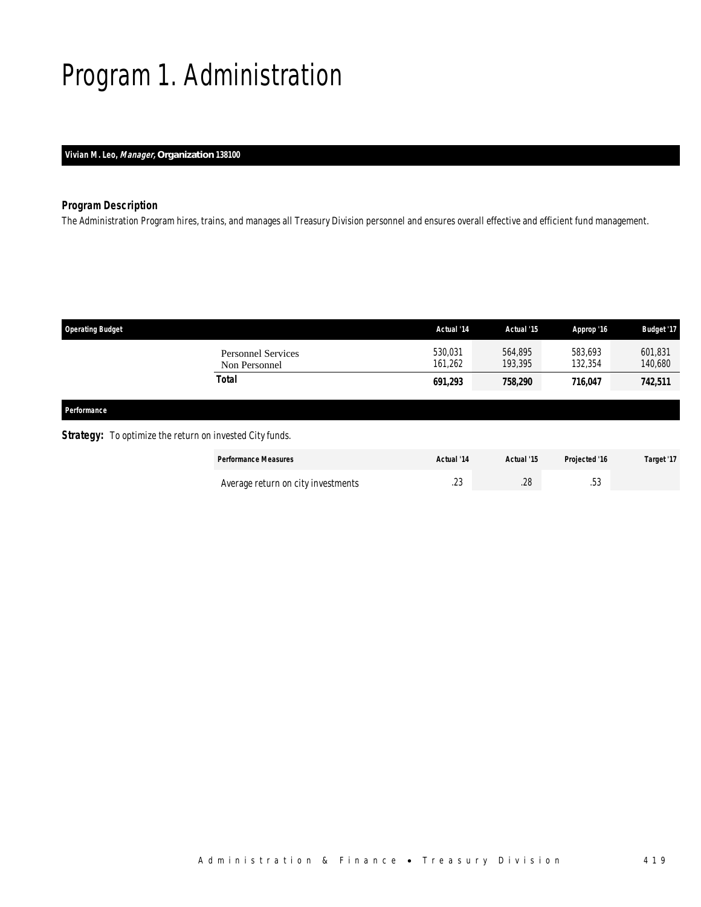# Program 1. Administration

**Vivian M. Leo, *Manager*, Organization 138100**

### *Program Description*

The Administration Program hires, trains, and manages all Treasury Division personnel and ensures overall effective and efficient fund management.

| Operating Budget | Actual '14 | Actual '15 | Approp '16 | Budget '17 |
|---|---|---|---|---|
| Personnel Services | 530,031 | 564,895 | 583,693 | 601,831 |
| Non Personnel | 161,262 | 193,395 | 132,354 | 140,680 |
| **Total** | **691,293** | **758,290** | **716,047** | **742,511** |

**Performance**

***Strategy:*** To optimize the return on invested City funds.

| Performance Measures | Actual '14 | Actual '15 | Projected '16 | Target '17 |
|---|---|---|---|---|
| Average return on city investments | .23 | .28 | .53 | |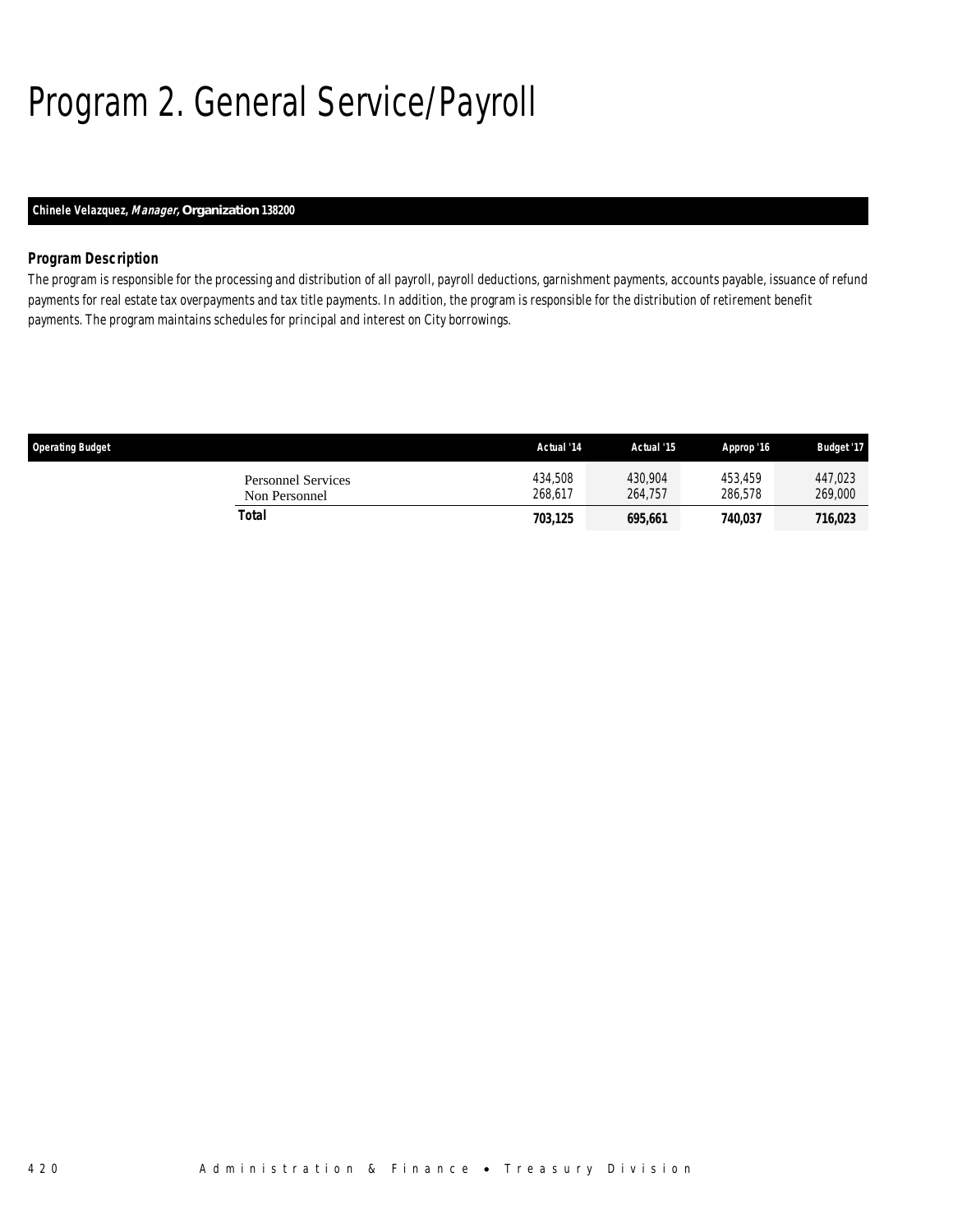# Program 2. General Service/Payroll

**Chinele Velazquez, *Manager,* Organization 138200**

### Program Description

The program is responsible for the processing and distribution of all payroll, payroll deductions, garnishment payments, accounts payable, issuance of refund payments for real estate tax overpayments and tax title payments. In addition, the program is responsible for the distribution of retirement benefit payments. The program maintains schedules for principal and interest on City borrowings.

| Operating Budget | Actual '14 | Actual '15 | Approp '16 | Budget '17 |
|---|---|---|---|---|
| Personnel Services | 434,508 | 430,904 | 453,459 | 447,023 |
| Non Personnel | 268,617 | 264,757 | 286,578 | 269,000 |
| **Total** | **703,125** | **695,661** | **740,037** | **716,023** |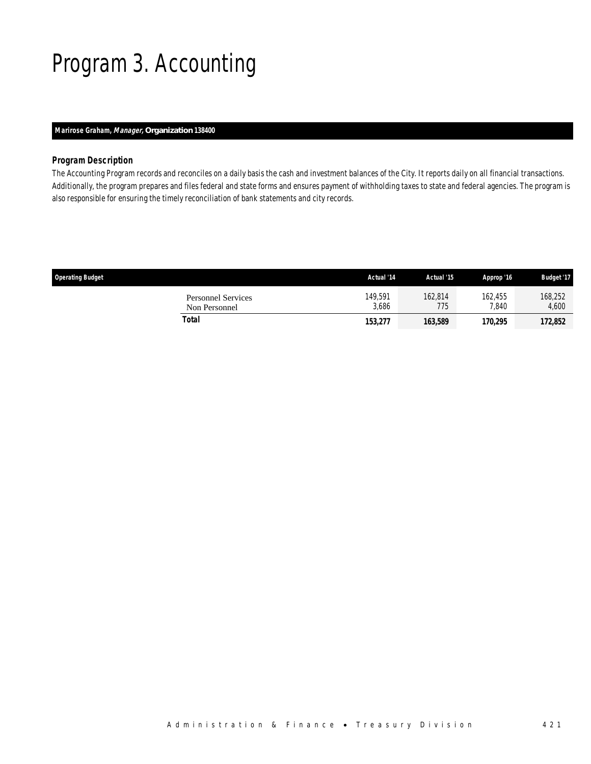# Program 3. Accounting

**Marirose Graham, *Manager*, Organization 138400**

### *Program Description*

*The Accounting Program records and reconciles on a daily basis the cash and investment balances of the City. It reports daily on all financial transactions. Additionally, the program prepares and files federal and state forms and ensures payment of withholding taxes to state and federal agencies. The program is also responsible for ensuring the timely reconciliation of bank statements and city records.*

| Operating Budget | Actual '14 | Actual '15 | Approp '16 | Budget '17 |
|---|---|---|---|---|
| Personnel Services | 149,591 | 162,814 | 162,455 | 168,252 |
| Non Personnel | 3,686 | 775 | 7,840 | 4,600 |
| **Total** | **153,277** | **163,589** | **170,295** | **172,852** |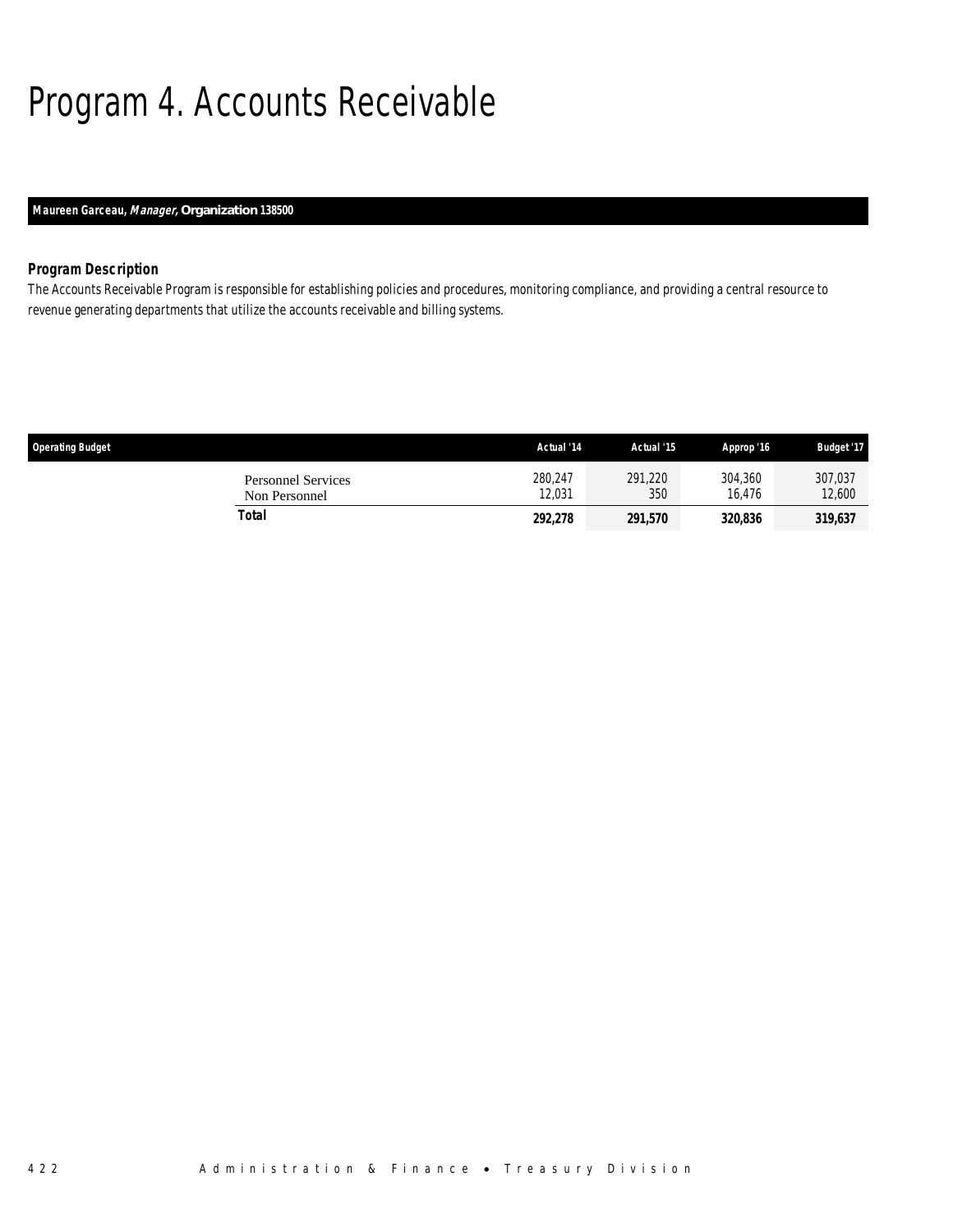# Program 4. Accounts Receivable

**Maureen Garceau, *Manager*, Organization 138500**

### *Program Description*

The Accounts Receivable Program is responsible for establishing policies and procedures, monitoring compliance, and providing a central resource to revenue generating departments that utilize the accounts receivable and billing systems.

| Operating Budget | Actual '14 | Actual '15 | Approp '16 | Budget '17 |
|---|---|---|---|---|
| Personnel Services | 280,247 | 291,220 | 304,360 | 307,037 |
| Non Personnel | 12,031 | 350 | 16,476 | 12,600 |
| **Total** | **292,278** | **291,570** | **320,836** | **319,637** |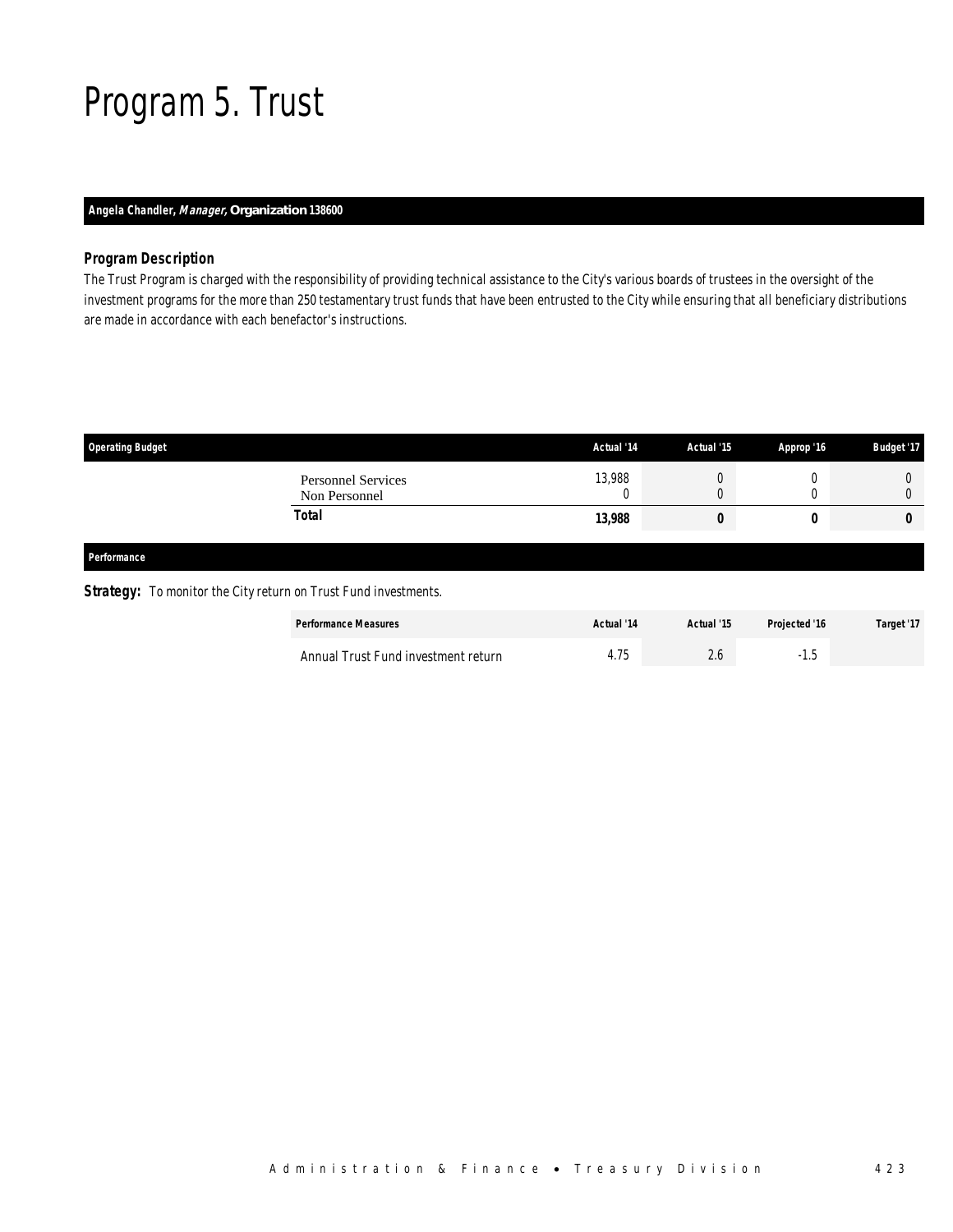# Program 5. Trust

**Angela Chandler, *Manager,* Organization 138600**

### Program Description

The Trust Program is charged with the responsibility of providing technical assistance to the City's various boards of trustees in the oversight of the investment programs for the more than 250 testamentary trust funds that have been entrusted to the City while ensuring that all beneficiary distributions are made in accordance with each benefactor's instructions.

| Operating Budget | Actual '14 | Actual '15 | Approp '16 | Budget '17 |
|---|---|---|---|---|
| Personnel Services | 13,988 | 0 | 0 | 0 |
| Non Personnel | 0 | 0 | 0 | 0 |
| **Total** | **13,988** | **0** | **0** | **0** |

#### Performance

**Strategy:** To monitor the City return on Trust Fund investments.

| Performance Measures | Actual '14 | Actual '15 | Projected '16 | Target '17 |
|---|---|---|---|---|
| Annual Trust Fund investment return | 4.75 | 2.6 | -1.5 | |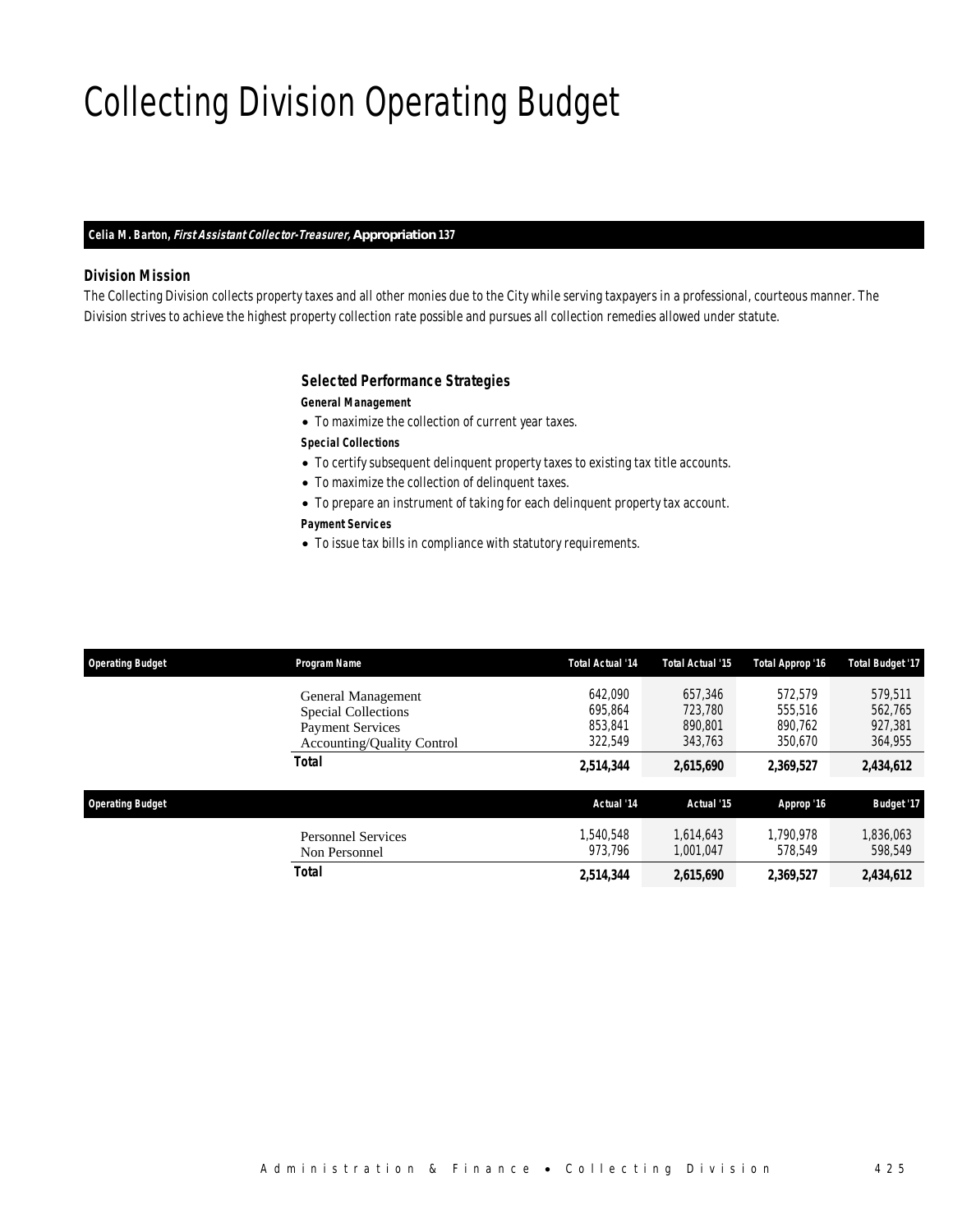# Collecting Division Operating Budget

**Celia M. Barton, *First Assistant Collector-Treasurer,* Appropriation 137**

### Division Mission

*The Collecting Division collects property taxes and all other monies due to the City while serving taxpayers in a professional, courteous manner. The Division strives to achieve the highest property collection rate possible and pursues all collection remedies allowed under statute.*

### Selected Performance Strategies

***General Management***

- *To maximize the collection of current year taxes.*

***Special Collections***

- *To certify subsequent delinquent property taxes to existing tax title accounts.*
- *To maximize the collection of delinquent taxes.*
- *To prepare an instrument of taking for each delinquent property tax account.*

***Payment Services***

- *To issue tax bills in compliance with statutory requirements.*

| Operating Budget | Program Name | Total Actual '14 | Total Actual '15 | Total Approp '16 | Total Budget '17 |
|---|---|---|---|---|---|
| | General Management | 642,090 | 657,346 | 572,579 | 579,511 |
| | Special Collections | 695,864 | 723,780 | 555,516 | 562,765 |
| | Payment Services | 853,841 | 890,801 | 890,762 | 927,381 |
| | Accounting/Quality Control | 322,549 | 343,763 | 350,670 | 364,955 |
| | **Total** | **2,514,344** | **2,615,690** | **2,369,527** | **2,434,612** |

| Operating Budget | | Actual '14 | Actual '15 | Approp '16 | Budget '17 |
|---|---|---|---|---|---|
| | Personnel Services | 1,540,548 | 1,614,643 | 1,790,978 | 1,836,063 |
| | Non Personnel | 973,796 | 1,001,047 | 578,549 | 598,549 |
| | **Total** | **2,514,344** | **2,615,690** | **2,369,527** | **2,434,612** |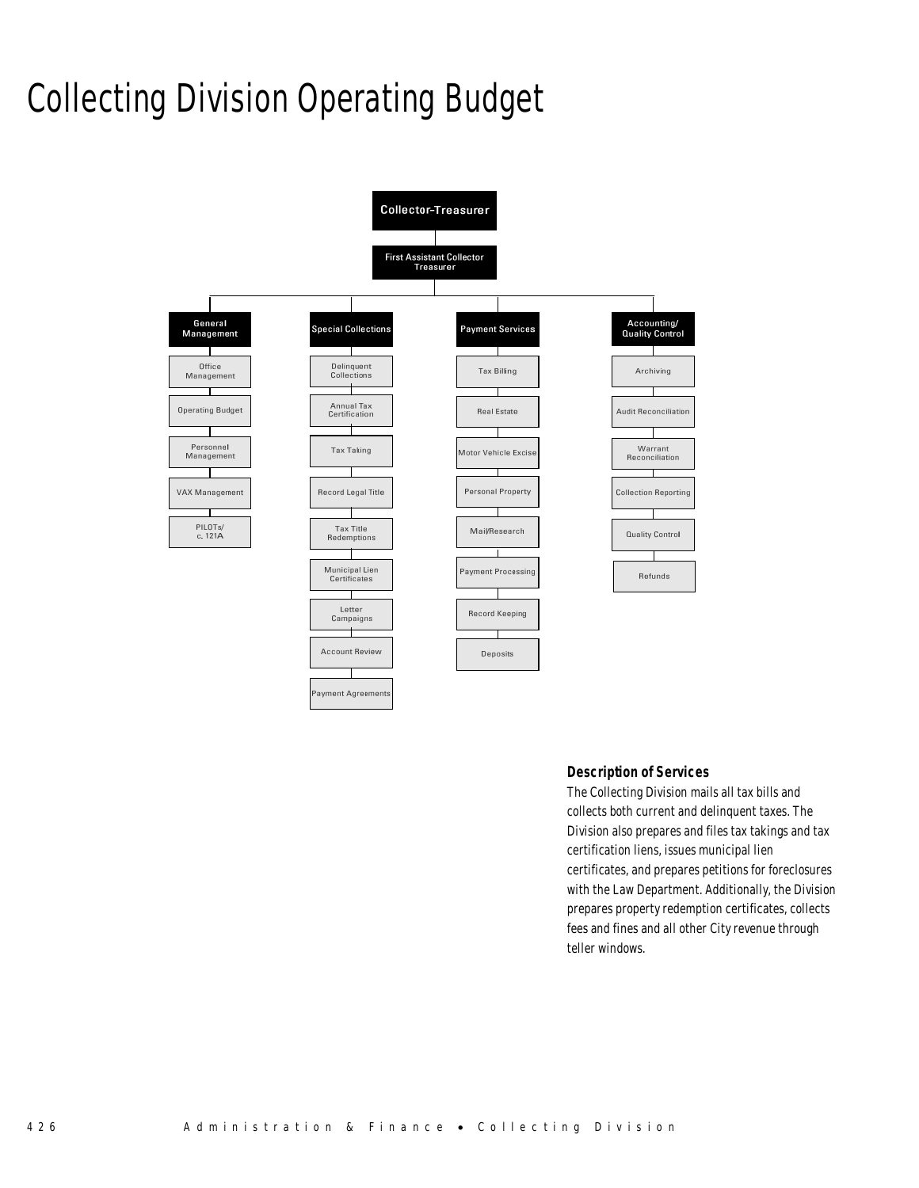# Collecting Division Operating Budget

- Collector-Treasurer
  - First Assistant Collector Treasurer
    - General Management
      - Office Management
      - Operating Budget
      - Personnel Management
      - VAX Management
      - PILOTs/ c. 121A
    - Special Collections
      - Delinquent Collections
      - Annual Tax Certification
      - Tax Taking
      - Record Legal Title
      - Tax Title Redemptions
      - Municipal Lien Certificates
      - Letter Campaigns
      - Account Review
      - Payment Agreements
    - Payment Services
      - Tax Billing
      - Real Estate
      - Motor Vehicle Excise
      - Personal Property
      - Mail/Research
      - Payment Processing
      - Record Keeping
      - Deposits
    - Accounting/ Quality Control
      - Archiving
      - Audit Reconciliation
      - Warrant Reconciliation
      - Collection Reporting
      - Quality Control
      - Refunds

### Description of Services

The Collecting Division mails all tax bills and collects both current and delinquent taxes. The Division also prepares and files tax takings and tax certification liens, issues municipal lien certificates, and prepares petitions for foreclosures with the Law Department. Additionally, the Division prepares property redemption certificates, collects fees and fines and all other City revenue through teller windows.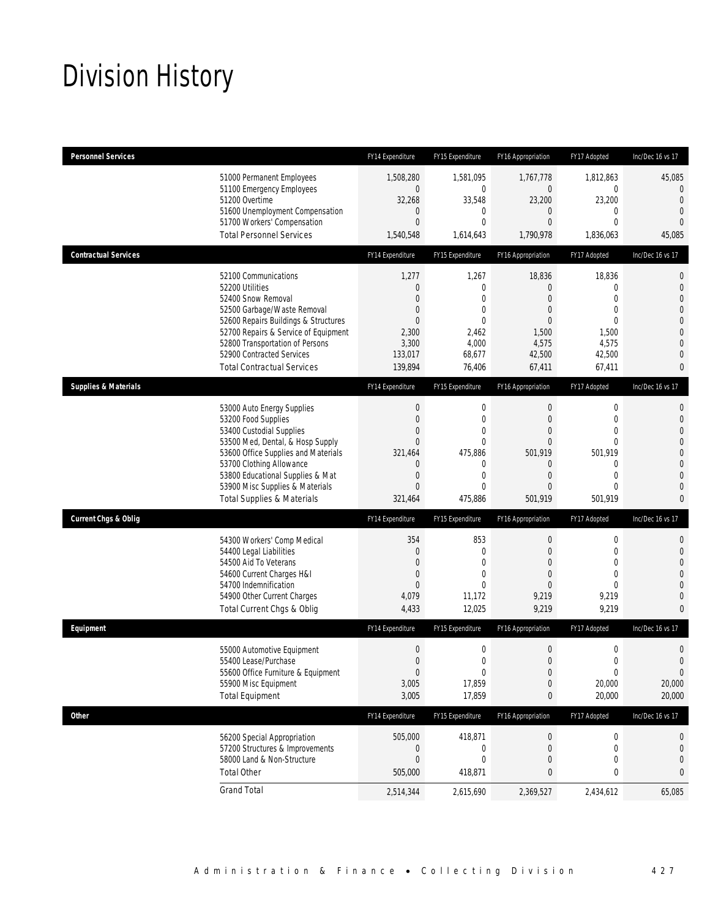# Division History

| Personnel Services | FY14 Expenditure | FY15 Expenditure | FY16 Appropriation | FY17 Adopted | Inc/Dec 16 vs 17 |
|---|---|---|---|---|---|
| 51000 Permanent Employees | 1,508,280 | 1,581,095 | 1,767,778 | 1,812,863 | 45,085 |
| 51100 Emergency Employees | 0 | 0 | 0 | 0 | 0 |
| 51200 Overtime | 32,268 | 33,548 | 23,200 | 23,200 | 0 |
| 51600 Unemployment Compensation | 0 | 0 | 0 | 0 | 0 |
| 51700 Workers' Compensation | 0 | 0 | 0 | 0 | 0 |
| Total Personnel Services | 1,540,548 | 1,614,643 | 1,790,978 | 1,836,063 | 45,085 |

| Contractual Services | FY14 Expenditure | FY15 Expenditure | FY16 Appropriation | FY17 Adopted | Inc/Dec 16 vs 17 |
|---|---|---|---|---|---|
| 52100 Communications | 1,277 | 1,267 | 18,836 | 18,836 | 0 |
| 52200 Utilities | 0 | 0 | 0 | 0 | 0 |
| 52400 Snow Removal | 0 | 0 | 0 | 0 | 0 |
| 52500 Garbage/Waste Removal | 0 | 0 | 0 | 0 | 0 |
| 52600 Repairs Buildings & Structures | 0 | 0 | 0 | 0 | 0 |
| 52700 Repairs & Service of Equipment | 2,300 | 2,462 | 1,500 | 1,500 | 0 |
| 52800 Transportation of Persons | 3,300 | 4,000 | 4,575 | 4,575 | 0 |
| 52900 Contracted Services | 133,017 | 68,677 | 42,500 | 42,500 | 0 |
| Total Contractual Services | 139,894 | 76,406 | 67,411 | 67,411 | 0 |

| Supplies & Materials | FY14 Expenditure | FY15 Expenditure | FY16 Appropriation | FY17 Adopted | Inc/Dec 16 vs 17 |
|---|---|---|---|---|---|
| 53000 Auto Energy Supplies | 0 | 0 | 0 | 0 | 0 |
| 53200 Food Supplies | 0 | 0 | 0 | 0 | 0 |
| 53400 Custodial Supplies | 0 | 0 | 0 | 0 | 0 |
| 53500 Med, Dental, & Hosp Supply | 0 | 0 | 0 | 0 | 0 |
| 53600 Office Supplies and Materials | 321,464 | 475,886 | 501,919 | 501,919 | 0 |
| 53700 Clothing Allowance | 0 | 0 | 0 | 0 | 0 |
| 53800 Educational Supplies & Mat | 0 | 0 | 0 | 0 | 0 |
| 53900 Misc Supplies & Materials | 0 | 0 | 0 | 0 | 0 |
| Total Supplies & Materials | 321,464 | 475,886 | 501,919 | 501,919 | 0 |

| Current Chgs & Oblig | FY14 Expenditure | FY15 Expenditure | FY16 Appropriation | FY17 Adopted | Inc/Dec 16 vs 17 |
|---|---|---|---|---|---|
| 54300 Workers' Comp Medical | 354 | 853 | 0 | 0 | 0 |
| 54400 Legal Liabilities | 0 | 0 | 0 | 0 | 0 |
| 54500 Aid To Veterans | 0 | 0 | 0 | 0 | 0 |
| 54600 Current Charges H&I | 0 | 0 | 0 | 0 | 0 |
| 54700 Indemnification | 0 | 0 | 0 | 0 | 0 |
| 54900 Other Current Charges | 4,079 | 11,172 | 9,219 | 9,219 | 0 |
| Total Current Chgs & Oblig | 4,433 | 12,025 | 9,219 | 9,219 | 0 |

| Equipment | FY14 Expenditure | FY15 Expenditure | FY16 Appropriation | FY17 Adopted | Inc/Dec 16 vs 17 |
|---|---|---|---|---|---|
| 55000 Automotive Equipment | 0 | 0 | 0 | 0 | 0 |
| 55400 Lease/Purchase | 0 | 0 | 0 | 0 | 0 |
| 55600 Office Furniture & Equipment | 0 | 0 | 0 | 0 | 0 |
| 55900 Misc Equipment | 3,005 | 17,859 | 0 | 20,000 | 20,000 |
| Total Equipment | 3,005 | 17,859 | 0 | 20,000 | 20,000 |

| Other | FY14 Expenditure | FY15 Expenditure | FY16 Appropriation | FY17 Adopted | Inc/Dec 16 vs 17 |
|---|---|---|---|---|---|
| 56200 Special Appropriation | 505,000 | 418,871 | 0 | 0 | 0 |
| 57200 Structures & Improvements | 0 | 0 | 0 | 0 | 0 |
| 58000 Land & Non-Structure | 0 | 0 | 0 | 0 | 0 |
| Total Other | 505,000 | 418,871 | 0 | 0 | 0 |
| Grand Total | 2,514,344 | 2,615,690 | 2,369,527 | 2,434,612 | 65,085 |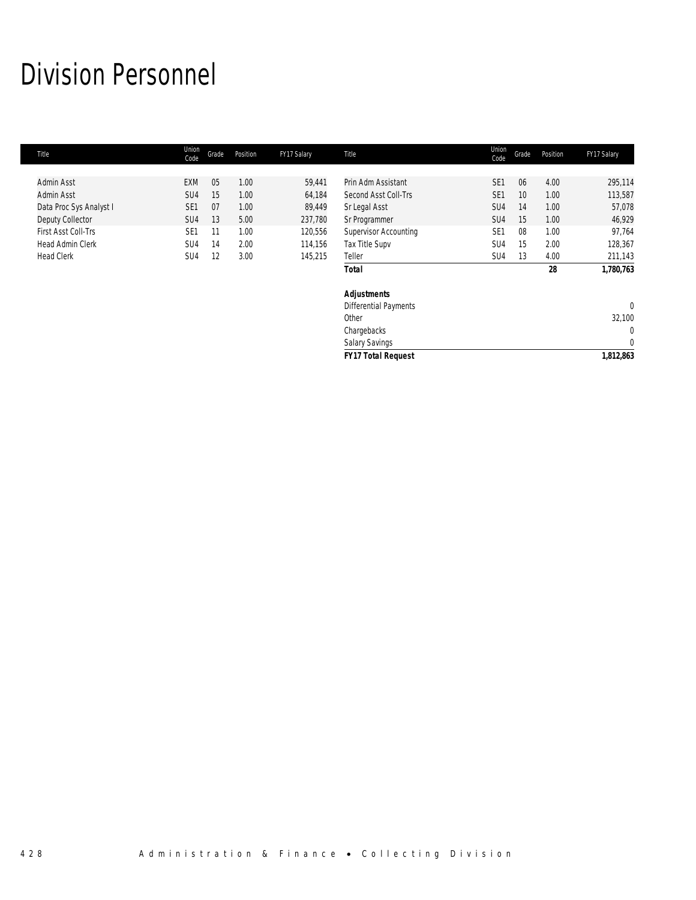# Division Personnel

| Title | Union Code | Grade | Position | FY17 Salary | Title | Union Code | Grade | Position | FY17 Salary |
|---|---|---|---|---|---|---|---|---|---|
| Admin Asst | EXM | 05 | 1.00 | 59,441 | Prin Adm Assistant | SE1 | 06 | 4.00 | 295,114 |
| Admin Asst | SU4 | 15 | 1.00 | 64,184 | Second Asst Coll-Trs | SE1 | 10 | 1.00 | 113,587 |
| Data Proc Sys Analyst I | SE1 | 07 | 1.00 | 89,449 | Sr Legal Asst | SU4 | 14 | 1.00 | 57,078 |
| Deputy Collector | SU4 | 13 | 5.00 | 237,780 | Sr Programmer | SU4 | 15 | 1.00 | 46,929 |
| First Asst Coll-Trs | SE1 | 11 | 1.00 | 120,556 | Supervisor Accounting | SE1 | 08 | 1.00 | 97,764 |
| Head Admin Clerk | SU4 | 14 | 2.00 | 114,156 | Tax Title Supv | SU4 | 15 | 2.00 | 128,367 |
| Head Clerk | SU4 | 12 | 3.00 | 145,215 | Teller | SU4 | 13 | 4.00 | 211,143 |
| | | | | | ***Total*** | | | **28** | **1,780,763** |
| | | | | | | | | | |
| | | | | | ***Adjustments*** | | | | |
| | | | | | Differential Payments | | | | 0 |
| | | | | | Other | | | | 32,100 |
| | | | | | Chargebacks | | | | 0 |
| | | | | | Salary Savings | | | | 0 |
| | | | | | ***FY17 Total Request*** | | | | **1,812,863** |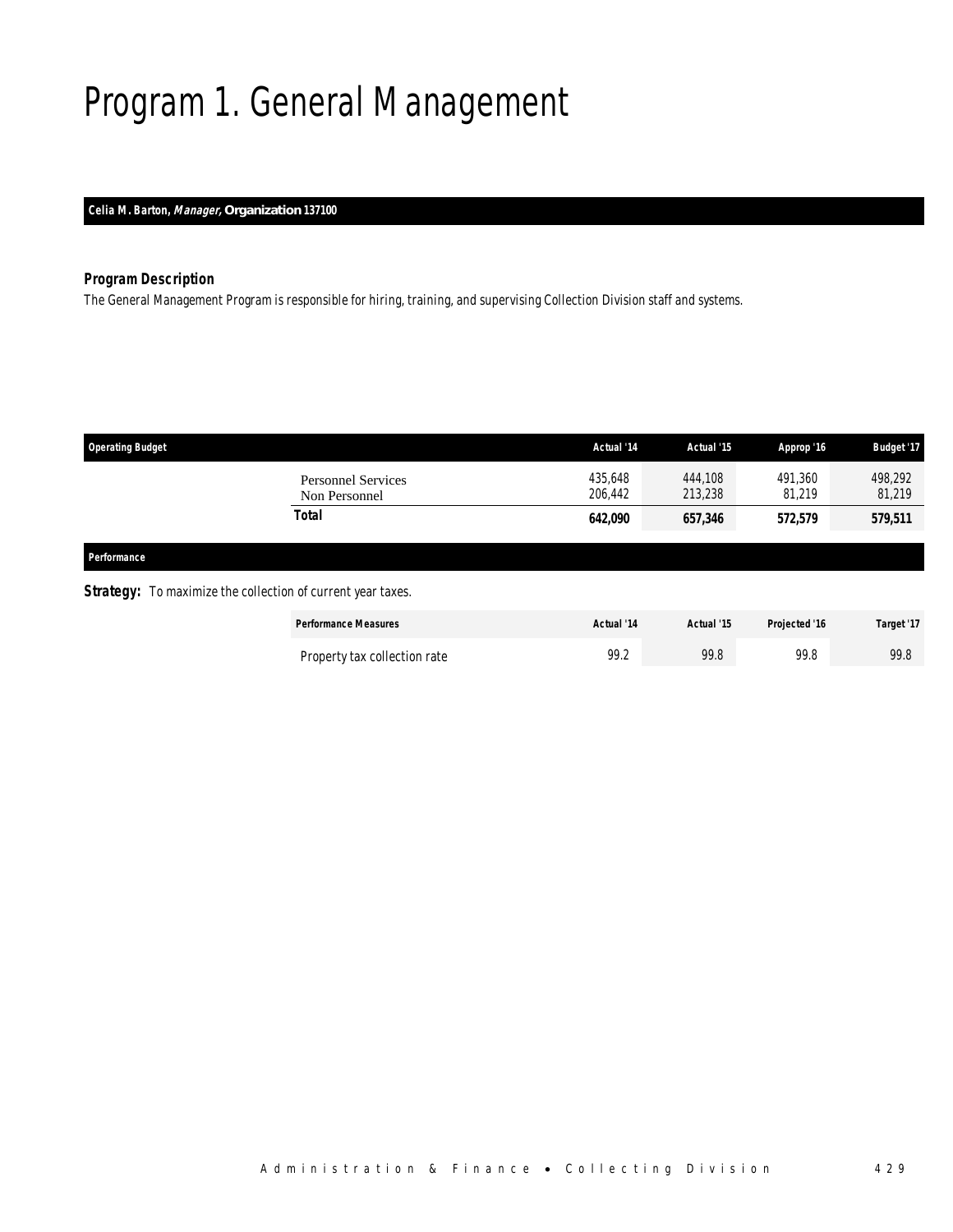# Program 1. General Management

**Celia M. Barton, *Manager*, Organization 137100**

### *Program Description*

The General Management Program is responsible for hiring, training, and supervising Collection Division staff and systems.

| Operating Budget | Actual '14 | Actual '15 | Approp '16 | Budget '17 |
|---|---|---|---|---|
| Personnel Services | 435,648 | 444,108 | 491,360 | 498,292 |
| Non Personnel | 206,442 | 213,238 | 81,219 | 81,219 |
| **Total** | **642,090** | **657,346** | **572,579** | **579,511** |

### *Performance*

***Strategy:*** To maximize the collection of current year taxes.

| Performance Measures | Actual '14 | Actual '15 | Projected '16 | Target '17 |
|---|---|---|---|---|
| Property tax collection rate | 99.2 | 99.8 | 99.8 | 99.8 |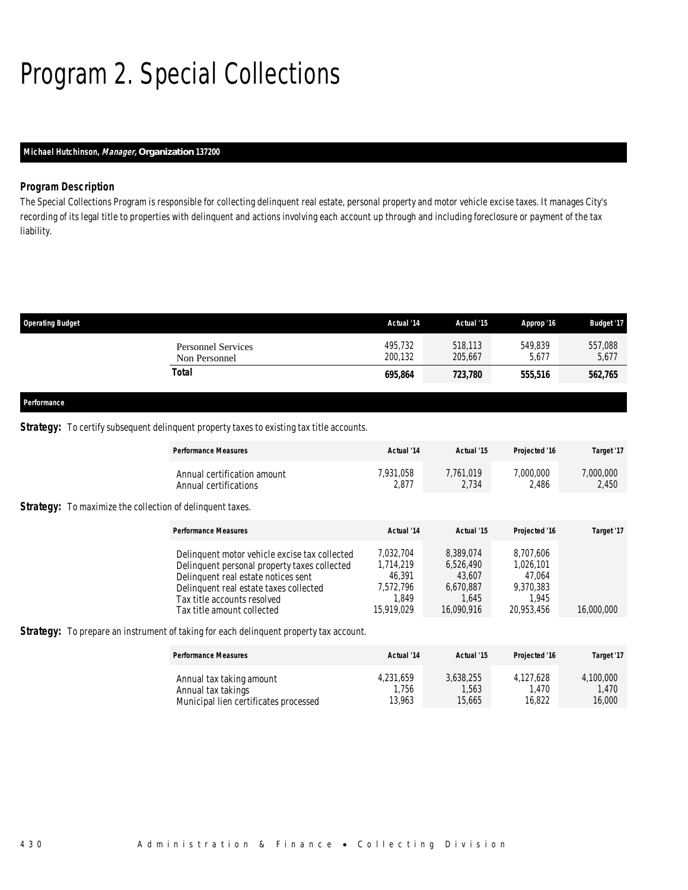# Program 2. Special Collections

**Michael Hutchinson, *Manager*, Organization 137200**

### Program Description

The Special Collections Program is responsible for collecting delinquent real estate, personal property and motor vehicle excise taxes. It manages City's recording of its legal title to properties with delinquent and actions involving each account up through and including foreclosure or payment of the tax liability.

| Operating Budget | Actual '14 | Actual '15 | Approp '16 | Budget '17 |
|---|---|---|---|---|
| Personnel Services | 495,732 | 518,113 | 549,839 | 557,088 |
| Non Personnel | 200,132 | 205,667 | 5,677 | 5,677 |
| **Total** | **695,864** | **723,780** | **555,516** | **562,765** |

### Performance

**Strategy:** To certify subsequent delinquent property taxes to existing tax title accounts.

| Performance Measures | Actual '14 | Actual '15 | Projected '16 | Target '17 |
|---|---|---|---|---|
| Annual certification amount | 7,931,058 | 7,761,019 | 7,000,000 | 7,000,000 |
| Annual certifications | 2,877 | 2,734 | 2,486 | 2,450 |

**Strategy:** To maximize the collection of delinquent taxes.

| Performance Measures | Actual '14 | Actual '15 | Projected '16 | Target '17 |
|---|---|---|---|---|
| Delinquent motor vehicle excise tax collected | 7,032,704 | 8,389,074 | 8,707,606 | |
| Delinquent personal property taxes collected | 1,714,219 | 6,526,490 | 1,026,101 | |
| Delinquent real estate notices sent | 46,391 | 43,607 | 47,064 | |
| Delinquent real estate taxes collected | 7,572,796 | 6,670,887 | 9,370,383 | |
| Tax title accounts resolved | 1,849 | 1,645 | 1,945 | |
| Tax title amount collected | 15,919,029 | 16,090,916 | 20,953,456 | 16,000,000 |

**Strategy:** To prepare an instrument of taking for each delinquent property tax account.

| Performance Measures | Actual '14 | Actual '15 | Projected '16 | Target '17 |
|---|---|---|---|---|
| Annual tax taking amount | 4,231,659 | 3,638,255 | 4,127,628 | 4,100,000 |
| Annual tax takings | 1,756 | 1,563 | 1,470 | 1,470 |
| Municipal lien certificates processed | 13,963 | 15,665 | 16,822 | 16,000 |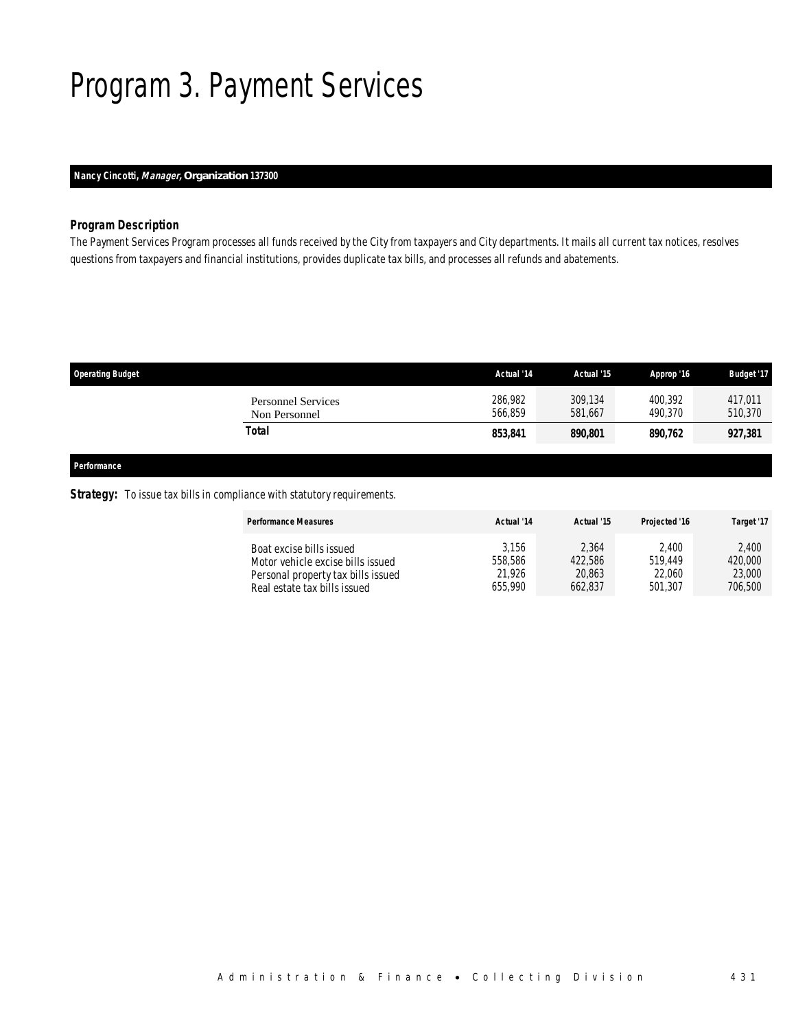# Program 3. Payment Services

***Nancy Cincotti, Manager,* Organization 137300**

### *Program Description*

The Payment Services Program processes all funds received by the City from taxpayers and City departments. It mails all current tax notices, resolves questions from taxpayers and financial institutions, provides duplicate tax bills, and processes all refunds and abatements.

| Operating Budget | Actual '14 | Actual '15 | Approp '16 | Budget '17 |
|---|---|---|---|---|
| Personnel Services | 286,982 | 309,134 | 400,392 | 417,011 |
| Non Personnel | 566,859 | 581,667 | 490,370 | 510,370 |
| **Total** | **853,841** | **890,801** | **890,762** | **927,381** |

***Performance***

**Strategy:** To issue tax bills in compliance with statutory requirements.

| Performance Measures | Actual '14 | Actual '15 | Projected '16 | Target '17 |
|---|---|---|---|---|
| Boat excise bills issued | 3,156 | 2,364 | 2,400 | 2,400 |
| Motor vehicle excise bills issued | 558,586 | 422,586 | 519,449 | 420,000 |
| Personal property tax bills issued | 21,926 | 20,863 | 22,060 | 23,000 |
| Real estate tax bills issued | 655,990 | 662,837 | 501,307 | 706,500 |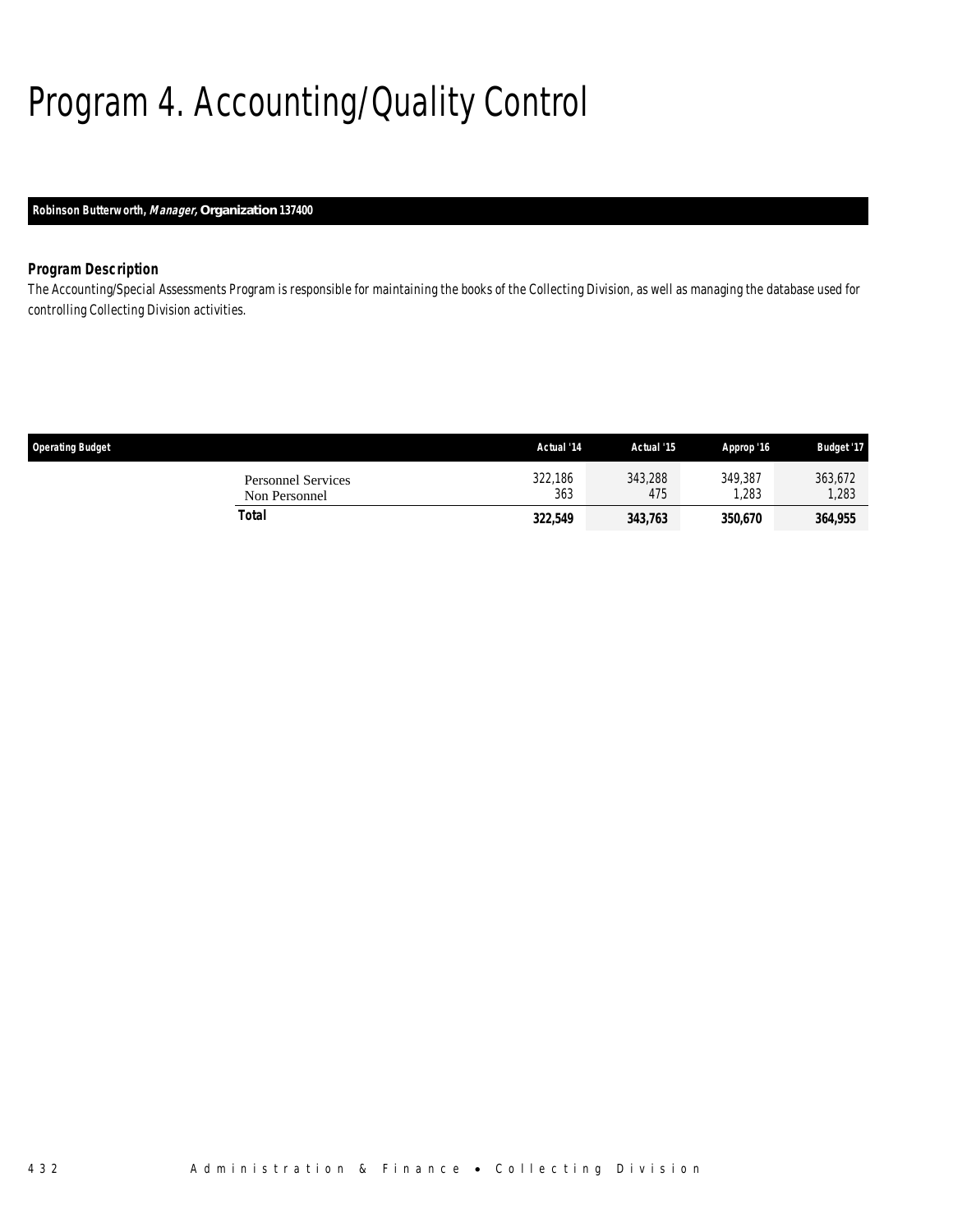# Program 4. Accounting/Quality Control

**Robinson Butterworth, *Manager,* Organization 137400**

### *Program Description*

*The Accounting/Special Assessments Program is responsible for maintaining the books of the Collecting Division, as well as managing the database used for controlling Collecting Division activities.*

| Operating Budget | Actual '14 | Actual '15 | Approp '16 | Budget '17 |
|---|---|---|---|---|
| Personnel Services | 322,186 | 343,288 | 349,387 | 363,672 |
| Non Personnel | 363 | 475 | 1,283 | 1,283 |
| **Total** | **322,549** | **343,763** | **350,670** | **364,955** |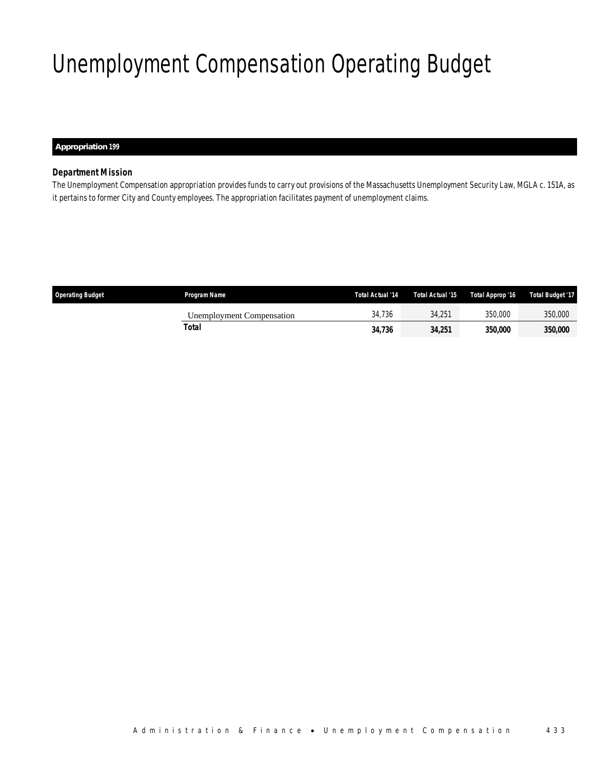# Unemployment Compensation Operating Budget

**Appropriation 199**

### *Department Mission*

*The Unemployment Compensation appropriation provides funds to carry out provisions of the Massachusetts Unemployment Security Law, MGLA c. 151A, as it pertains to former City and County employees. The appropriation facilitates payment of unemployment claims.*

| Operating Budget | Program Name | Total Actual '14 | Total Actual '15 | Total Approp '16 | Total Budget '17 |
|---|---|---|---|---|---|
| | Unemployment Compensation | 34,736 | 34,251 | 350,000 | 350,000 |
| | **Total** | **34,736** | **34,251** | **350,000** | **350,000** |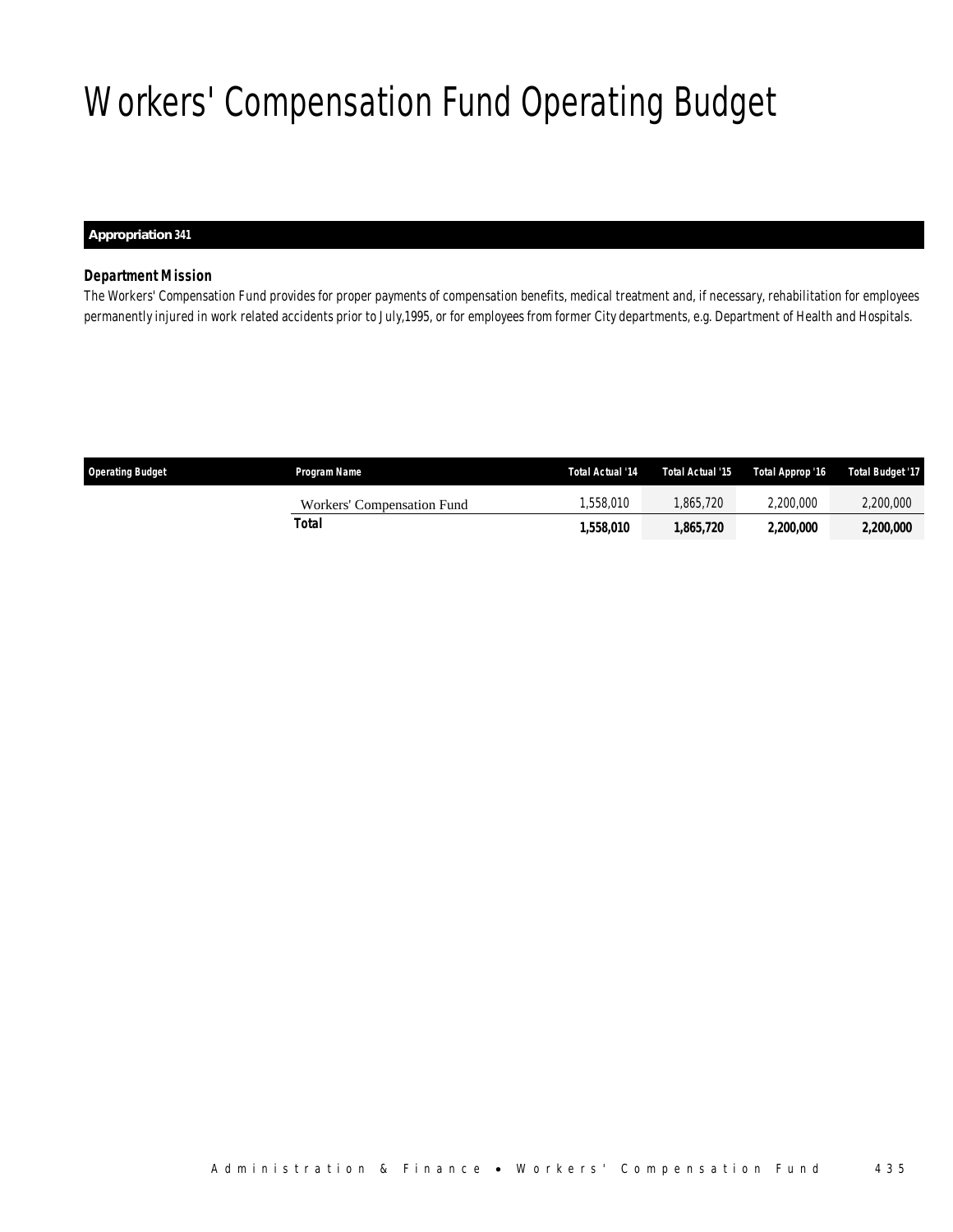# Workers' Compensation Fund Operating Budget

**Appropriation 341**

***Department Mission***

The Workers' Compensation Fund provides for proper payments of compensation benefits, medical treatment and, if necessary, rehabilitation for employees permanently injured in work related accidents prior to July,1995, or for employees from former City departments, e.g. Department of Health and Hospitals.

| Operating Budget | Program Name | Total Actual '14 | Total Actual '15 | Total Approp '16 | Total Budget '17 |
|---|---|---|---|---|---|
| | Workers' Compensation Fund | 1,558,010 | 1,865,720 | 2,200,000 | 2,200,000 |
| | **Total** | **1,558,010** | **1,865,720** | **2,200,000** | **2,200,000** |